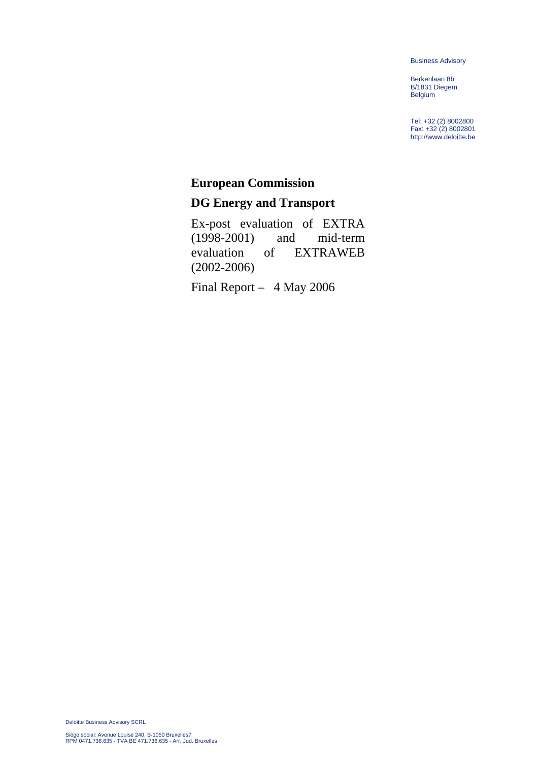Business Advisory

Berkenlaan 8b
B/1831 Diegem
Belgium

Tel: +32 (2) 8002800
Fax: +32 (2) 8002801
http://www.deloitte.be

# European Commission

## DG Energy and Transport

Ex-post evaluation of EXTRA (1998-2001) and mid-term evaluation of EXTRAWEB (2002-2006)

Final Report – 4 May 2006

Deloitte Business Advisory SCRL

Siège social: Avenue Louise 240, B-1050 Bruxelles7
RPM 0471.736.635 - TVA BE 471.736.635 - Arr. Jud. Bruxelles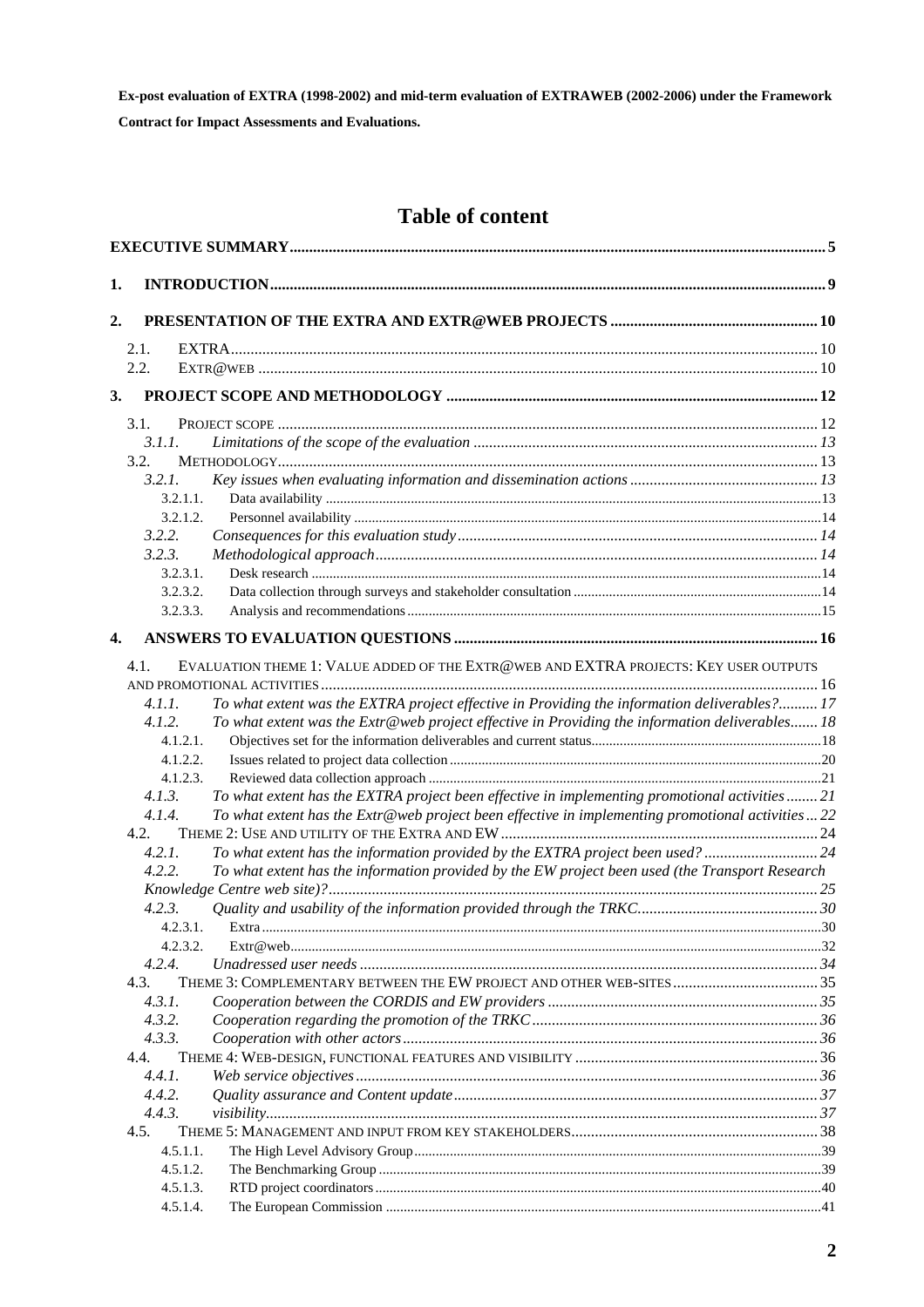**Ex-post evaluation of EXTRA (1998-2002) and mid-term evaluation of EXTRAWEB (2002-2006) under the Framework Contract for Impact Assessments and Evaluations.**

# Table of content

**EXECUTIVE SUMMARY** ..... 5

**1. INTRODUCTION** ..... 9

**2. PRESENTATION OF THE EXTRA AND EXTR@WEB PROJECTS** ..... 10

- 2.1. EXTRA ..... 10
- 2.2. EXTR@WEB ..... 10

**3. PROJECT SCOPE AND METHODOLOGY** ..... 12

- 3.1. PROJECT SCOPE ..... 12
  - *3.1.1. Limitations of the scope of the evaluation* ..... 13
- 3.2. METHODOLOGY ..... 13
  - *3.2.1. Key issues when evaluating information and dissemination actions* ..... 13
    - 3.2.1.1. Data availability ..... 13
    - 3.2.1.2. Personnel availability ..... 14
  - *3.2.2. Consequences for this evaluation study* ..... 14
  - *3.2.3. Methodological approach* ..... 14
    - 3.2.3.1. Desk research ..... 14
    - 3.2.3.2. Data collection through surveys and stakeholder consultation ..... 14
    - 3.2.3.3. Analysis and recommendations ..... 15

**4. ANSWERS TO EVALUATION QUESTIONS** ..... 16

- 4.1. EVALUATION THEME 1: VALUE ADDED OF THE EXTR@WEB AND EXTRA PROJECTS: KEY USER OUTPUTS AND PROMOTIONAL ACTIVITIES ..... 16
  - *4.1.1. To what extent was the EXTRA project effective in Providing the information deliverables?* ..... 17
  - *4.1.2. To what extent was the Extr@web project effective in Providing the information deliverables* ..... 18
    - 4.1.2.1. Objectives set for the information deliverables and current status ..... 18
    - 4.1.2.2. Issues related to project data collection ..... 20
    - 4.1.2.3. Reviewed data collection approach ..... 21
  - *4.1.3. To what extent has the EXTRA project been effective in implementing promotional activities* ..... 21
  - *4.1.4. To what extent has the Extr@web project been effective in implementing promotional activities* ..... 22
- 4.2. THEME 2: USE AND UTILITY OF THE EXTRA AND EW ..... 24
  - *4.2.1. To what extent has the information provided by the EXTRA project been used?* ..... 24
  - *4.2.2. To what extent has the information provided by the EW project been used (the Transport Research Knowledge Centre web site)?* ..... 25
  - *4.2.3. Quality and usability of the information provided through the TRKC.* ..... 30
    - 4.2.3.1. Extra ..... 30
    - 4.2.3.2. Extr@web ..... 32
  - *4.2.4. Unadressed user needs* ..... 34
- 4.3. THEME 3: COMPLEMENTARY BETWEEN THE EXTRA AND EW PROJECT AND OTHER WEB-SITES ..... 35
  - *4.3.1. Cooperation between the CORDIS and EW providers* ..... 35
  - *4.3.2. Cooperation regarding the promotion of the TRKC* ..... 36
  - *4.3.3. Cooperation with other actors* ..... 36
- 4.4. THEME 4: WEB-DESIGN, FUNCTIONAL FEATURES AND VISIBILITY ..... 36
  - *4.4.1. Web service objectives* ..... 36
  - *4.4.2. Quality assurance and Content update* ..... 37
  - *4.4.3. visibility* ..... 37
- 4.5. THEME 5: MANAGEMENT AND INPUT FROM KEY STAKEHOLDERS ..... 38
    - 4.5.1.1. The High Level Advisory Group ..... 39
    - 4.5.1.2. The Benchmarking Group ..... 39
    - 4.5.1.3. RTD project coordinators ..... 40
    - 4.5.1.4. The European Commission ..... 41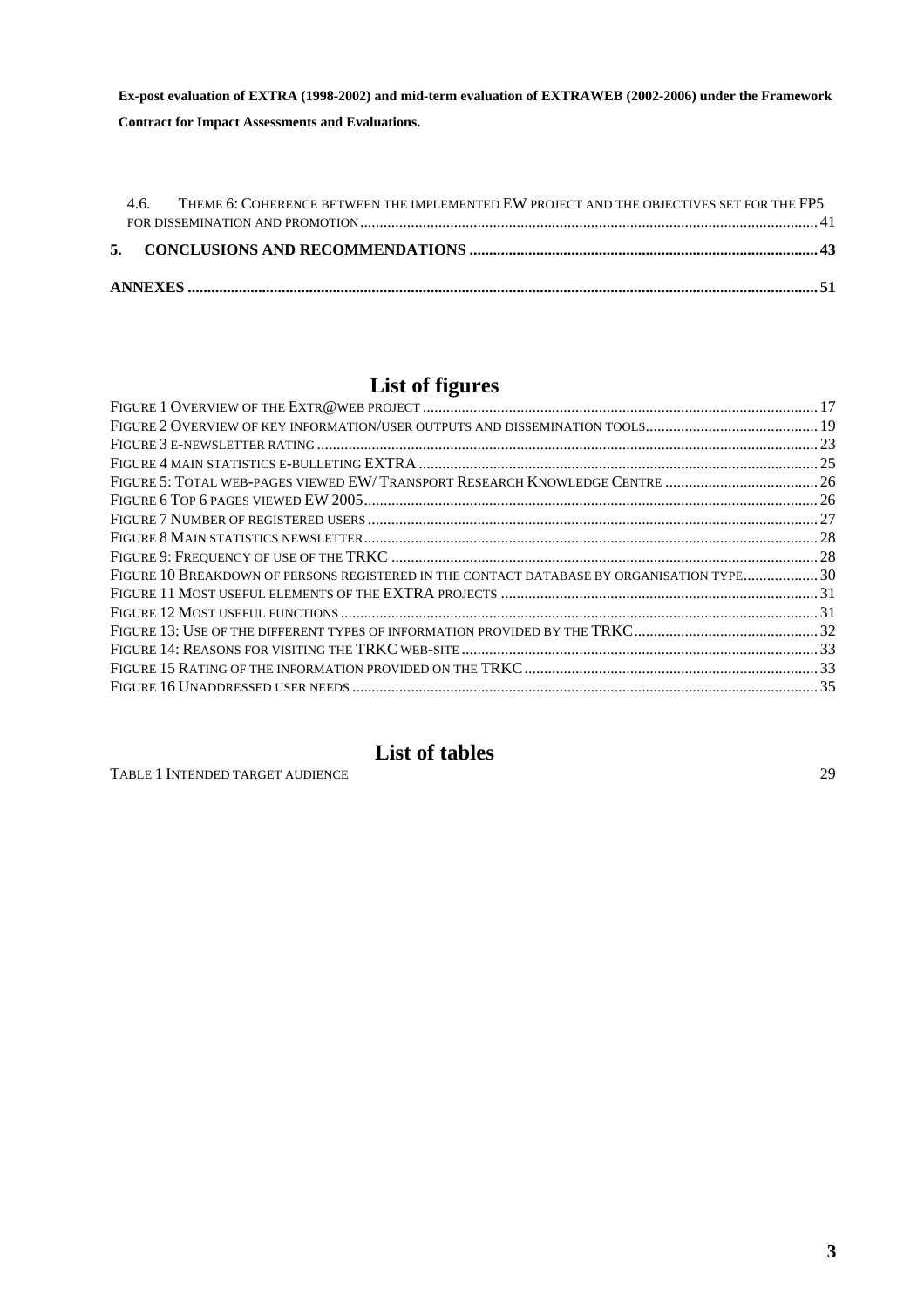4.6. THEME 6: COHERENCE BETWEEN THE IMPLEMENTED EW PROJECT AND THE OBJECTIVES SET FOR THE FP5 FOR DISSEMINATION AND PROMOTION ... 41

**5. CONCLUSIONS AND RECOMMENDATIONS ... 43**

**ANNEXES ... 51**

## List of figures

FIGURE 1 OVERVIEW OF THE EXTR@WEB PROJECT ... 17
FIGURE 2 OVERVIEW OF KEY INFORMATION/USER OUTPUTS AND DISSEMINATION TOOLS ... 19
FIGURE 3 E-NEWSLETTER RATING ... 23
FIGURE 4 MAIN STATISTICS E-BULLETING EXTRA ... 25
FIGURE 5: TOTAL WEB-PAGES VIEWED EW/ TRANSPORT RESEARCH KNOWLEDGE CENTRE ... 26
FIGURE 6 TOP 6 PAGES VIEWED EW 2005 ... 26
FIGURE 7 NUMBER OF REGISTERED USERS ... 27
FIGURE 8 MAIN STATISTICS NEWSLETTER ... 28
FIGURE 9: FREQUENCY OF USE OF THE TRKC ... 28
FIGURE 10 BREAKDOWN OF PERSONS REGISTERED IN THE CONTACT DATABASE BY ORGANISATION TYPE ... 30
FIGURE 11 MOST USEFUL ELEMENTS OF THE EXTRA PROJECTS ... 31
FIGURE 12 MOST USEFUL FUNCTIONS ... 31
FIGURE 13: USE OF THE DIFFERENT TYPES OF INFORMATION PROVIDED BY THE TRKC ... 32
FIGURE 14: REASONS FOR VISITING THE TRKC WEB-SITE ... 33
FIGURE 15 RATING OF THE INFORMATION PROVIDED ON THE TRKC ... 33
FIGURE 16 UNADDRESSED USER NEEDS ... 35

## List of tables

TABLE 1 INTENDED TARGET AUDIENCE ... 29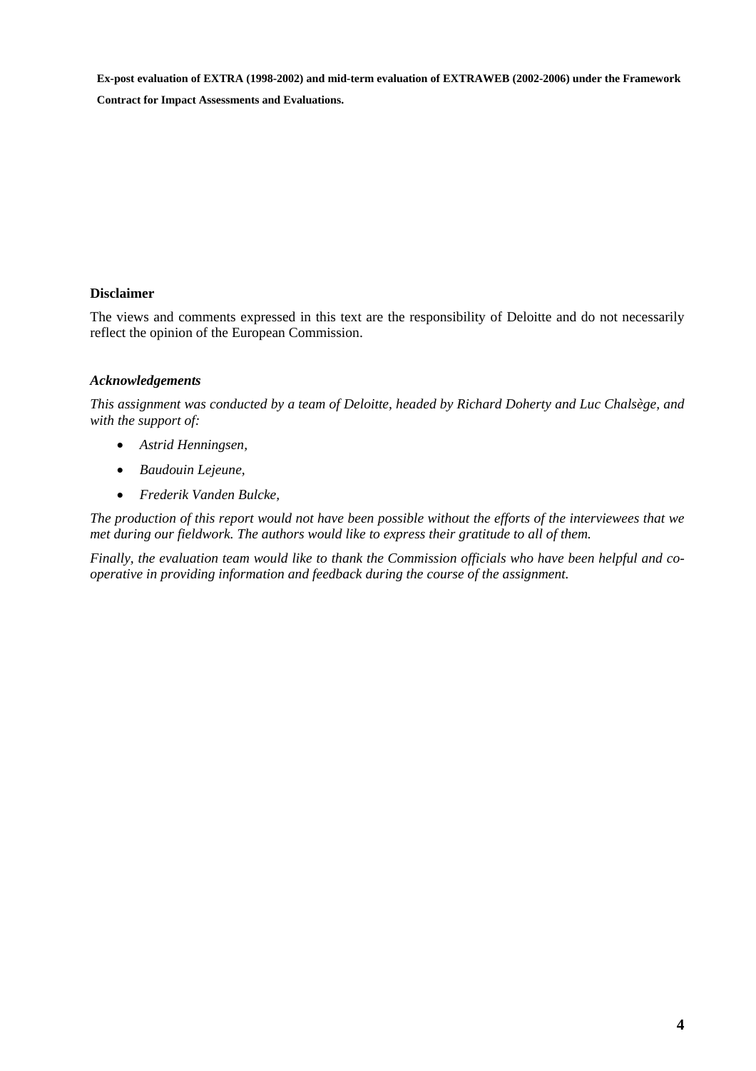**Ex-post evaluation of EXTRA (1998-2002) and mid-term evaluation of EXTRAWEB (2002-2006) under the Framework Contract for Impact Assessments and Evaluations.**

**Disclaimer**

The views and comments expressed in this text are the responsibility of Deloitte and do not necessarily reflect the opinion of the European Commission.

***Acknowledgements***

*This assignment was conducted by a team of Deloitte, headed by Richard Doherty and Luc Chalsège, and with the support of:*

- *Astrid Henningsen,*
- *Baudouin Lejeune,*
- *Frederik Vanden Bulcke,*

*The production of this report would not have been possible without the efforts of the interviewees that we met during our fieldwork. The authors would like to express their gratitude to all of them.*

*Finally, the evaluation team would like to thank the Commission officials who have been helpful and co-operative in providing information and feedback during the course of the assignment.*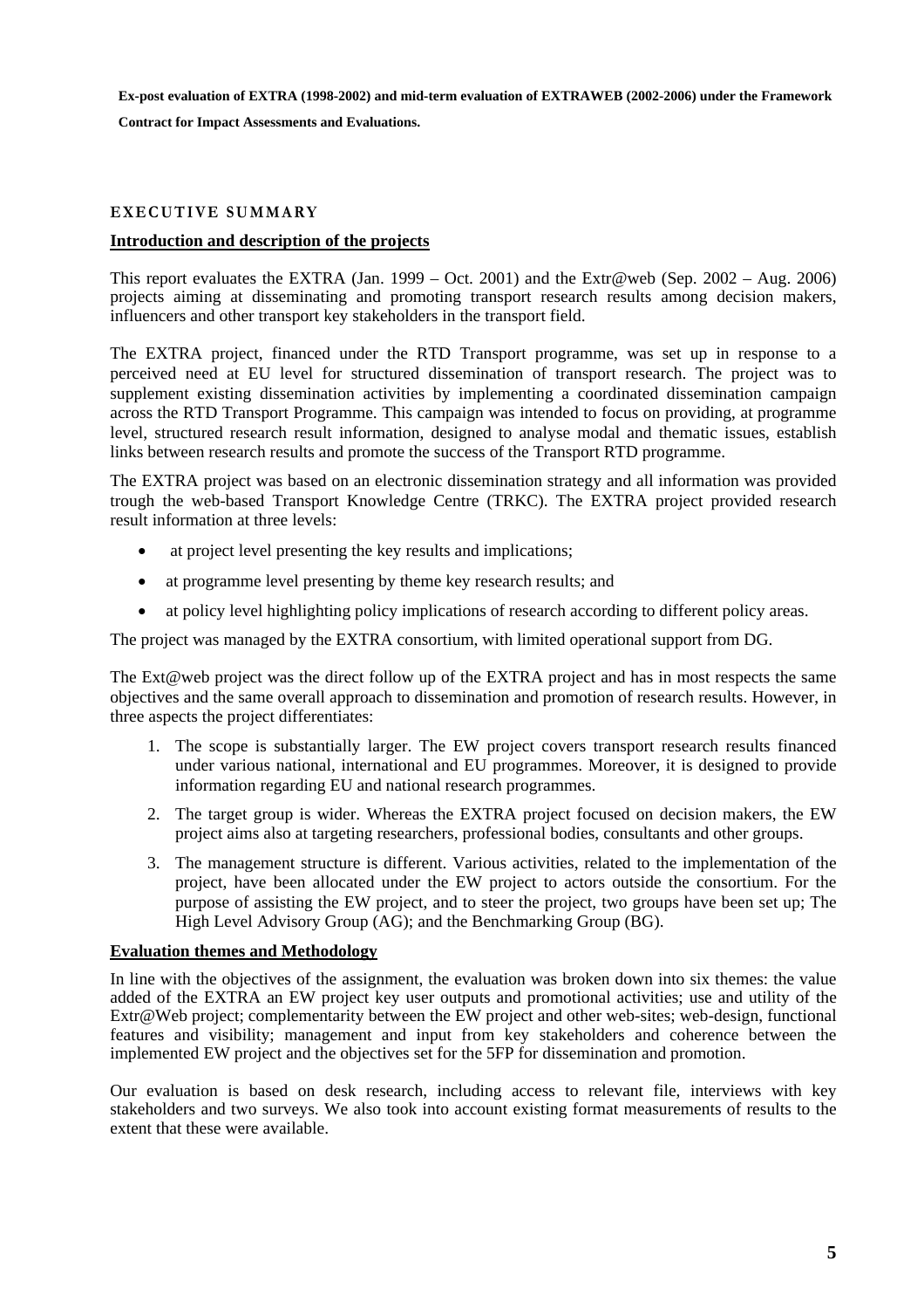## EXECUTIVE SUMMARY

### Introduction and description of the projects

This report evaluates the EXTRA (Jan. 1999 – Oct. 2001) and the Extr@web (Sep. 2002 – Aug. 2006) projects aiming at disseminating and promoting transport research results among decision makers, influencers and other transport key stakeholders in the transport field.

The EXTRA project, financed under the RTD Transport programme, was set up in response to a perceived need at EU level for structured dissemination of transport research. The project was to supplement existing dissemination activities by implementing a coordinated dissemination campaign across the RTD Transport Programme. This campaign was intended to focus on providing, at programme level, structured research result information, designed to analyse modal and thematic issues, establish links between research results and promote the success of the Transport RTD programme.

The EXTRA project was based on an electronic dissemination strategy and all information was provided trough the web-based Transport Knowledge Centre (TRKC). The EXTRA project provided research result information at three levels:

- at project level presenting the key results and implications;
- at programme level presenting by theme key research results; and
- at policy level highlighting policy implications of research according to different policy areas.

The project was managed by the EXTRA consortium, with limited operational support from DG.

The Ext@web project was the direct follow up of the EXTRA project and has in most respects the same objectives and the same overall approach to dissemination and promotion of research results. However, in three aspects the project differentiates:

1. The scope is substantially larger. The EW project covers transport research results financed under various national, international and EU programmes. Moreover, it is designed to provide information regarding EU and national research programmes.
2. The target group is wider. Whereas the EXTRA project focused on decision makers, the EW project aims also at targeting researchers, professional bodies, consultants and other groups.
3. The management structure is different. Various activities, related to the implementation of the project, have been allocated under the EW project to actors outside the consortium. For the purpose of assisting the EW project, and to steer the project, two groups have been set up; The High Level Advisory Group (AG); and the Benchmarking Group (BG).

### Evaluation themes and Methodology

In line with the objectives of the assignment, the evaluation was broken down into six themes: the value added of the EXTRA an EW project key user outputs and promotional activities; use and utility of the Extr@Web project; complementarity between the EW project and other web-sites; web-design, functional features and visibility; management and input from key stakeholders and coherence between the implemented EW project and the objectives set for the 5FP for dissemination and promotion.

Our evaluation is based on desk research, including access to relevant file, interviews with key stakeholders and two surveys. We also took into account existing format measurements of results to the extent that these were available.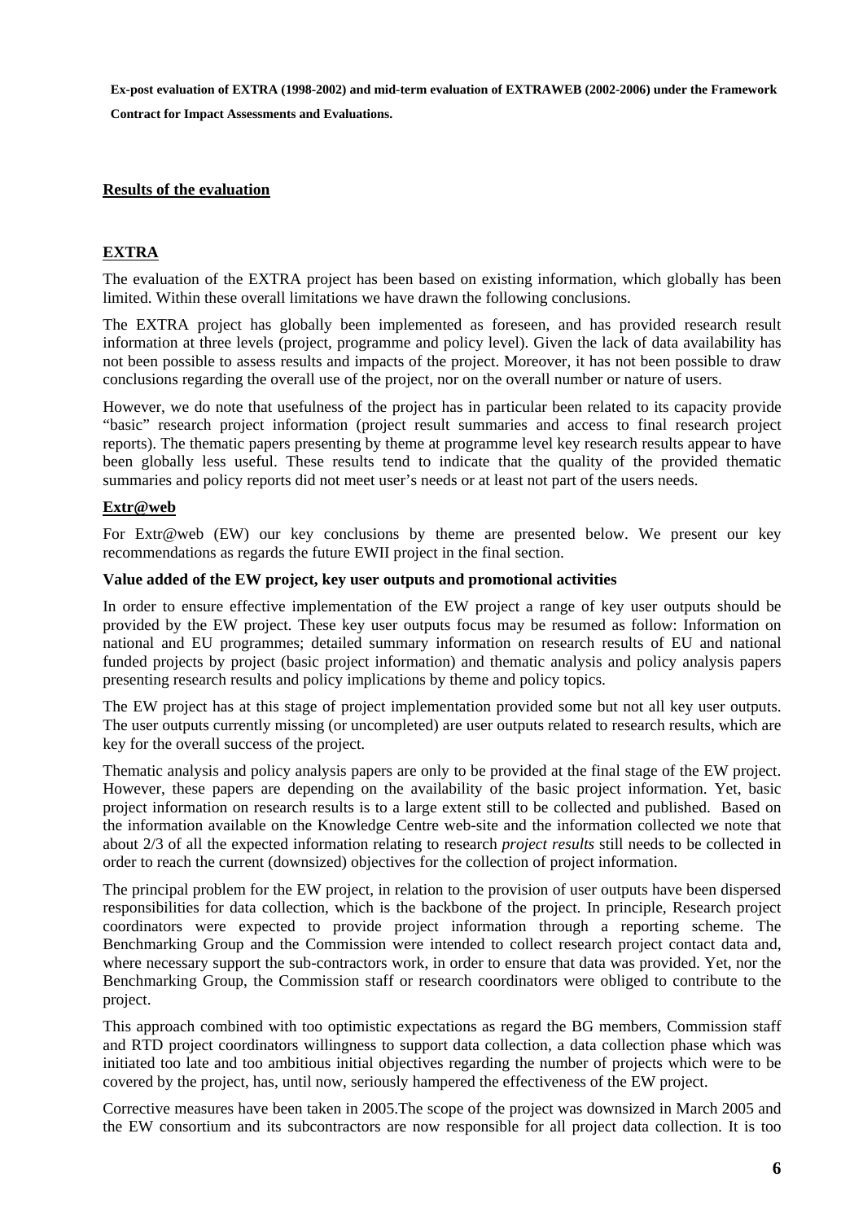**Results of the evaluation**

**EXTRA**

The evaluation of the EXTRA project has been based on existing information, which globally has been limited. Within these overall limitations we have drawn the following conclusions.

The EXTRA project has globally been implemented as foreseen, and has provided research result information at three levels (project, programme and policy level). Given the lack of data availability has not been possible to assess results and impacts of the project. Moreover, it has not been possible to draw conclusions regarding the overall use of the project, nor on the overall number or nature of users.

However, we do note that usefulness of the project has in particular been related to its capacity provide "basic" research project information (project result summaries and access to final research project reports). The thematic papers presenting by theme at programme level key research results appear to have been globally less useful. These results tend to indicate that the quality of the provided thematic summaries and policy reports did not meet user's needs or at least not part of the users needs.

**Extr@web**

For Extr@web (EW) our key conclusions by theme are presented below. We present our key recommendations as regards the future EWII project in the final section.

**Value added of the EW project, key user outputs and promotional activities**

In order to ensure effective implementation of the EW project a range of key user outputs should be provided by the EW project. These key user outputs focus may be resumed as follow: Information on national and EU programmes; detailed summary information on research results of EU and national funded projects by project (basic project information) and thematic analysis and policy analysis papers presenting research results and policy implications by theme and policy topics.

The EW project has at this stage of project implementation provided some but not all key user outputs. The user outputs currently missing (or uncompleted) are user outputs related to research results, which are key for the overall success of the project.

Thematic analysis and policy analysis papers are only to be provided at the final stage of the EW project. However, these papers are depending on the availability of the basic project information. Yet, basic project information on research results is to a large extent still to be collected and published. Based on the information available on the Knowledge Centre web-site and the information collected we note that about 2/3 of all the expected information relating to research *project results* still needs to be collected in order to reach the current (downsized) objectives for the collection of project information.

The principal problem for the EW project, in relation to the provision of user outputs have been dispersed responsibilities for data collection, which is the backbone of the project. In principle, Research project coordinators were expected to provide project information through a reporting scheme. The Benchmarking Group and the Commission were intended to collect research project contact data and, where necessary support the sub-contractors work, in order to ensure that data was provided. Yet, nor the Benchmarking Group, the Commission staff or research coordinators were obliged to contribute to the project.

This approach combined with too optimistic expectations as regard the BG members, Commission staff and RTD project coordinators willingness to support data collection, a data collection phase which was initiated too late and too ambitious initial objectives regarding the number of projects which were to be covered by the project, has, until now, seriously hampered the effectiveness of the EW project.

Corrective measures have been taken in 2005.The scope of the project was downsized in March 2005 and the EW consortium and its subcontractors are now responsible for all project data collection. It is too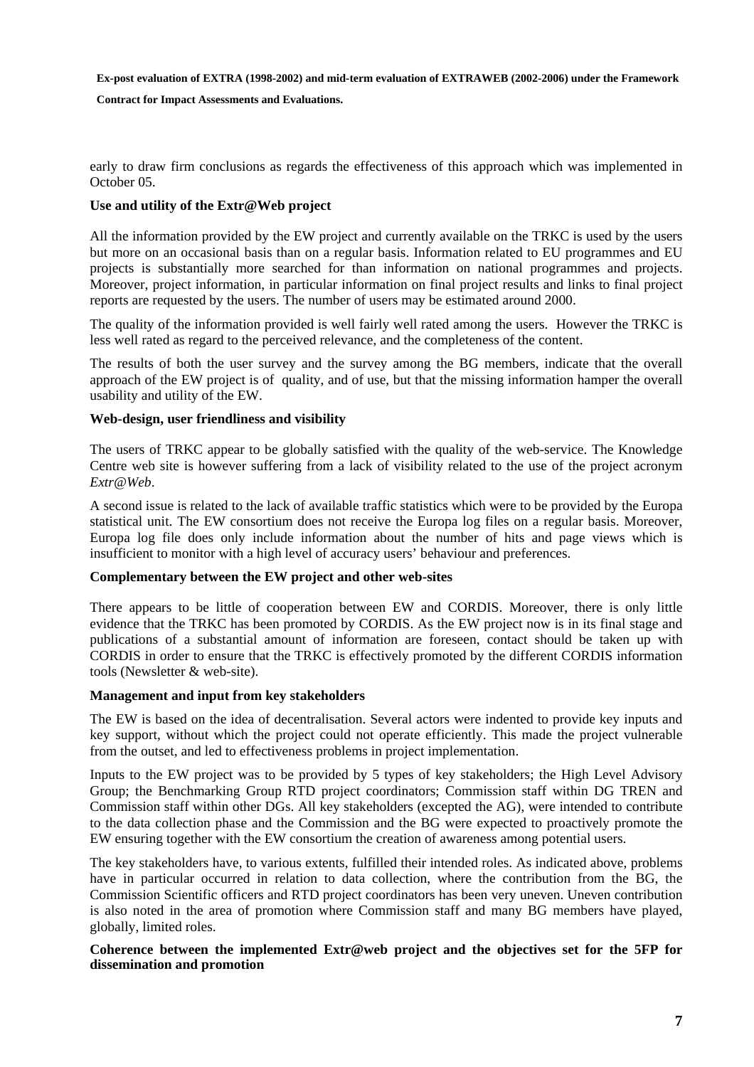early to draw firm conclusions as regards the effectiveness of this approach which was implemented in October 05.

**Use and utility of the Extr@Web project**

All the information provided by the EW project and currently available on the TRKC is used by the users but more on an occasional basis than on a regular basis. Information related to EU programmes and EU projects is substantially more searched for than information on national programmes and projects. Moreover, project information, in particular information on final project results and links to final project reports are requested by the users. The number of users may be estimated around 2000.

The quality of the information provided is well fairly well rated among the users. However the TRKC is less well rated as regard to the perceived relevance, and the completeness of the content.

The results of both the user survey and the survey among the BG members, indicate that the overall approach of the EW project is of quality, and of use, but that the missing information hamper the overall usability and utility of the EW.

**Web-design, user friendliness and visibility**

The users of TRKC appear to be globally satisfied with the quality of the web-service. The Knowledge Centre web site is however suffering from a lack of visibility related to the use of the project acronym *Extr@Web*.

A second issue is related to the lack of available traffic statistics which were to be provided by the Europa statistical unit. The EW consortium does not receive the Europa log files on a regular basis. Moreover, Europa log file does only include information about the number of hits and page views which is insufficient to monitor with a high level of accuracy users' behaviour and preferences.

**Complementary between the EW project and other web-sites**

There appears to be little of cooperation between EW and CORDIS. Moreover, there is only little evidence that the TRKC has been promoted by CORDIS. As the EW project now is in its final stage and publications of a substantial amount of information are foreseen, contact should be taken up with CORDIS in order to ensure that the TRKC is effectively promoted by the different CORDIS information tools (Newsletter & web-site).

**Management and input from key stakeholders**

The EW is based on the idea of decentralisation. Several actors were indented to provide key inputs and key support, without which the project could not operate efficiently. This made the project vulnerable from the outset, and led to effectiveness problems in project implementation.

Inputs to the EW project was to be provided by 5 types of key stakeholders; the High Level Advisory Group; the Benchmarking Group RTD project coordinators; Commission staff within DG TREN and Commission staff within other DGs. All key stakeholders (excepted the AG), were intended to contribute to the data collection phase and the Commission and the BG were expected to proactively promote the EW ensuring together with the EW consortium the creation of awareness among potential users.

The key stakeholders have, to various extents, fulfilled their intended roles. As indicated above, problems have in particular occurred in relation to data collection, where the contribution from the BG, the Commission Scientific officers and RTD project coordinators has been very uneven. Uneven contribution is also noted in the area of promotion where Commission staff and many BG members have played, globally, limited roles.

**Coherence between the implemented Extr@web project and the objectives set for the 5FP for dissemination and promotion**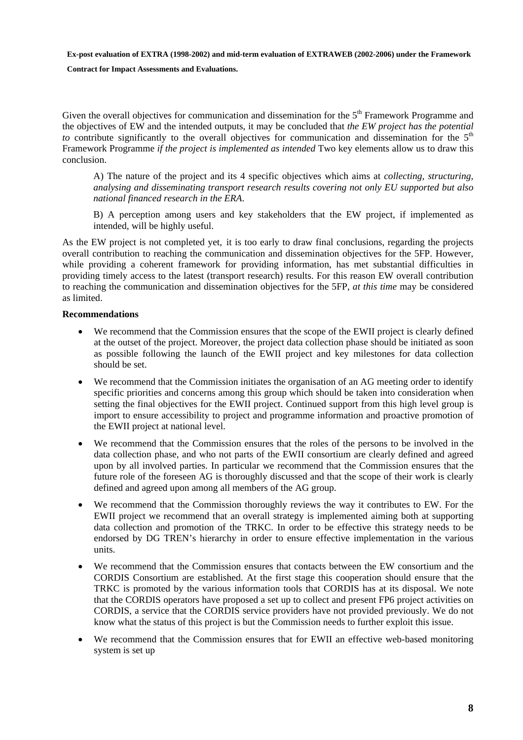Given the overall objectives for communication and dissemination for the 5th Framework Programme and the objectives of EW and the intended outputs, it may be concluded that *the EW project has the potential to* contribute significantly to the overall objectives for communication and dissemination for the 5th Framework Programme *if the project is implemented as intended* Two key elements allow us to draw this conclusion.

> A) The nature of the project and its 4 specific objectives which aims at *collecting, structuring, analysing and disseminating transport research results covering not only EU supported but also national financed research in the ERA*.
>
> B) A perception among users and key stakeholders that the EW project, if implemented as intended, will be highly useful.

As the EW project is not completed yet, it is too early to draw final conclusions, regarding the projects overall contribution to reaching the communication and dissemination objectives for the 5FP. However, while providing a coherent framework for providing information, has met substantial difficulties in providing timely access to the latest (transport research) results. For this reason EW overall contribution to reaching the communication and dissemination objectives for the 5FP, *at this time* may be considered as limited.

**Recommendations**

- We recommend that the Commission ensures that the scope of the EWII project is clearly defined at the outset of the project. Moreover, the project data collection phase should be initiated as soon as possible following the launch of the EWII project and key milestones for data collection should be set.
- We recommend that the Commission initiates the organisation of an AG meeting order to identify specific priorities and concerns among this group which should be taken into consideration when setting the final objectives for the EWII project. Continued support from this high level group is import to ensure accessibility to project and programme information and proactive promotion of the EWII project at national level.
- We recommend that the Commission ensures that the roles of the persons to be involved in the data collection phase, and who not parts of the EWII consortium are clearly defined and agreed upon by all involved parties. In particular we recommend that the Commission ensures that the future role of the foreseen AG is thoroughly discussed and that the scope of their work is clearly defined and agreed upon among all members of the AG group.
- We recommend that the Commission thoroughly reviews the way it contributes to EW. For the EWII project we recommend that an overall strategy is implemented aiming both at supporting data collection and promotion of the TRKC. In order to be effective this strategy needs to be endorsed by DG TREN's hierarchy in order to ensure effective implementation in the various units.
- We recommend that the Commission ensures that contacts between the EW consortium and the CORDIS Consortium are established. At the first stage this cooperation should ensure that the TRKC is promoted by the various information tools that CORDIS has at its disposal. We note that the CORDIS operators have proposed a set up to collect and present FP6 project activities on CORDIS, a service that the CORDIS service providers have not provided previously. We do not know what the status of this project is but the Commission needs to further exploit this issue.
- We recommend that the Commission ensures that for EWII an effective web-based monitoring system is set up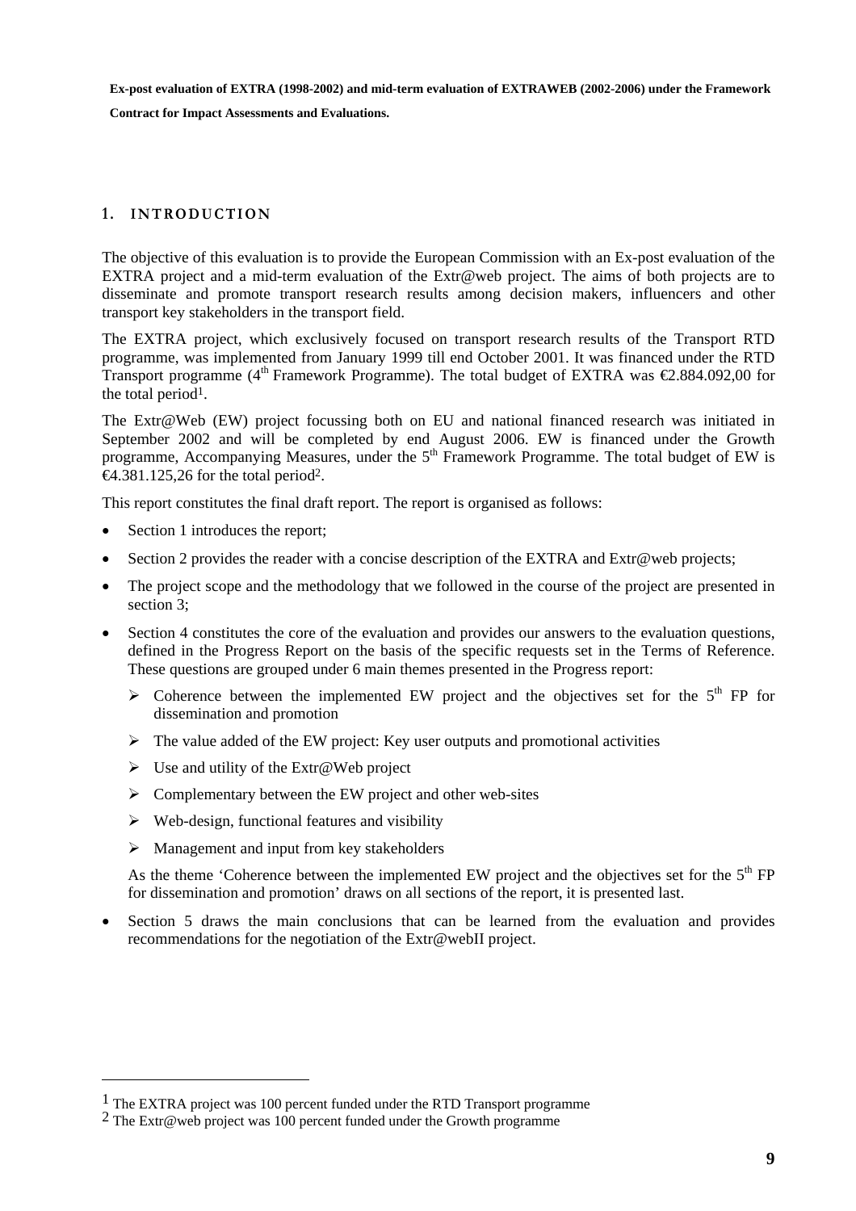## 1. INTRODUCTION

The objective of this evaluation is to provide the European Commission with an Ex-post evaluation of the EXTRA project and a mid-term evaluation of the Extr@web project. The aims of both projects are to disseminate and promote transport research results among decision makers, influencers and other transport key stakeholders in the transport field.

The EXTRA project, which exclusively focused on transport research results of the Transport RTD programme, was implemented from January 1999 till end October 2001. It was financed under the RTD Transport programme (4th Framework Programme). The total budget of EXTRA was €2.884.092,00 for the total period[1].

The Extr@Web (EW) project focussing both on EU and national financed research was initiated in September 2002 and will be completed by end August 2006. EW is financed under the Growth programme, Accompanying Measures, under the 5th Framework Programme. The total budget of EW is €4.381.125,26 for the total period[2].

This report constitutes the final draft report. The report is organised as follows:

- Section 1 introduces the report;
- Section 2 provides the reader with a concise description of the EXTRA and Extr@web projects;
- The project scope and the methodology that we followed in the course of the project are presented in section 3;
- Section 4 constitutes the core of the evaluation and provides our answers to the evaluation questions, defined in the Progress Report on the basis of the specific requests set in the Terms of Reference. These questions are grouped under 6 main themes presented in the Progress report:
  - Coherence between the implemented EW project and the objectives set for the 5th FP for dissemination and promotion
  - The value added of the EW project: Key user outputs and promotional activities
  - Use and utility of the Extr@Web project
  - Complementary between the EW project and other web-sites
  - Web-design, functional features and visibility
  - Management and input from key stakeholders

  As the theme 'Coherence between the implemented EW project and the objectives set for the 5th FP for dissemination and promotion' draws on all sections of the report, it is presented last.
- Section 5 draws the main conclusions that can be learned from the evaluation and provides recommendations for the negotiation of the Extr@webII project.

---

[1] The EXTRA project was 100 percent funded under the RTD Transport programme

[2] The Extr@web project was 100 percent funded under the Growth programme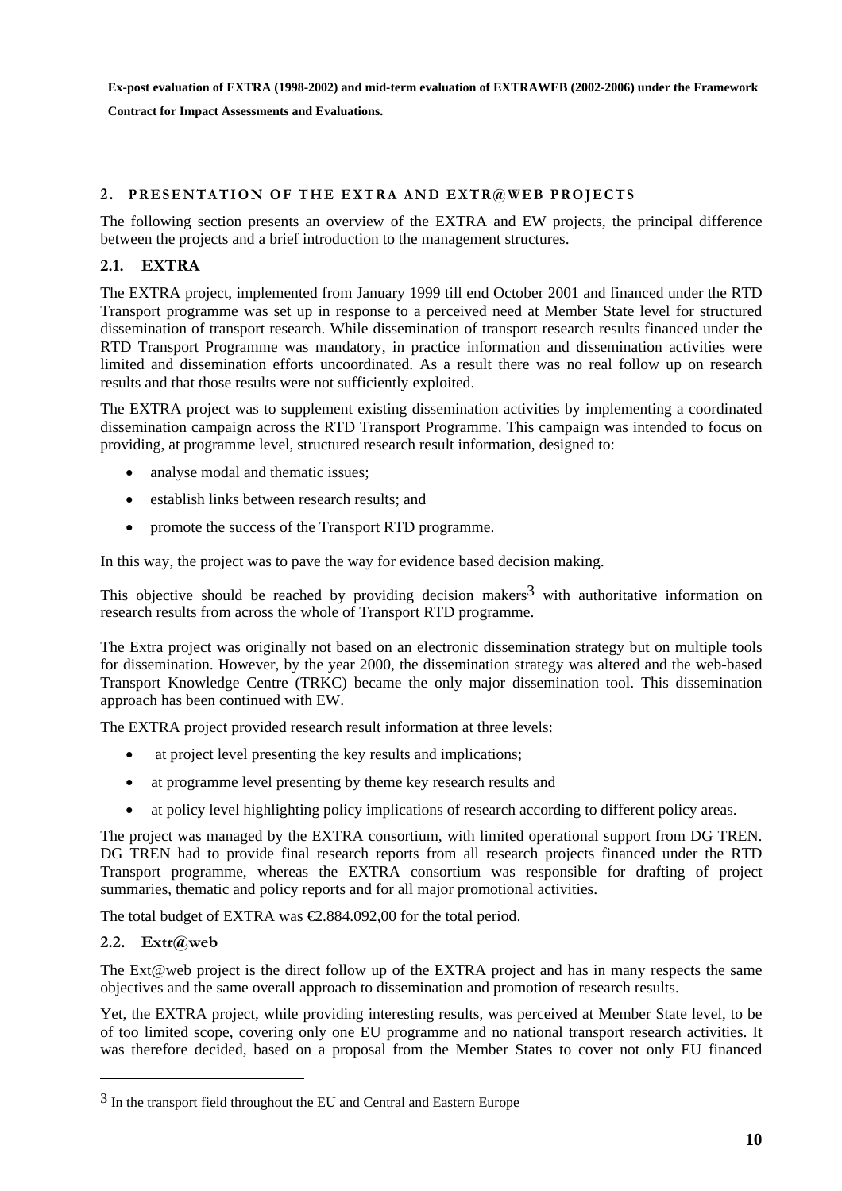## 2. PRESENTATION OF THE EXTRA AND EXTR@WEB PROJECTS

The following section presents an overview of the EXTRA and EW projects, the principal difference between the projects and a brief introduction to the management structures.

### 2.1. EXTRA

The EXTRA project, implemented from January 1999 till end October 2001 and financed under the RTD Transport programme was set up in response to a perceived need at Member State level for structured dissemination of transport research. While dissemination of transport research results financed under the RTD Transport Programme was mandatory, in practice information and dissemination activities were limited and dissemination efforts uncoordinated. As a result there was no real follow up on research results and that those results were not sufficiently exploited.

The EXTRA project was to supplement existing dissemination activities by implementing a coordinated dissemination campaign across the RTD Transport Programme. This campaign was intended to focus on providing, at programme level, structured research result information, designed to:

- analyse modal and thematic issues;
- establish links between research results; and
- promote the success of the Transport RTD programme.

In this way, the project was to pave the way for evidence based decision making.

This objective should be reached by providing decision makers[3] with authoritative information on research results from across the whole of Transport RTD programme.

The Extra project was originally not based on an electronic dissemination strategy but on multiple tools for dissemination. However, by the year 2000, the dissemination strategy was altered and the web-based Transport Knowledge Centre (TRKC) became the only major dissemination tool. This dissemination approach has been continued with EW.

The EXTRA project provided research result information at three levels:

- at project level presenting the key results and implications;
- at programme level presenting by theme key research results and
- at policy level highlighting policy implications of research according to different policy areas.

The project was managed by the EXTRA consortium, with limited operational support from DG TREN. DG TREN had to provide final research reports from all research projects financed under the RTD Transport programme, whereas the EXTRA consortium was responsible for drafting of project summaries, thematic and policy reports and for all major promotional activities.

The total budget of EXTRA was €2.884.092,00 for the total period.

### 2.2. Extr@web

The Ext@web project is the direct follow up of the EXTRA project and has in many respects the same objectives and the same overall approach to dissemination and promotion of research results.

Yet, the EXTRA project, while providing interesting results, was perceived at Member State level, to be of too limited scope, covering only one EU programme and no national transport research activities. It was therefore decided, based on a proposal from the Member States to cover not only EU financed

[3] In the transport field throughout the EU and Central and Eastern Europe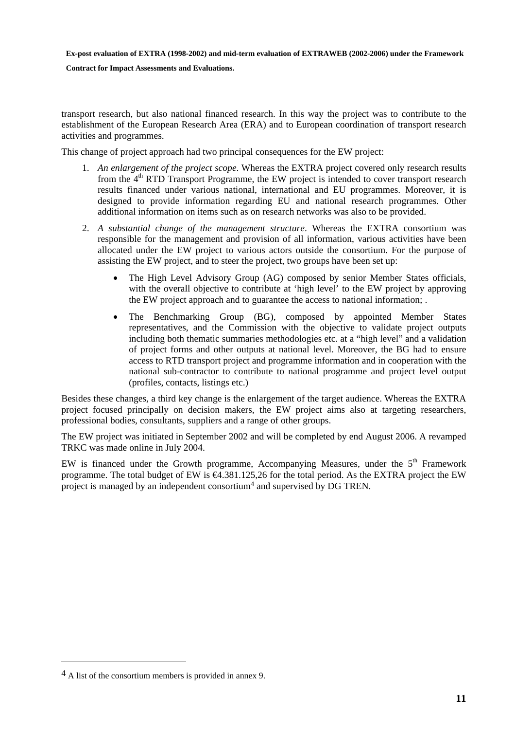transport research, but also national financed research. In this way the project was to contribute to the establishment of the European Research Area (ERA) and to European coordination of transport research activities and programmes.

This change of project approach had two principal consequences for the EW project:

1. *An enlargement of the project scope*. Whereas the EXTRA project covered only research results from the 4th RTD Transport Programme, the EW project is intended to cover transport research results financed under various national, international and EU programmes. Moreover, it is designed to provide information regarding EU and national research programmes. Other additional information on items such as on research networks was also to be provided.
2. *A substantial change of the management structure*. Whereas the EXTRA consortium was responsible for the management and provision of all information, various activities have been allocated under the EW project to various actors outside the consortium. For the purpose of assisting the EW project, and to steer the project, two groups have been set up:
   - The High Level Advisory Group (AG) composed by senior Member States officials, with the overall objective to contribute at 'high level' to the EW project by approving the EW project approach and to guarantee the access to national information; .
   - The Benchmarking Group (BG), composed by appointed Member States representatives, and the Commission with the objective to validate project outputs including both thematic summaries methodologies etc. at a "high level" and a validation of project forms and other outputs at national level. Moreover, the BG had to ensure access to RTD transport project and programme information and in cooperation with the national sub-contractor to contribute to national programme and project level output (profiles, contacts, listings etc.)

Besides these changes, a third key change is the enlargement of the target audience. Whereas the EXTRA project focused principally on decision makers, the EW project aims also at targeting researchers, professional bodies, consultants, suppliers and a range of other groups.

The EW project was initiated in September 2002 and will be completed by end August 2006. A revamped TRKC was made online in July 2004.

EW is financed under the Growth programme, Accompanying Measures, under the 5th Framework programme. The total budget of EW is €4.381.125,26 for the total period. As the EXTRA project the EW project is managed by an independent consortium[4] and supervised by DG TREN.

[4] A list of the consortium members is provided in annex 9.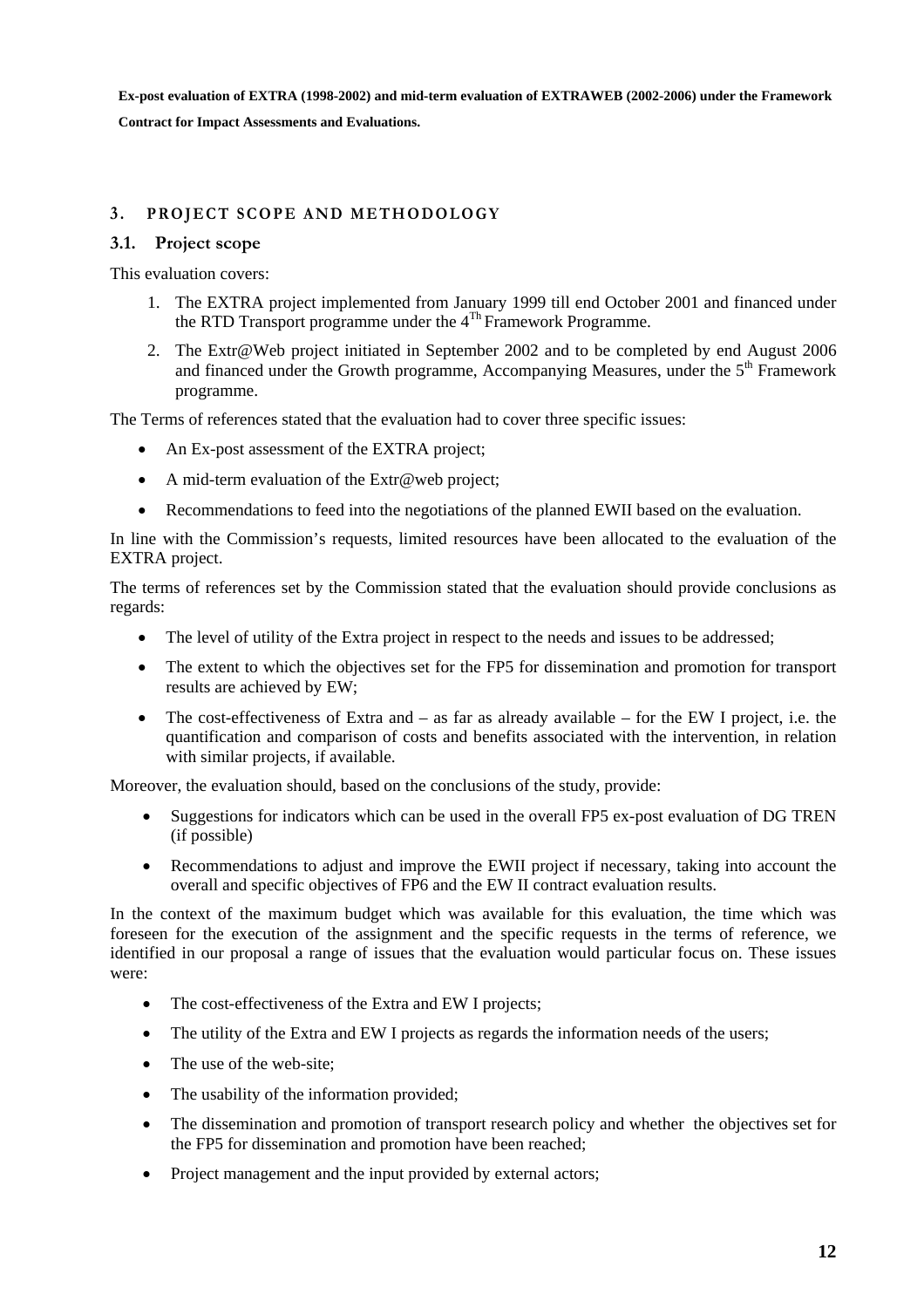## 3. PROJECT SCOPE AND METHODOLOGY

### 3.1. Project scope

This evaluation covers:

1. The EXTRA project implemented from January 1999 till end October 2001 and financed under the RTD Transport programme under the 4[Th] Framework Programme.
2. The Extr@Web project initiated in September 2002 and to be completed by end August 2006 and financed under the Growth programme, Accompanying Measures, under the 5[th] Framework programme.

The Terms of references stated that the evaluation had to cover three specific issues:

- An Ex-post assessment of the EXTRA project;
- A mid-term evaluation of the Extr@web project;
- Recommendations to feed into the negotiations of the planned EWII based on the evaluation.

In line with the Commission's requests, limited resources have been allocated to the evaluation of the EXTRA project.

The terms of references set by the Commission stated that the evaluation should provide conclusions as regards:

- The level of utility of the Extra project in respect to the needs and issues to be addressed;
- The extent to which the objectives set for the FP5 for dissemination and promotion for transport results are achieved by EW;
- The cost-effectiveness of Extra and – as far as already available – for the EW I project, i.e. the quantification and comparison of costs and benefits associated with the intervention, in relation with similar projects, if available.

Moreover, the evaluation should, based on the conclusions of the study, provide:

- Suggestions for indicators which can be used in the overall FP5 ex-post evaluation of DG TREN (if possible)
- Recommendations to adjust and improve the EWII project if necessary, taking into account the overall and specific objectives of FP6 and the EW II contract evaluation results.

In the context of the maximum budget which was available for this evaluation, the time which was foreseen for the execution of the assignment and the specific requests in the terms of reference, we identified in our proposal a range of issues that the evaluation would particular focus on. These issues were:

- The cost-effectiveness of the Extra and EW I projects;
- The utility of the Extra and EW I projects as regards the information needs of the users;
- The use of the web-site;
- The usability of the information provided;
- The dissemination and promotion of transport research policy and whether the objectives set for the FP5 for dissemination and promotion have been reached;
- Project management and the input provided by external actors;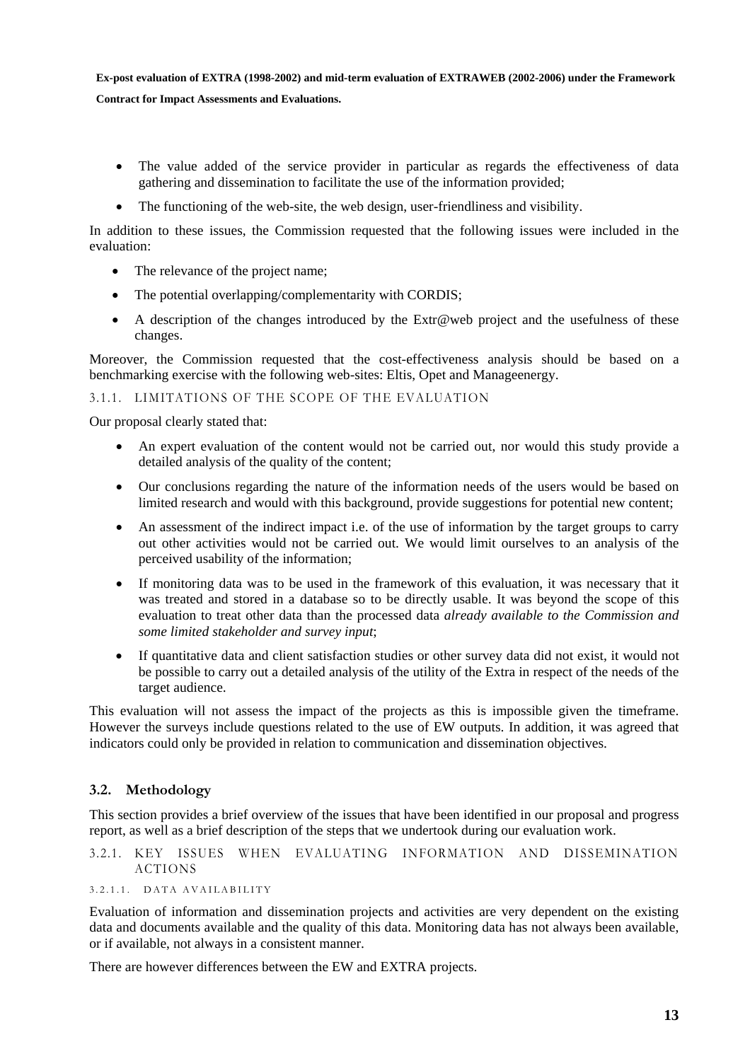- The value added of the service provider in particular as regards the effectiveness of data gathering and dissemination to facilitate the use of the information provided;
- The functioning of the web-site, the web design, user-friendliness and visibility.

In addition to these issues, the Commission requested that the following issues were included in the evaluation:

- The relevance of the project name;
- The potential overlapping/complementarity with CORDIS;
- A description of the changes introduced by the Extr@web project and the usefulness of these changes.

Moreover, the Commission requested that the cost-effectiveness analysis should be based on a benchmarking exercise with the following web-sites: Eltis, Opet and Manageenergy.

#### 3.1.1. LIMITATIONS OF THE SCOPE OF THE EVALUATION

Our proposal clearly stated that:

- An expert evaluation of the content would not be carried out, nor would this study provide a detailed analysis of the quality of the content;
- Our conclusions regarding the nature of the information needs of the users would be based on limited research and would with this background, provide suggestions for potential new content;
- An assessment of the indirect impact i.e. of the use of information by the target groups to carry out other activities would not be carried out. We would limit ourselves to an analysis of the perceived usability of the information;
- If monitoring data was to be used in the framework of this evaluation, it was necessary that it was treated and stored in a database so to be directly usable. It was beyond the scope of this evaluation to treat other data than the processed data *already available to the Commission and some limited stakeholder and survey input*;
- If quantitative data and client satisfaction studies or other survey data did not exist, it would not be possible to carry out a detailed analysis of the utility of the Extra in respect of the needs of the target audience.

This evaluation will not assess the impact of the projects as this is impossible given the timeframe. However the surveys include questions related to the use of EW outputs. In addition, it was agreed that indicators could only be provided in relation to communication and dissemination objectives.

### 3.2. Methodology

This section provides a brief overview of the issues that have been identified in our proposal and progress report, as well as a brief description of the steps that we undertook during our evaluation work.

#### 3.2.1. KEY ISSUES WHEN EVALUATING INFORMATION AND DISSEMINATION ACTIONS

##### 3.2.1.1. DATA AVAILABILITY

Evaluation of information and dissemination projects and activities are very dependent on the existing data and documents available and the quality of this data. Monitoring data has not always been available, or if available, not always in a consistent manner.

There are however differences between the EW and EXTRA projects.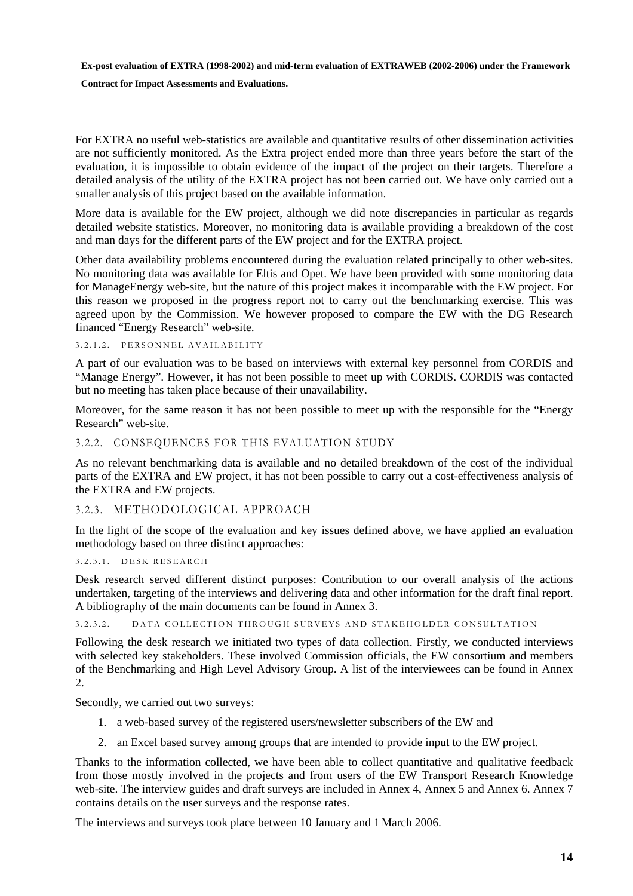For EXTRA no useful web-statistics are available and quantitative results of other dissemination activities are not sufficiently monitored. As the Extra project ended more than three years before the start of the evaluation, it is impossible to obtain evidence of the impact of the project on their targets. Therefore a detailed analysis of the utility of the EXTRA project has not been carried out. We have only carried out a smaller analysis of this project based on the available information.

More data is available for the EW project, although we did note discrepancies in particular as regards detailed website statistics. Moreover, no monitoring data is available providing a breakdown of the cost and man days for the different parts of the EW project and for the EXTRA project.

Other data availability problems encountered during the evaluation related principally to other web-sites. No monitoring data was available for Eltis and Opet. We have been provided with some monitoring data for ManageEnergy web-site, but the nature of this project makes it incomparable with the EW project. For this reason we proposed in the progress report not to carry out the benchmarking exercise. This was agreed upon by the Commission. We however proposed to compare the EW with the DG Research financed "Energy Research" web-site.

##### 3.2.1.2. PERSONNEL AVAILABILITY

A part of our evaluation was to be based on interviews with external key personnel from CORDIS and "Manage Energy". However, it has not been possible to meet up with CORDIS. CORDIS was contacted but no meeting has taken place because of their unavailability.

Moreover, for the same reason it has not been possible to meet up with the responsible for the "Energy Research" web-site.

### 3.2.2. CONSEQUENCES FOR THIS EVALUATION STUDY

As no relevant benchmarking data is available and no detailed breakdown of the cost of the individual parts of the EXTRA and EW project, it has not been possible to carry out a cost-effectiveness analysis of the EXTRA and EW projects.

### 3.2.3. METHODOLOGICAL APPROACH

In the light of the scope of the evaluation and key issues defined above, we have applied an evaluation methodology based on three distinct approaches:

##### 3.2.3.1. DESK RESEARCH

Desk research served different distinct purposes: Contribution to our overall analysis of the actions undertaken, targeting of the interviews and delivering data and other information for the draft final report. A bibliography of the main documents can be found in Annex 3.

##### 3.2.3.2. DATA COLLECTION THROUGH SURVEYS AND STAKEHOLDER CONSULTATION

Following the desk research we initiated two types of data collection. Firstly, we conducted interviews with selected key stakeholders. These involved Commission officials, the EW consortium and members of the Benchmarking and High Level Advisory Group. A list of the interviewees can be found in Annex 2.

Secondly, we carried out two surveys:

1. a web-based survey of the registered users/newsletter subscribers of the EW and
2. an Excel based survey among groups that are intended to provide input to the EW project.

Thanks to the information collected, we have been able to collect quantitative and qualitative feedback from those mostly involved in the projects and from users of the EW Transport Research Knowledge web-site. The interview guides and draft surveys are included in Annex 4, Annex 5 and Annex 6. Annex 7 contains details on the user surveys and the response rates.

The interviews and surveys took place between 10 January and 1 March 2006.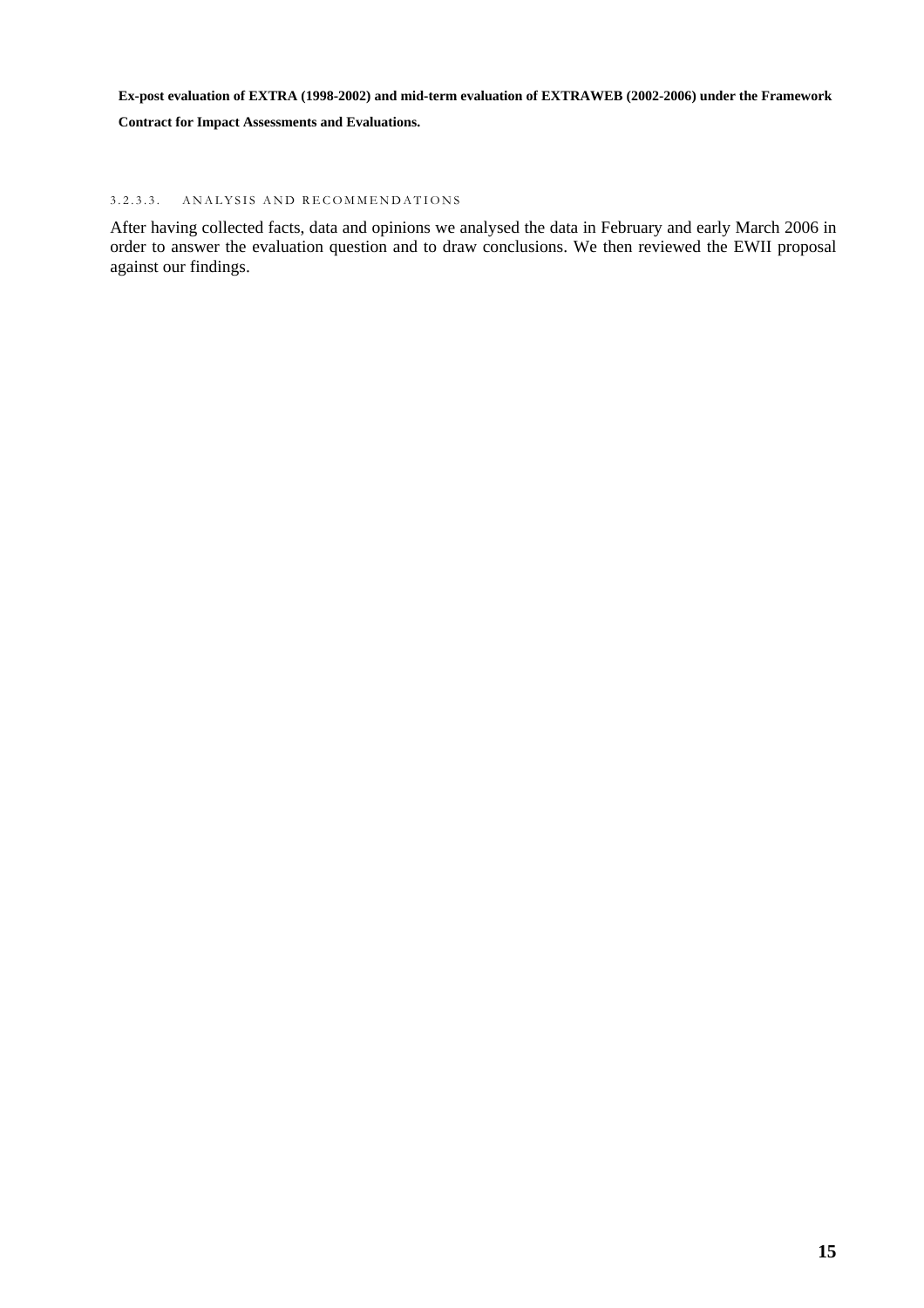#### 3.2.3.3. ANALYSIS AND RECOMMENDATIONS

After having collected facts, data and opinions we analysed the data in February and early March 2006 in order to answer the evaluation question and to draw conclusions. We then reviewed the EWII proposal against our findings.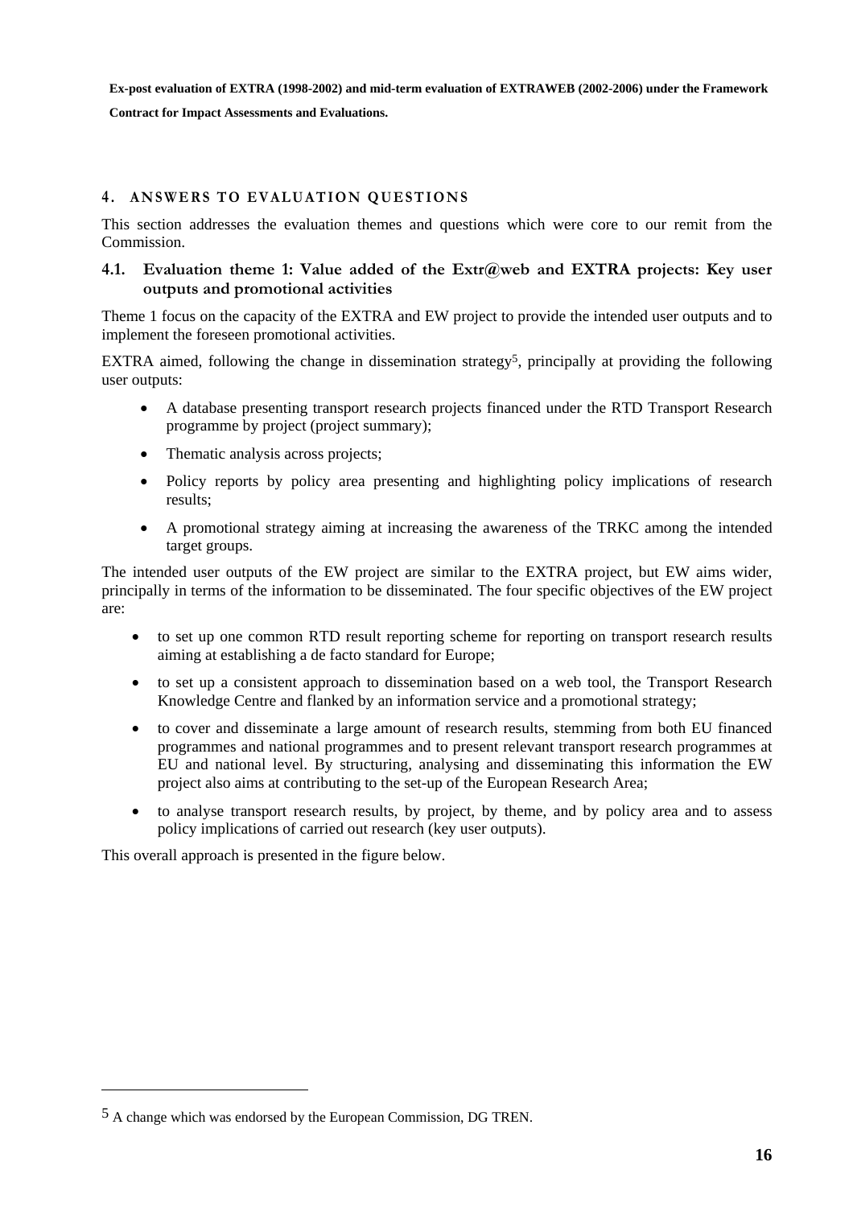## 4. ANSWERS TO EVALUATION QUESTIONS

This section addresses the evaluation themes and questions which were core to our remit from the Commission.

### 4.1. Evaluation theme 1: Value added of the Extr@web and EXTRA projects: Key user outputs and promotional activities

Theme 1 focus on the capacity of the EXTRA and EW project to provide the intended user outputs and to implement the foreseen promotional activities.

EXTRA aimed, following the change in dissemination strategy[5], principally at providing the following user outputs:

- A database presenting transport research projects financed under the RTD Transport Research programme by project (project summary);
- Thematic analysis across projects;
- Policy reports by policy area presenting and highlighting policy implications of research results;
- A promotional strategy aiming at increasing the awareness of the TRKC among the intended target groups.

The intended user outputs of the EW project are similar to the EXTRA project, but EW aims wider, principally in terms of the information to be disseminated. The four specific objectives of the EW project are:

- to set up one common RTD result reporting scheme for reporting on transport research results aiming at establishing a de facto standard for Europe;
- to set up a consistent approach to dissemination based on a web tool, the Transport Research Knowledge Centre and flanked by an information service and a promotional strategy;
- to cover and disseminate a large amount of research results, stemming from both EU financed programmes and national programmes and to present relevant transport research programmes at EU and national level. By structuring, analysing and disseminating this information the EW project also aims at contributing to the set-up of the European Research Area;
- to analyse transport research results, by project, by theme, and by policy area and to assess policy implications of carried out research (key user outputs).

This overall approach is presented in the figure below.

[5] A change which was endorsed by the European Commission, DG TREN.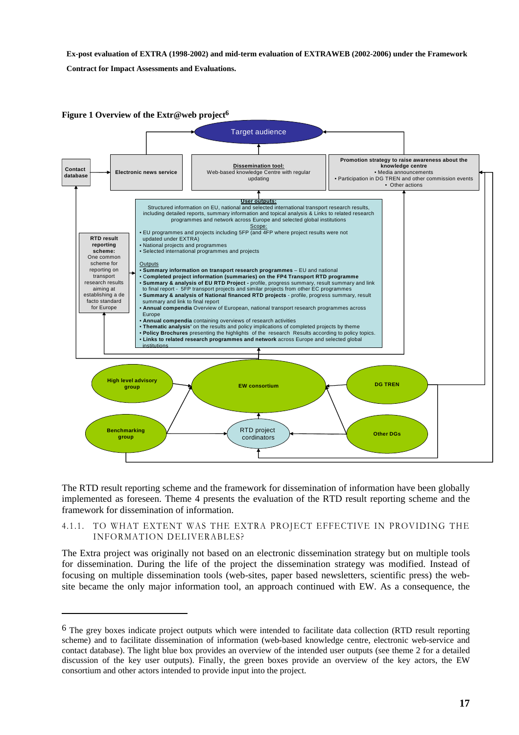Ex-post evaluation of EXTRA (1998-2002) and mid-term evaluation of EXTRAWEB (2002-2006) under the Framework Contract for Impact Assessments and Evaluations.

**Figure 1 Overview of the Extr@web project**[6]

Target audience

Contact database

Electronic news service

**Dissemination tool:**
Web-based knowledge Centre with regular updating

**Promotion strategy to raise awareness about the knowledge centre**
- Media announcements
- Participation in DG TREN and other commission events
- Other actions

**User outputs:**
Structured information on EU, national and selected international transport research results, including detailed reports, summary information and topical analysis & Links to related research programmes and network across Europe and selected global institutions

Scope:
- EU programmes and projects including 5FP (and 4FP where project results were not updated under EXTRA)
- National projects and programmes
- Selected international programmes and projects

Outputs
- **Summary information on transport research programmes** – EU and national
- C**ompleted project information (summaries) on the FP4 Transport RTD programme**
- **Summary & analysis of EU RTD Project -** profile, progress summary, result summary and link to final report - 5FP transport projects and similar projects from other EC programmes
- **Summary & analysis of National financed RTD projects** - profile, progress summary, result summary and link to final report
- **Annual compendia** Overview of European, national transport research programmes across Europe
- **Annual compendia** containing overviews of research activities
- **Thematic analysis'** on the results and policy implications of completed projects by theme
- **Policy Brochures** presenting the highlights of the research Results according to policy topics.
- **Links to related research programmes and network** across Europe and selected global institutions

**RTD result reporting scheme:**
One common scheme for reporting on transport research results aiming at establishing a de facto standard for Europe

High level advisory group

EW consortium

DG TREN

Benchmarking group

RTD project cordinators

Other DGs

The RTD result reporting scheme and the framework for dissemination of information have been globally implemented as foreseen. Theme 4 presents the evaluation of the RTD result reporting scheme and the framework for dissemination of information.

### 4.1.1. TO WHAT EXTENT WAS THE EXTRA PROJECT EFFECTIVE IN PROVIDING THE INFORMATION DELIVERABLES?

The Extra project was originally not based on an electronic dissemination strategy but on multiple tools for dissemination. During the life of the project the dissemination strategy was modified. Instead of focusing on multiple dissemination tools (web-sites, paper based newsletters, scientific press) the web-site became the only major information tool, an approach continued with EW. As a consequence, the

[6] The grey boxes indicate project outputs which were intended to facilitate data collection (RTD result reporting scheme) and to facilitate dissemination of information (web-based knowledge centre, electronic web-service and contact database). The light blue box provides an overview of the intended user outputs (see theme 2 for a detailed discussion of the key user outputs). Finally, the green boxes provide an overview of the key actors, the EW consortium and other actors intended to provide input into the project.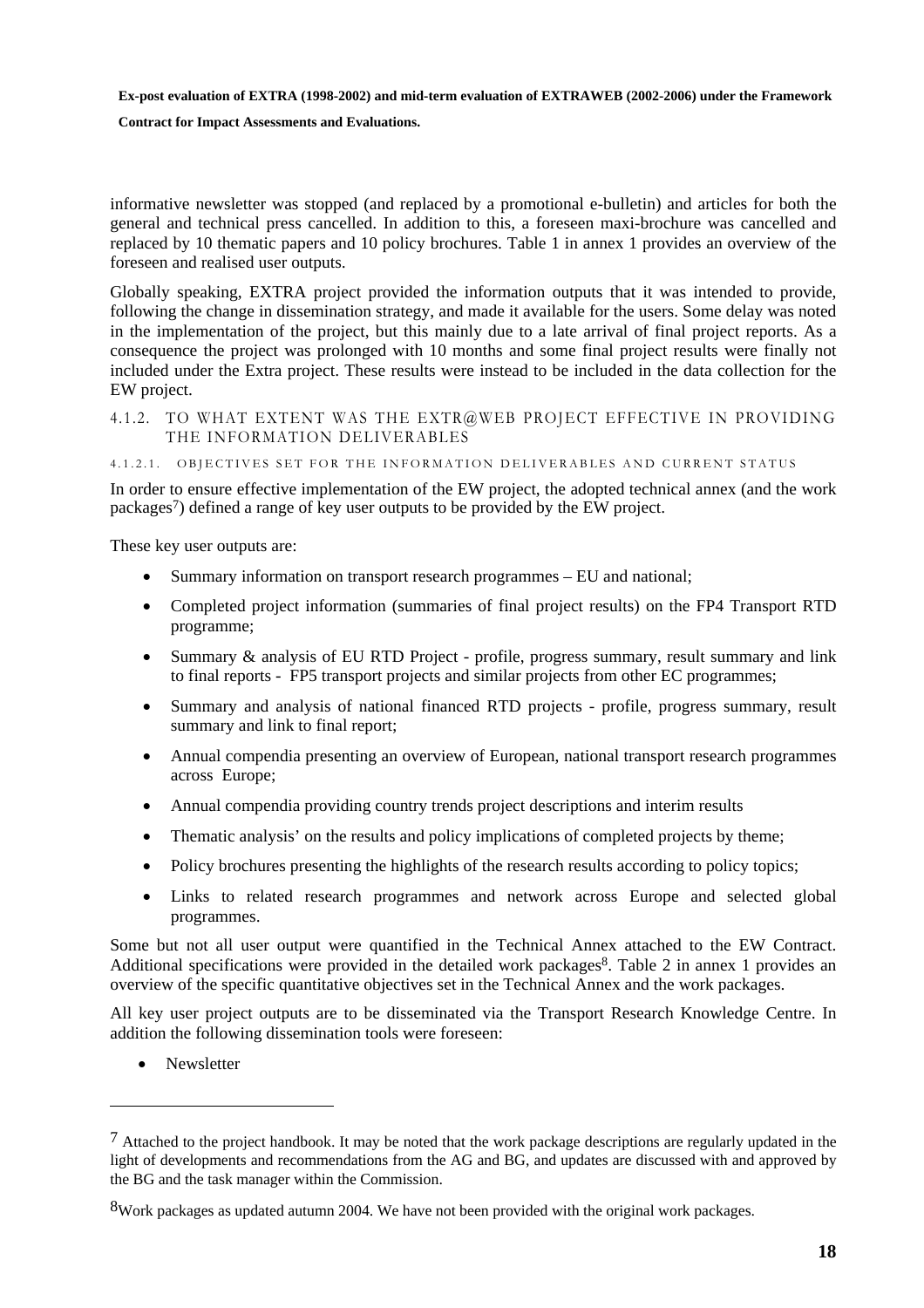informative newsletter was stopped (and replaced by a promotional e-bulletin) and articles for both the general and technical press cancelled. In addition to this, a foreseen maxi-brochure was cancelled and replaced by 10 thematic papers and 10 policy brochures. Table 1 in annex 1 provides an overview of the foreseen and realised user outputs.

Globally speaking, EXTRA project provided the information outputs that it was intended to provide, following the change in dissemination strategy, and made it available for the users. Some delay was noted in the implementation of the project, but this mainly due to a late arrival of final project reports. As a consequence the project was prolonged with 10 months and some final project results were finally not included under the Extra project. These results were instead to be included in the data collection for the EW project.

### 4.1.2. TO WHAT EXTENT WAS THE EXTR@WEB PROJECT EFFECTIVE IN PROVIDING THE INFORMATION DELIVERABLES

#### 4.1.2.1. OBJECTIVES SET FOR THE INFORMATION DELIVERABLES AND CURRENT STATUS

In order to ensure effective implementation of the EW project, the adopted technical annex (and the work packages[7]) defined a range of key user outputs to be provided by the EW project.

These key user outputs are:

- Summary information on transport research programmes – EU and national;
- Completed project information (summaries of final project results) on the FP4 Transport RTD programme;
- Summary & analysis of EU RTD Project - profile, progress summary, result summary and link to final reports - FP5 transport projects and similar projects from other EC programmes;
- Summary and analysis of national financed RTD projects - profile, progress summary, result summary and link to final report;
- Annual compendia presenting an overview of European, national transport research programmes across Europe;
- Annual compendia providing country trends project descriptions and interim results
- Thematic analysis' on the results and policy implications of completed projects by theme;
- Policy brochures presenting the highlights of the research results according to policy topics;
- Links to related research programmes and network across Europe and selected global programmes.

Some but not all user output were quantified in the Technical Annex attached to the EW Contract. Additional specifications were provided in the detailed work packages[8]. Table 2 in annex 1 provides an overview of the specific quantitative objectives set in the Technical Annex and the work packages.

All key user project outputs are to be disseminated via the Transport Research Knowledge Centre. In addition the following dissemination tools were foreseen:

- Newsletter

---

[7] Attached to the project handbook. It may be noted that the work package descriptions are regularly updated in the light of developments and recommendations from the AG and BG, and updates are discussed with and approved by the BG and the task manager within the Commission.

[8] Work packages as updated autumn 2004. We have not been provided with the original work packages.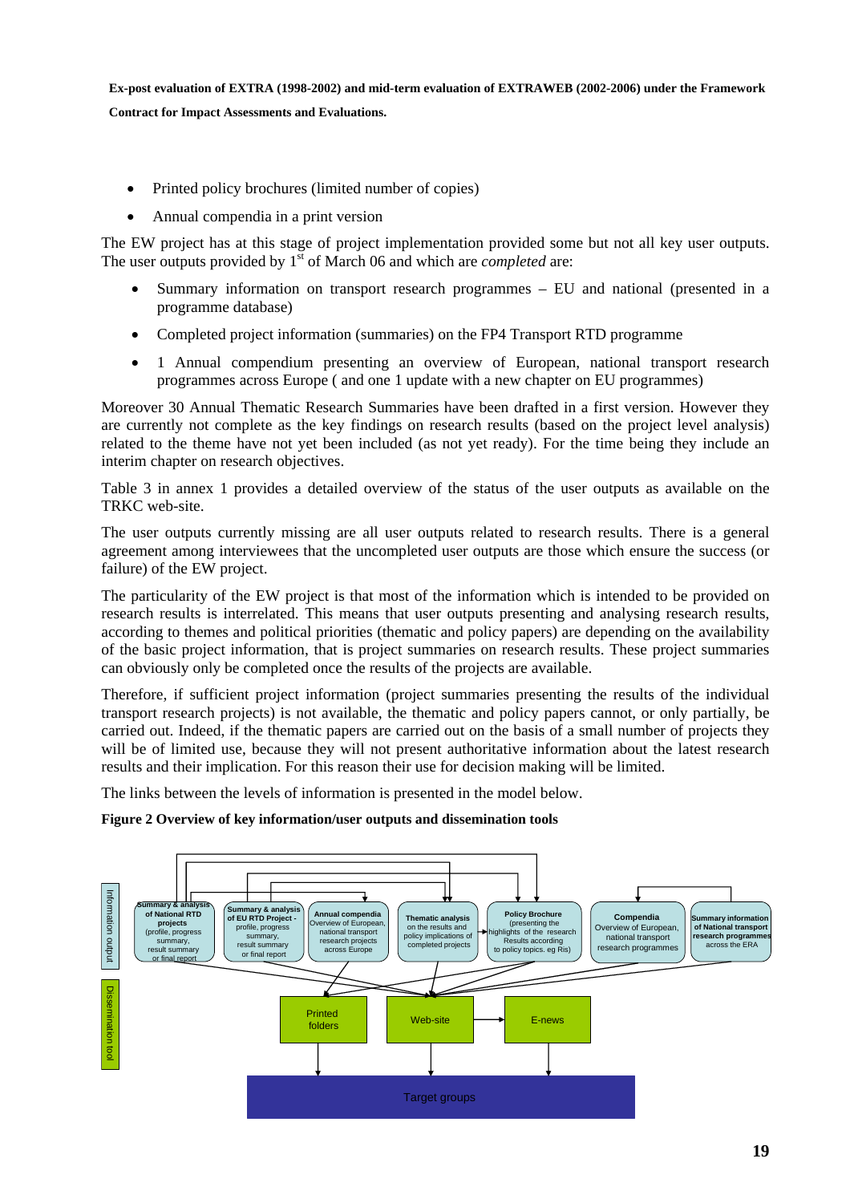- Printed policy brochures (limited number of copies)
- Annual compendia in a print version

The EW project has at this stage of project implementation provided some but not all key user outputs. The user outputs provided by 1st of March 06 and which are *completed* are:

- Summary information on transport research programmes – EU and national (presented in a programme database)
- Completed project information (summaries) on the FP4 Transport RTD programme
- 1 Annual compendium presenting an overview of European, national transport research programmes across Europe ( and one 1 update with a new chapter on EU programmes)

Moreover 30 Annual Thematic Research Summaries have been drafted in a first version. However they are currently not complete as the key findings on research results (based on the project level analysis) related to the theme have not yet been included (as not yet ready). For the time being they include an interim chapter on research objectives.

Table 3 in annex 1 provides a detailed overview of the status of the user outputs as available on the TRKC web-site.

The user outputs currently missing are all user outputs related to research results. There is a general agreement among interviewees that the uncompleted user outputs are those which ensure the success (or failure) of the EW project.

The particularity of the EW project is that most of the information which is intended to be provided on research results is interrelated. This means that user outputs presenting and analysing research results, according to themes and political priorities (thematic and policy papers) are depending on the availability of the basic project information, that is project summaries on research results. These project summaries can obviously only be completed once the results of the projects are available.

Therefore, if sufficient project information (project summaries presenting the results of the individual transport research projects) is not available, the thematic and policy papers cannot, or only partially, be carried out. Indeed, if the thematic papers are carried out on the basis of a small number of projects they will be of limited use, because they will not present authoritative information about the latest research results and their implication. For this reason their use for decision making will be limited.

The links between the levels of information is presented in the model below.

**Figure 2 Overview of key information/user outputs and dissemination tools**

Information output: Summary & analysis of National RTD projects (profile, progress summary, result summary or final report); Summary & analysis of EU RTD Project - profile, progress summary, result summary or final report; Annual compendia Overview of European, national transport research projects across Europe; Thematic analysis on the results and policy implications of completed projects; Policy Brochure (presenting the highlights of the research Results according to policy topics. eg Ris); Compendia Overview of European, national transport research programmes; Summary information of National transport research programmes across the ERA

Dissemination tool: Printed folders; Web-site; E-news

Target groups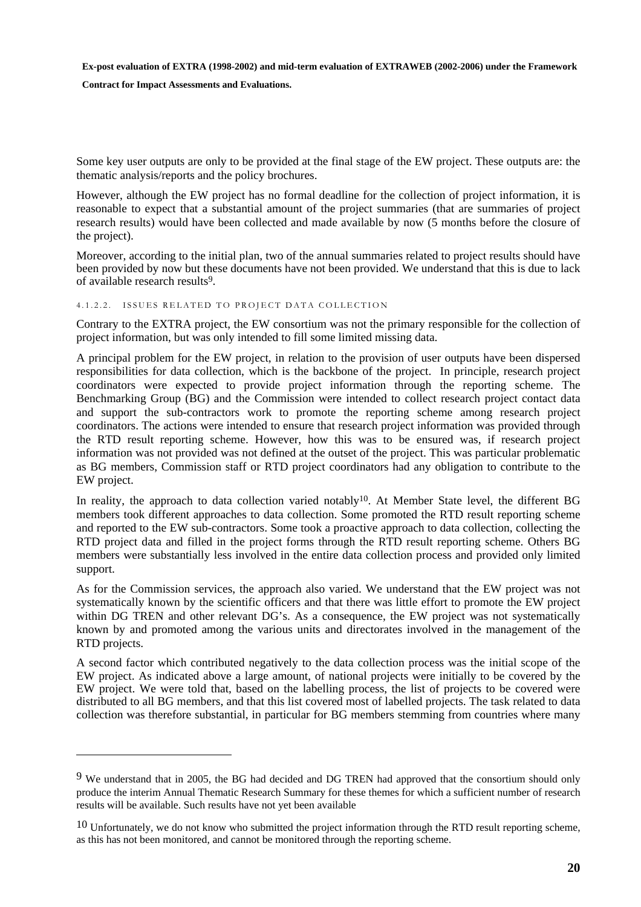Some key user outputs are only to be provided at the final stage of the EW project. These outputs are: the thematic analysis/reports and the policy brochures.

However, although the EW project has no formal deadline for the collection of project information, it is reasonable to expect that a substantial amount of the project summaries (that are summaries of project research results) would have been collected and made available by now (5 months before the closure of the project).

Moreover, according to the initial plan, two of the annual summaries related to project results should have been provided by now but these documents have not been provided. We understand that this is due to lack of available research results[9].

#### 4.1.2.2. ISSUES RELATED TO PROJECT DATA COLLECTION

Contrary to the EXTRA project, the EW consortium was not the primary responsible for the collection of project information, but was only intended to fill some limited missing data.

A principal problem for the EW project, in relation to the provision of user outputs have been dispersed responsibilities for data collection, which is the backbone of the project. In principle, research project coordinators were expected to provide project information through the reporting scheme. The Benchmarking Group (BG) and the Commission were intended to collect research project contact data and support the sub-contractors work to promote the reporting scheme among research project coordinators. The actions were intended to ensure that research project information was provided through the RTD result reporting scheme. However, how this was to be ensured was, if research project information was not provided was not defined at the outset of the project. This was particular problematic as BG members, Commission staff or RTD project coordinators had any obligation to contribute to the EW project.

In reality, the approach to data collection varied notably[10]. At Member State level, the different BG members took different approaches to data collection. Some promoted the RTD result reporting scheme and reported to the EW sub-contractors. Some took a proactive approach to data collection, collecting the RTD project data and filled in the project forms through the RTD result reporting scheme. Others BG members were substantially less involved in the entire data collection process and provided only limited support.

As for the Commission services, the approach also varied. We understand that the EW project was not systematically known by the scientific officers and that there was little effort to promote the EW project within DG TREN and other relevant DG's. As a consequence, the EW project was not systematically known by and promoted among the various units and directorates involved in the management of the RTD projects.

A second factor which contributed negatively to the data collection process was the initial scope of the EW project. As indicated above a large amount, of national projects were initially to be covered by the EW project. We were told that, based on the labelling process, the list of projects to be covered were distributed to all BG members, and that this list covered most of labelled projects. The task related to data collection was therefore substantial, in particular for BG members stemming from countries where many

---

[9] We understand that in 2005, the BG had decided and DG TREN had approved that the consortium should only produce the interim Annual Thematic Research Summary for these themes for which a sufficient number of research results will be available. Such results have not yet been available

[10] Unfortunately, we do not know who submitted the project information through the RTD result reporting scheme, as this has not been monitored, and cannot be monitored through the reporting scheme.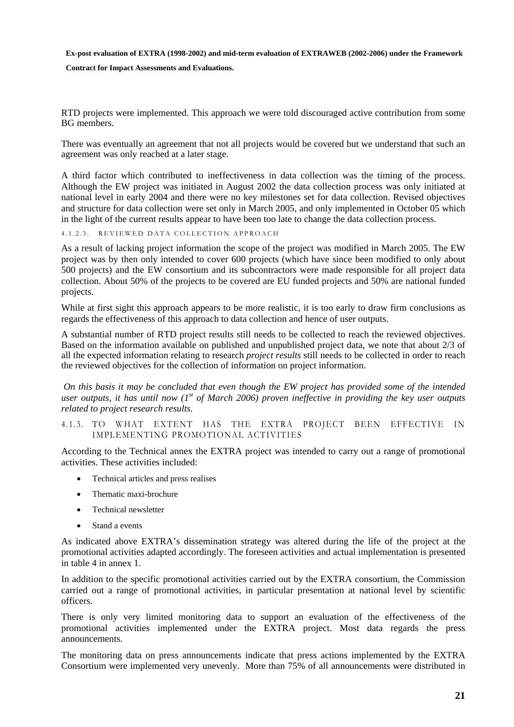RTD projects were implemented. This approach we were told discouraged active contribution from some BG members.

There was eventually an agreement that not all projects would be covered but we understand that such an agreement was only reached at a later stage.

A third factor which contributed to ineffectiveness in data collection was the timing of the process. Although the EW project was initiated in August 2002 the data collection process was only initiated at national level in early 2004 and there were no key milestones set for data collection. Revised objectives and structure for data collection were set only in March 2005, and only implemented in October 05 which in the light of the current results appear to have been too late to change the data collection process.

#### 4.1.2.3. REVIEWED DATA COLLECTION APPROACH

As a result of lacking project information the scope of the project was modified in March 2005. The EW project was by then only intended to cover 600 projects (which have since been modified to only about 500 projects) and the EW consortium and its subcontractors were made responsible for all project data collection. About 50% of the projects to be covered are EU funded projects and 50% are national funded projects.

While at first sight this approach appears to be more realistic, it is too early to draw firm conclusions as regards the effectiveness of this approach to data collection and hence of user outputs.

A substantial number of RTD project results still needs to be collected to reach the reviewed objectives. Based on the information available on published and unpublished project data, we note that about 2/3 of all the expected information relating to research *project results* still needs to be collected in order to reach the reviewed objectives for the collection of information on project information.

*On this basis it may be concluded that even though the EW project has provided some of the intended user outputs, it has until now (1st of March 2006) proven ineffective in providing the key user outputs related to project research results.*

### 4.1.3. TO WHAT EXTENT HAS THE EXTRA PROJECT BEEN EFFECTIVE IN IMPLEMENTING PROMOTIONAL ACTIVITIES

According to the Technical annex the EXTRA project was intended to carry out a range of promotional activities. These activities included:

- Technical articles and press realises
- Thematic maxi-brochure
- Technical newsletter
- Stand a events

As indicated above EXTRA's dissemination strategy was altered during the life of the project at the promotional activities adapted accordingly. The foreseen activities and actual implementation is presented in table 4 in annex 1.

In addition to the specific promotional activities carried out by the EXTRA consortium, the Commission carried out a range of promotional activities, in particular presentation at national level by scientific officers.

There is only very limited monitoring data to support an evaluation of the effectiveness of the promotional activities implemented under the EXTRA project. Most data regards the press announcements.

The monitoring data on press announcements indicate that press actions implemented by the EXTRA Consortium were implemented very unevenly. More than 75% of all announcements were distributed in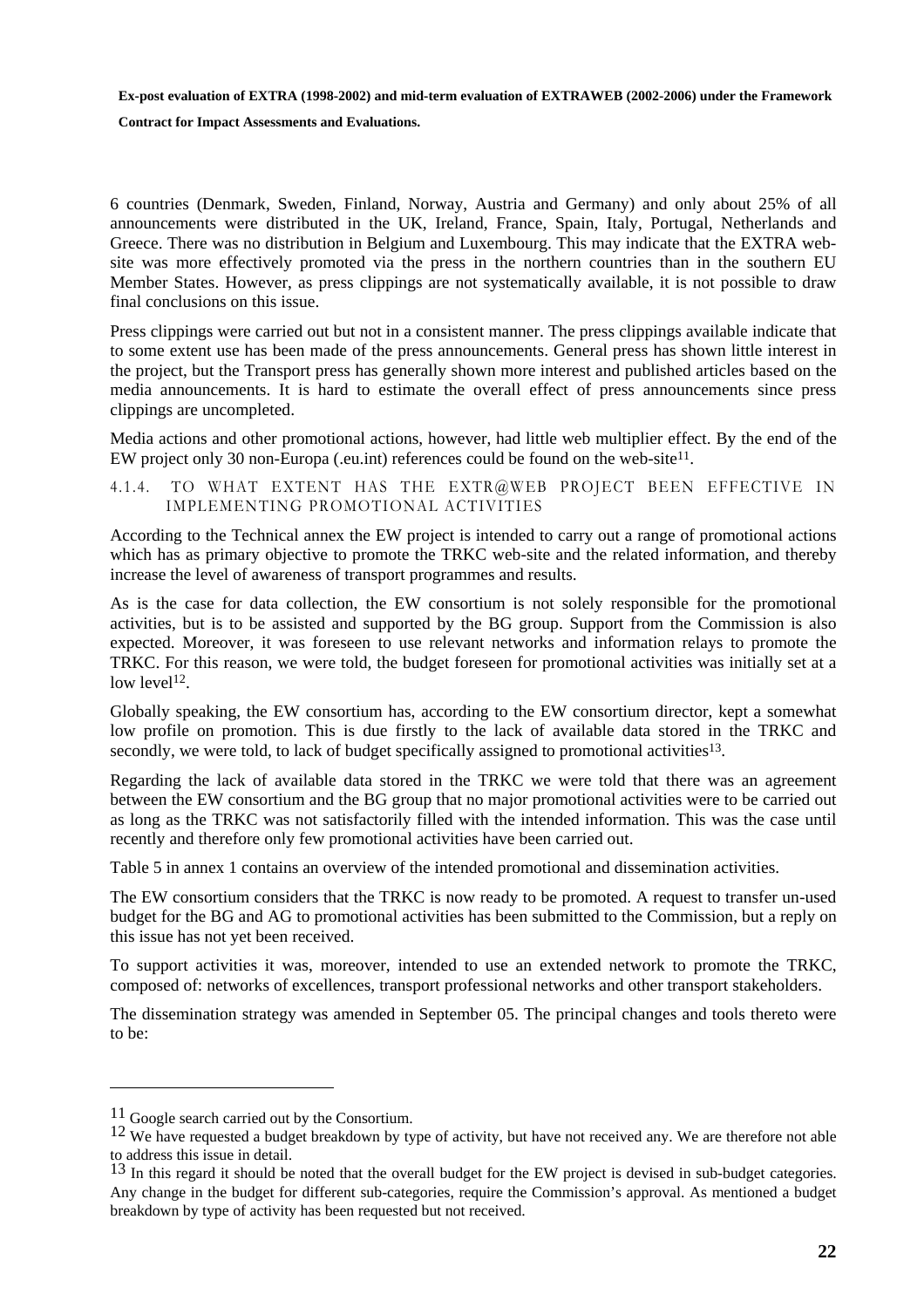6 countries (Denmark, Sweden, Finland, Norway, Austria and Germany) and only about 25% of all announcements were distributed in the UK, Ireland, France, Spain, Italy, Portugal, Netherlands and Greece. There was no distribution in Belgium and Luxembourg. This may indicate that the EXTRA web-site was more effectively promoted via the press in the northern countries than in the southern EU Member States. However, as press clippings are not systematically available, it is not possible to draw final conclusions on this issue.

Press clippings were carried out but not in a consistent manner. The press clippings available indicate that to some extent use has been made of the press announcements. General press has shown little interest in the project, but the Transport press has generally shown more interest and published articles based on the media announcements. It is hard to estimate the overall effect of press announcements since press clippings are uncompleted.

Media actions and other promotional actions, however, had little web multiplier effect. By the end of the EW project only 30 non-Europa (.eu.int) references could be found on the web-site[11].

#### 4.1.4. TO WHAT EXTENT HAS THE EXTR@WEB PROJECT BEEN EFFECTIVE IN IMPLEMENTING PROMOTIONAL ACTIVITIES

According to the Technical annex the EW project is intended to carry out a range of promotional actions which has as primary objective to promote the TRKC web-site and the related information, and thereby increase the level of awareness of transport programmes and results.

As is the case for data collection, the EW consortium is not solely responsible for the promotional activities, but is to be assisted and supported by the BG group. Support from the Commission is also expected. Moreover, it was foreseen to use relevant networks and information relays to promote the TRKC. For this reason, we were told, the budget foreseen for promotional activities was initially set at a low level[12].

Globally speaking, the EW consortium has, according to the EW consortium director, kept a somewhat low profile on promotion. This is due firstly to the lack of available data stored in the TRKC and secondly, we were told, to lack of budget specifically assigned to promotional activities[13].

Regarding the lack of available data stored in the TRKC we were told that there was an agreement between the EW consortium and the BG group that no major promotional activities were to be carried out as long as the TRKC was not satisfactorily filled with the intended information. This was the case until recently and therefore only few promotional activities have been carried out.

Table 5 in annex 1 contains an overview of the intended promotional and dissemination activities.

The EW consortium considers that the TRKC is now ready to be promoted. A request to transfer un-used budget for the BG and AG to promotional activities has been submitted to the Commission, but a reply on this issue has not yet been received.

To support activities it was, moreover, intended to use an extended network to promote the TRKC, composed of: networks of excellences, transport professional networks and other transport stakeholders.

The dissemination strategy was amended in September 05. The principal changes and tools thereto were to be:

---

[11] Google search carried out by the Consortium.

[12] We have requested a budget breakdown by type of activity, but have not received any. We are therefore not able to address this issue in detail.

[13] In this regard it should be noted that the overall budget for the EW project is devised in sub-budget categories. Any change in the budget for different sub-categories, require the Commission's approval. As mentioned a budget breakdown by type of activity has been requested but not received.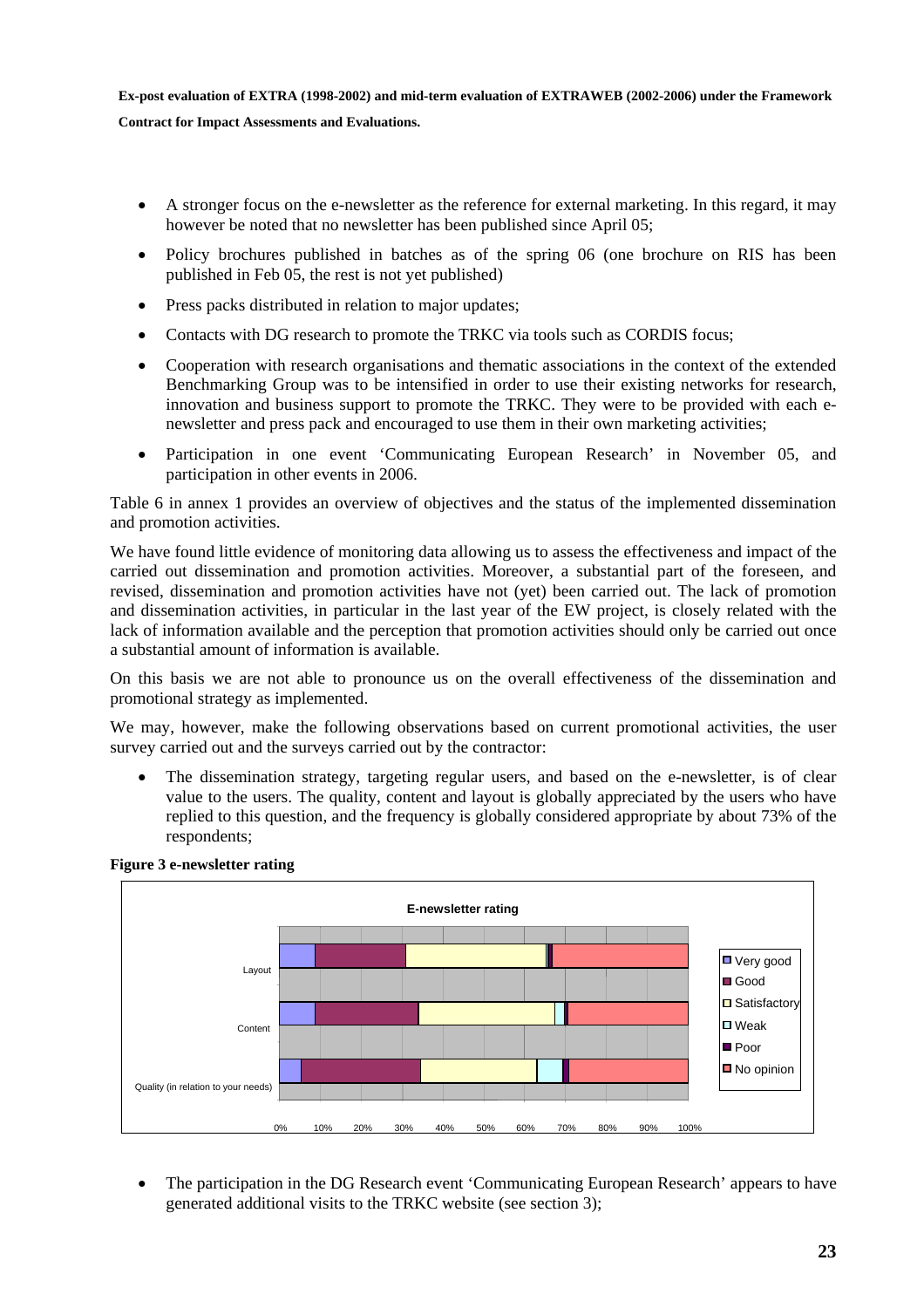- A stronger focus on the e-newsletter as the reference for external marketing. In this regard, it may however be noted that no newsletter has been published since April 05;
- Policy brochures published in batches as of the spring 06 (one brochure on RIS has been published in Feb 05, the rest is not yet published)
- Press packs distributed in relation to major updates;
- Contacts with DG research to promote the TRKC via tools such as CORDIS focus;
- Cooperation with research organisations and thematic associations in the context of the extended Benchmarking Group was to be intensified in order to use their existing networks for research, innovation and business support to promote the TRKC. They were to be provided with each e-newsletter and press pack and encouraged to use them in their own marketing activities;
- Participation in one event 'Communicating European Research' in November 05, and participation in other events in 2006.

Table 6 in annex 1 provides an overview of objectives and the status of the implemented dissemination and promotion activities.

We have found little evidence of monitoring data allowing us to assess the effectiveness and impact of the carried out dissemination and promotion activities. Moreover, a substantial part of the foreseen, and revised, dissemination and promotion activities have not (yet) been carried out. The lack of promotion and dissemination activities, in particular in the last year of the EW project, is closely related with the lack of information available and the perception that promotion activities should only be carried out once a substantial amount of information is available.

On this basis we are not able to pronounce us on the overall effectiveness of the dissemination and promotional strategy as implemented.

We may, however, make the following observations based on current promotional activities, the user survey carried out and the surveys carried out by the contractor:

- The dissemination strategy, targeting regular users, and based on the e-newsletter, is of clear value to the users. The quality, content and layout is globally appreciated by the users who have replied to this question, and the frequency is globally considered appropriate by about 73% of the respondents;

**Figure 3 e-newsletter rating**

E-newsletter rating

Layout, Content, Quality (in relation to your needs)

0% 10% 20% 30% 40% 50% 60% 70% 80% 90% 100%

Very good, Good, Satisfactory, Weak, Poor, No opinion

- The participation in the DG Research event 'Communicating European Research' appears to have generated additional visits to the TRKC website (see section 3);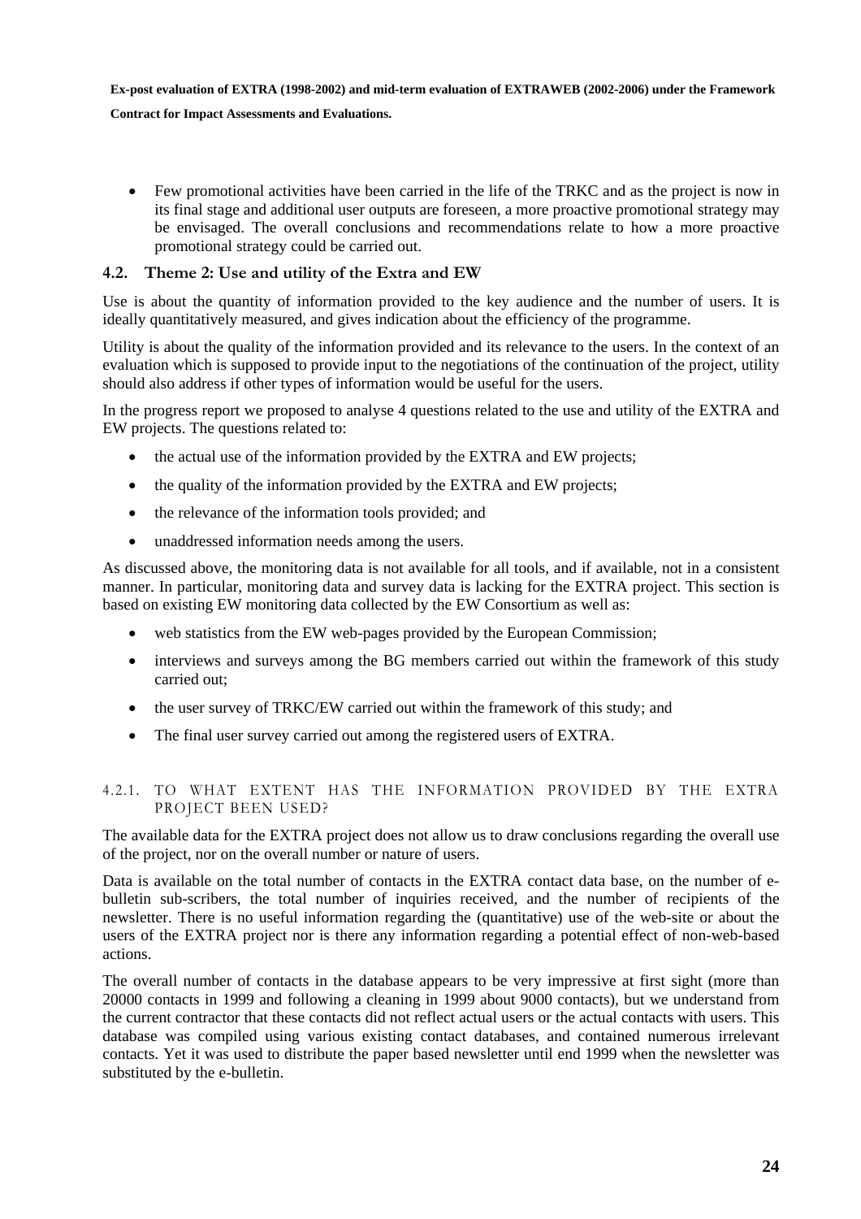- Few promotional activities have been carried in the life of the TRKC and as the project is now in its final stage and additional user outputs are foreseen, a more proactive promotional strategy may be envisaged. The overall conclusions and recommendations relate to how a more proactive promotional strategy could be carried out.

## 4.2. Theme 2: Use and utility of the Extra and EW

Use is about the quantity of information provided to the key audience and the number of users. It is ideally quantitatively measured, and gives indication about the efficiency of the programme.

Utility is about the quality of the information provided and its relevance to the users. In the context of an evaluation which is supposed to provide input to the negotiations of the continuation of the project, utility should also address if other types of information would be useful for the users.

In the progress report we proposed to analyse 4 questions related to the use and utility of the EXTRA and EW projects. The questions related to:

- the actual use of the information provided by the EXTRA and EW projects;
- the quality of the information provided by the EXTRA and EW projects;
- the relevance of the information tools provided; and
- unaddressed information needs among the users.

As discussed above, the monitoring data is not available for all tools, and if available, not in a consistent manner. In particular, monitoring data and survey data is lacking for the EXTRA project. This section is based on existing EW monitoring data collected by the EW Consortium as well as:

- web statistics from the EW web-pages provided by the European Commission;
- interviews and surveys among the BG members carried out within the framework of this study carried out;
- the user survey of TRKC/EW carried out within the framework of this study; and
- The final user survey carried out among the registered users of EXTRA.

### 4.2.1. TO WHAT EXTENT HAS THE INFORMATION PROVIDED BY THE EXTRA PROJECT BEEN USED?

The available data for the EXTRA project does not allow us to draw conclusions regarding the overall use of the project, nor on the overall number or nature of users.

Data is available on the total number of contacts in the EXTRA contact data base, on the number of e-bulletin sub-scribers, the total number of inquiries received, and the number of recipients of the newsletter. There is no useful information regarding the (quantitative) use of the web-site or about the users of the EXTRA project nor is there any information regarding a potential effect of non-web-based actions.

The overall number of contacts in the database appears to be very impressive at first sight (more than 20000 contacts in 1999 and following a cleaning in 1999 about 9000 contacts), but we understand from the current contractor that these contacts did not reflect actual users or the actual contacts with users. This database was compiled using various existing contact databases, and contained numerous irrelevant contacts. Yet it was used to distribute the paper based newsletter until end 1999 when the newsletter was substituted by the e-bulletin.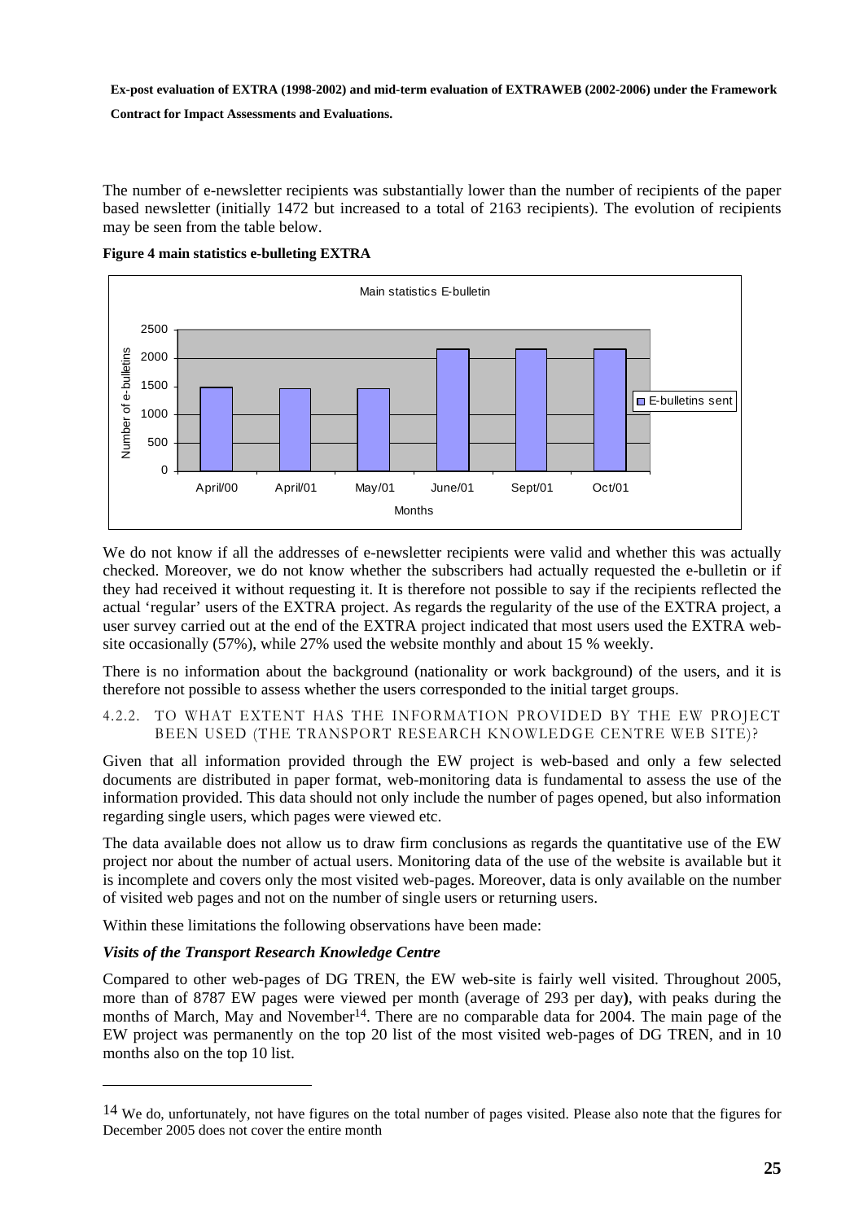The number of e-newsletter recipients was substantially lower than the number of recipients of the paper based newsletter (initially 1472 but increased to a total of 2163 recipients). The evolution of recipients may be seen from the table below.

**Figure 4 main statistics e-bulleting EXTRA**

We do not know if all the addresses of e-newsletter recipients were valid and whether this was actually checked. Moreover, we do not know whether the subscribers had actually requested the e-bulletin or if they had received it without requesting it. It is therefore not possible to say if the recipients reflected the actual 'regular' users of the EXTRA project. As regards the regularity of the use of the EXTRA project, a user survey carried out at the end of the EXTRA project indicated that most users used the EXTRA web-site occasionally (57%), while 27% used the website monthly and about 15 % weekly.

There is no information about the background (nationality or work background) of the users, and it is therefore not possible to assess whether the users corresponded to the initial target groups.

#### 4.2.2. TO WHAT EXTENT HAS THE INFORMATION PROVIDED BY THE EW PROJECT BEEN USED (THE TRANSPORT RESEARCH KNOWLEDGE CENTRE WEB SITE)?

Given that all information provided through the EW project is web-based and only a few selected documents are distributed in paper format, web-monitoring data is fundamental to assess the use of the information provided. This data should not only include the number of pages opened, but also information regarding single users, which pages were viewed etc.

The data available does not allow us to draw firm conclusions as regards the quantitative use of the EW project nor about the number of actual users. Monitoring data of the use of the website is available but it is incomplete and covers only the most visited web-pages. Moreover, data is only available on the number of visited web pages and not on the number of single users or returning users.

Within these limitations the following observations have been made:

***Visits of the Transport Research Knowledge Centre***

Compared to other web-pages of DG TREN, the EW web-site is fairly well visited. Throughout 2005, more than of 8787 EW pages were viewed per month (average of 293 per day**)**, with peaks during the months of March, May and November[14]. There are no comparable data for 2004. The main page of the EW project was permanently on the top 20 list of the most visited web-pages of DG TREN, and in 10 months also on the top 10 list.

---

[14] We do, unfortunately, not have figures on the total number of pages visited. Please also note that the figures for December 2005 does not cover the entire month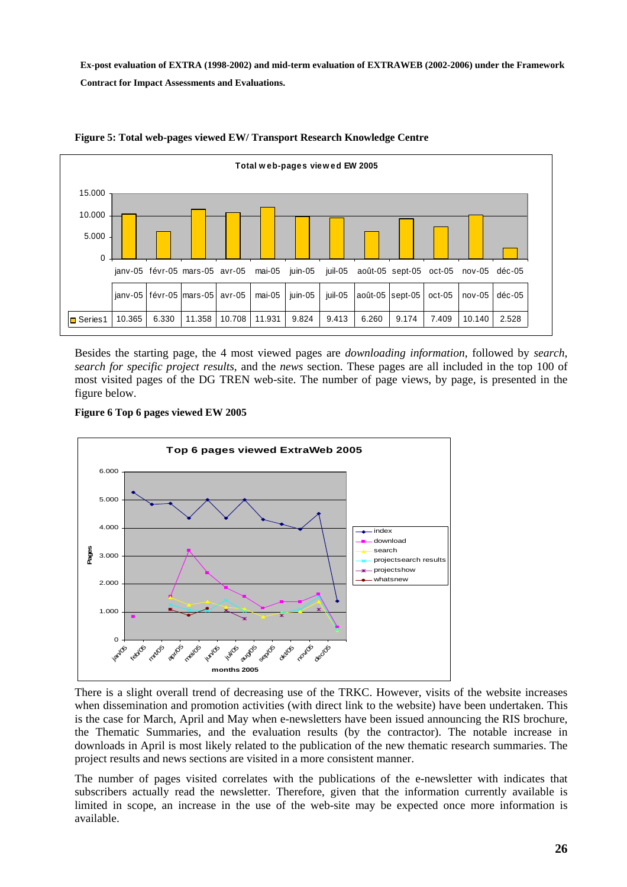**Ex-post evaluation of EXTRA (1998-2002) and mid-term evaluation of EXTRAWEB (2002-2006) under the Framework Contract for Impact Assessments and Evaluations.**

**Figure 5: Total web-pages viewed EW/ Transport Research Knowledge Centre**

Total web-pages viewed EW 2005

| | janv-05 | févr-05 | mars-05 | avr-05 | mai-05 | juin-05 | juil-05 | août-05 | sept-05 | oct-05 | nov-05 | déc-05 |
|---|---|---|---|---|---|---|---|---|---|---|---|---|
| Series1 | 10.365 | 6.330 | 11.358 | 10.708 | 11.931 | 9.824 | 9.413 | 6.260 | 9.174 | 7.409 | 10.140 | 2.528 |

Besides the starting page, the 4 most viewed pages are *downloading information*, followed by *search*, *search for specific project results*, and the *news* section. These pages are all included in the top 100 of most visited pages of the DG TREN web-site. The number of page views, by page, is presented in the figure below.

**Figure 6 Top 6 pages viewed EW 2005**

There is a slight overall trend of decreasing use of the TRKC. However, visits of the website increases when dissemination and promotion activities (with direct link to the website) have been undertaken. This is the case for March, April and May when e-newsletters have been issued announcing the RIS brochure, the Thematic Summaries, and the evaluation results (by the contractor). The notable increase in downloads in April is most likely related to the publication of the new thematic research summaries. The project results and news sections are visited in a more consistent manner.

The number of pages visited correlates with the publications of the e-newsletter with indicates that subscribers actually read the newsletter. Therefore, given that the information currently available is limited in scope, an increase in the use of the web-site may be expected once more information is available.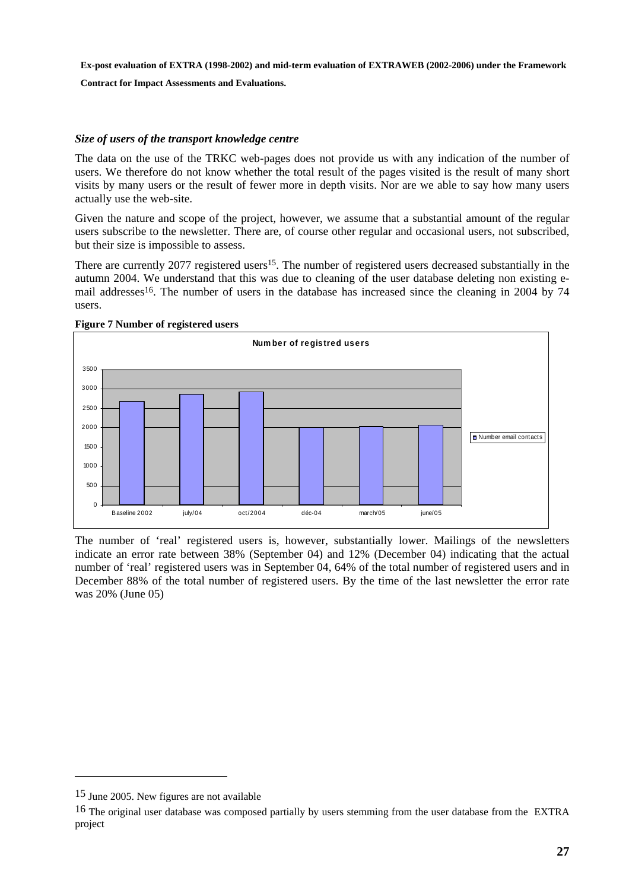### *Size of users of the transport knowledge centre*

The data on the use of the TRKC web-pages does not provide us with any indication of the number of users. We therefore do not know whether the total result of the pages visited is the result of many short visits by many users or the result of fewer more in depth visits. Nor are we able to say how many users actually use the web-site.

Given the nature and scope of the project, however, we assume that a substantial amount of the regular users subscribe to the newsletter. There are, of course other regular and occasional users, not subscribed, but their size is impossible to assess.

There are currently 2077 registered users[15]. The number of registered users decreased substantially in the autumn 2004. We understand that this was due to cleaning of the user database deleting non existing e-mail addresses[16]. The number of users in the database has increased since the cleaning in 2004 by 74 users.

**Figure 7 Number of registered users**

The number of 'real' registered users is, however, substantially lower. Mailings of the newsletters indicate an error rate between 38% (September 04) and 12% (December 04) indicating that the actual number of 'real' registered users was in September 04, 64% of the total number of registered users and in December 88% of the total number of registered users. By the time of the last newsletter the error rate was 20% (June 05)

[15] June 2005. New figures are not available

[16] The original user database was composed partially by users stemming from the user database from the EXTRA project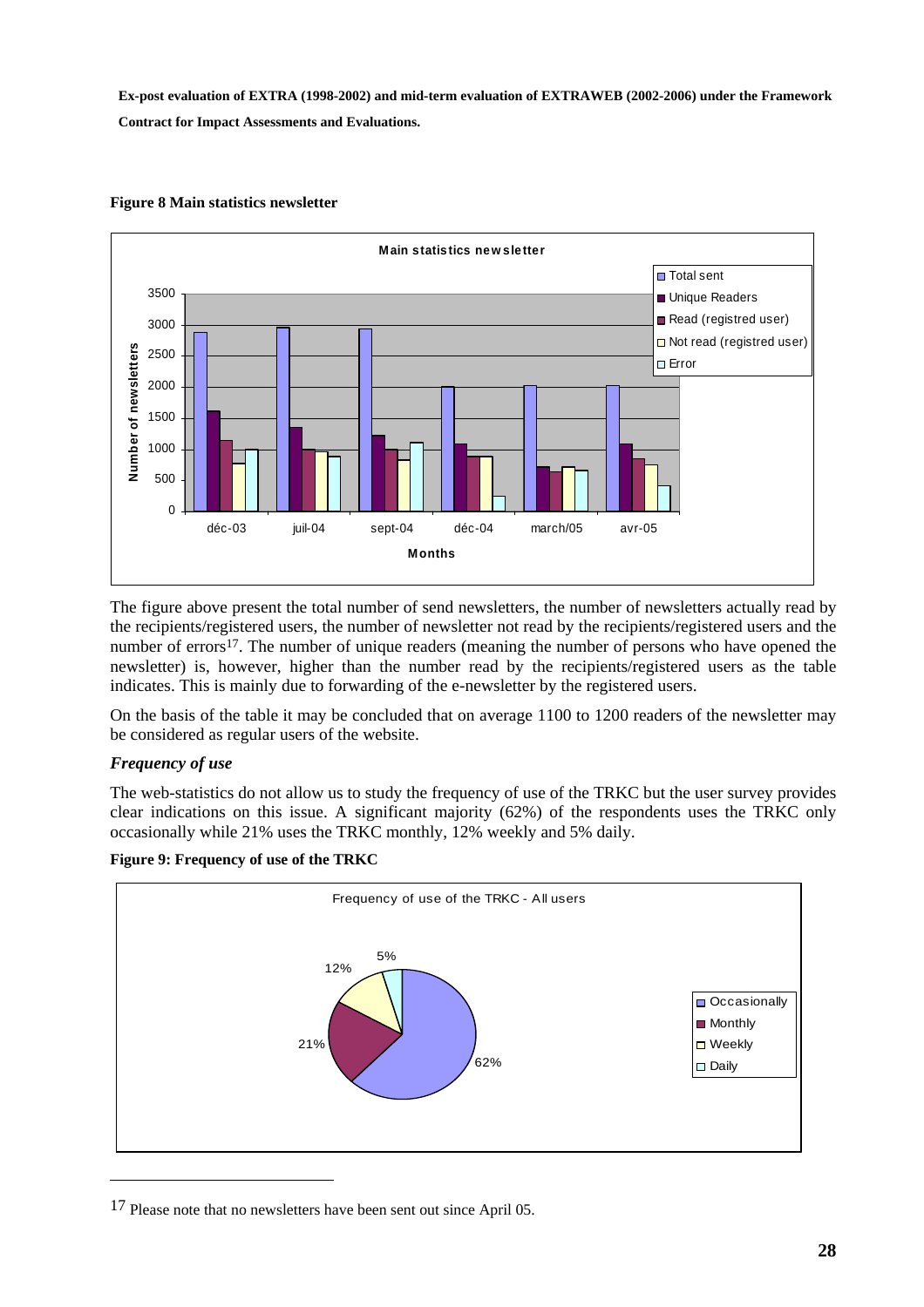**Figure 8 Main statistics newsletter**

The figure above present the total number of send newsletters, the number of newsletters actually read by the recipients/registered users, the number of newsletter not read by the recipients/registered users and the number of errors[17]. The number of unique readers (meaning the number of persons who have opened the newsletter) is, however, higher than the number read by the recipients/registered users as the table indicates. This is mainly due to forwarding of the e-newsletter by the registered users.

On the basis of the table it may be concluded that on average 1100 to 1200 readers of the newsletter may be considered as regular users of the website.

### *Frequency of use*

The web-statistics do not allow us to study the frequency of use of the TRKC but the user survey provides clear indications on this issue. A significant majority (62%) of the respondents uses the TRKC only occasionally while 21% uses the TRKC monthly, 12% weekly and 5% daily.

**Figure 9: Frequency of use of the TRKC**

---

[17] Please note that no newsletters have been sent out since April 05.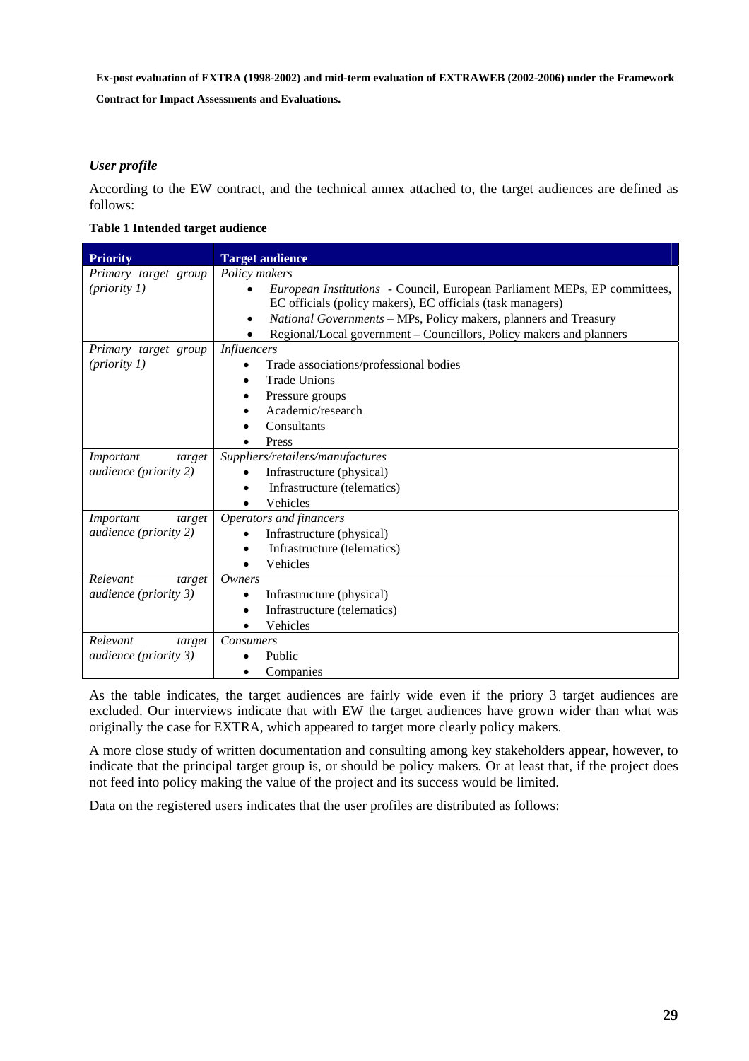### *User profile*

According to the EW contract, and the technical annex attached to, the target audiences are defined as follows:

**Table 1 Intended target audience**

| Priority | Target audience |
|---|---|
| *Primary target group (priority 1)* | *Policy makers*<br>• *European Institutions* - Council, European Parliament MEPs, EP committees, EC officials (policy makers), EC officials (task managers)<br>• *National Governments* – MPs, Policy makers, planners and Treasury<br>• Regional/Local government – Councillors, Policy makers and planners |
| *Primary target group (priority 1)* | *Influencers*<br>• Trade associations/professional bodies<br>• Trade Unions<br>• Pressure groups<br>• Academic/research<br>• Consultants<br>• Press |
| *Important target audience (priority 2)* | *Suppliers/retailers/manufactures*<br>• Infrastructure (physical)<br>• Infrastructure (telematics)<br>• Vehicles |
| *Important target audience (priority 2)* | *Operators and financers*<br>• Infrastructure (physical)<br>• Infrastructure (telematics)<br>• Vehicles |
| *Relevant target audience (priority 3)* | *Owners*<br>• Infrastructure (physical)<br>• Infrastructure (telematics)<br>• Vehicles |
| *Relevant target audience (priority 3)* | *Consumers*<br>• Public<br>• Companies |

As the table indicates, the target audiences are fairly wide even if the priory 3 target audiences are excluded. Our interviews indicate that with EW the target audiences have grown wider than what was originally the case for EXTRA, which appeared to target more clearly policy makers.

A more close study of written documentation and consulting among key stakeholders appear, however, to indicate that the principal target group is, or should be policy makers. Or at least that, if the project does not feed into policy making the value of the project and its success would be limited.

Data on the registered users indicates that the user profiles are distributed as follows: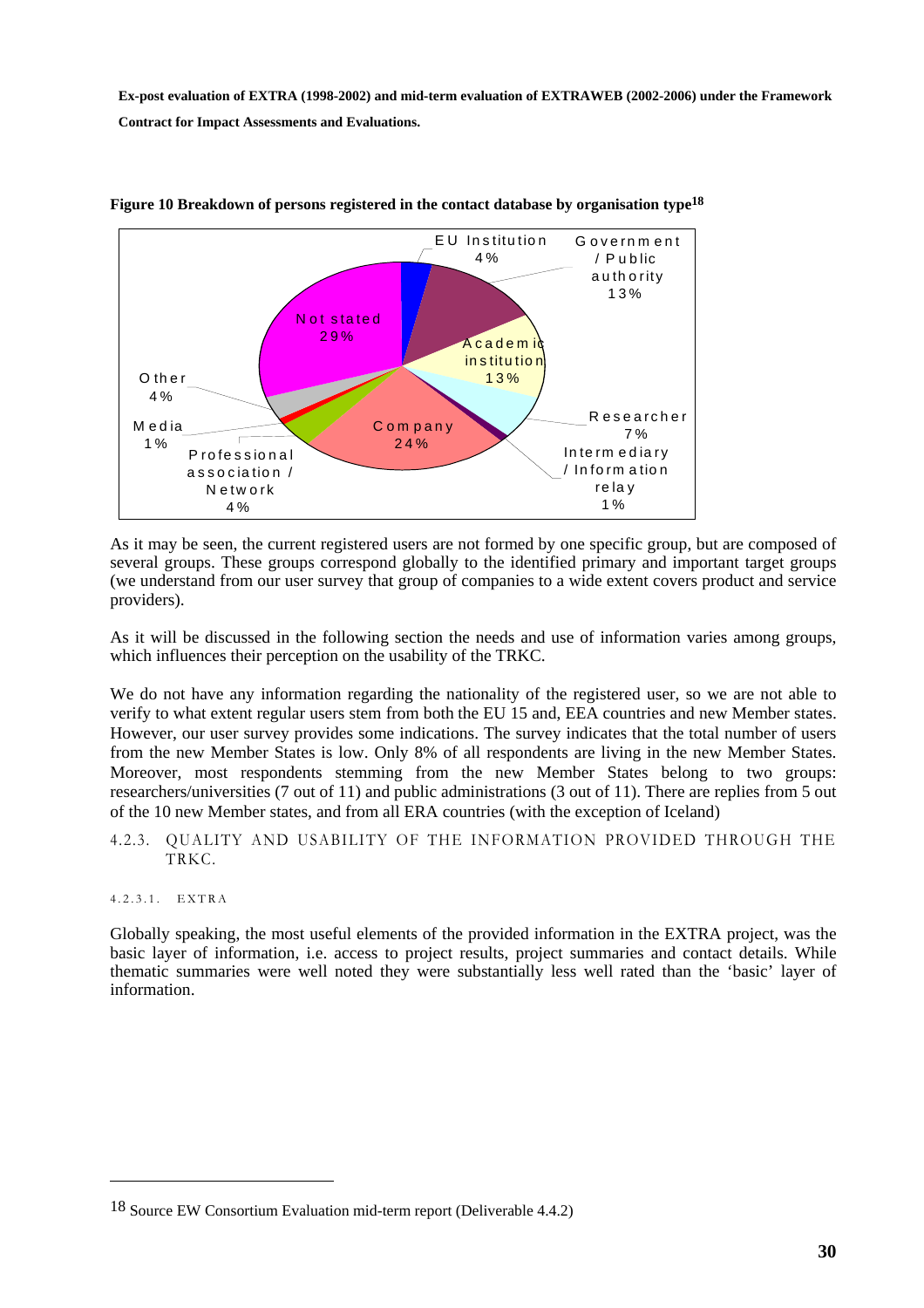**Figure 10 Breakdown of persons registered in the contact database by organisation type**[18]

EU Institution 4%

Government / Public authority 13%

Academic institution 13%

Researcher 7%

Intermediary / Information relay 1%

Company 24%

Professional association / Network 4%

Media 1%

Other 4%

Not stated 29%

As it may be seen, the current registered users are not formed by one specific group, but are composed of several groups. These groups correspond globally to the identified primary and important target groups (we understand from our user survey that group of companies to a wide extent covers product and service providers).

As it will be discussed in the following section the needs and use of information varies among groups, which influences their perception on the usability of the TRKC.

We do not have any information regarding the nationality of the registered user, so we are not able to verify to what extent regular users stem from both the EU 15 and, EEA countries and new Member states. However, our user survey provides some indications. The survey indicates that the total number of users from the new Member States is low. Only 8% of all respondents are living in the new Member States. Moreover, most respondents stemming from the new Member States belong to two groups: researchers/universities (7 out of 11) and public administrations (3 out of 11). There are replies from 5 out of the 10 new Member states, and from all ERA countries (with the exception of Iceland)

### 4.2.3. QUALITY AND USABILITY OF THE INFORMATION PROVIDED THROUGH THE TRKC.

#### 4.2.3.1. EXTRA

Globally speaking, the most useful elements of the provided information in the EXTRA project, was the basic layer of information, i.e. access to project results, project summaries and contact details. While thematic summaries were well noted they were substantially less well rated than the 'basic' layer of information.

---

18 Source EW Consortium Evaluation mid-term report (Deliverable 4.4.2)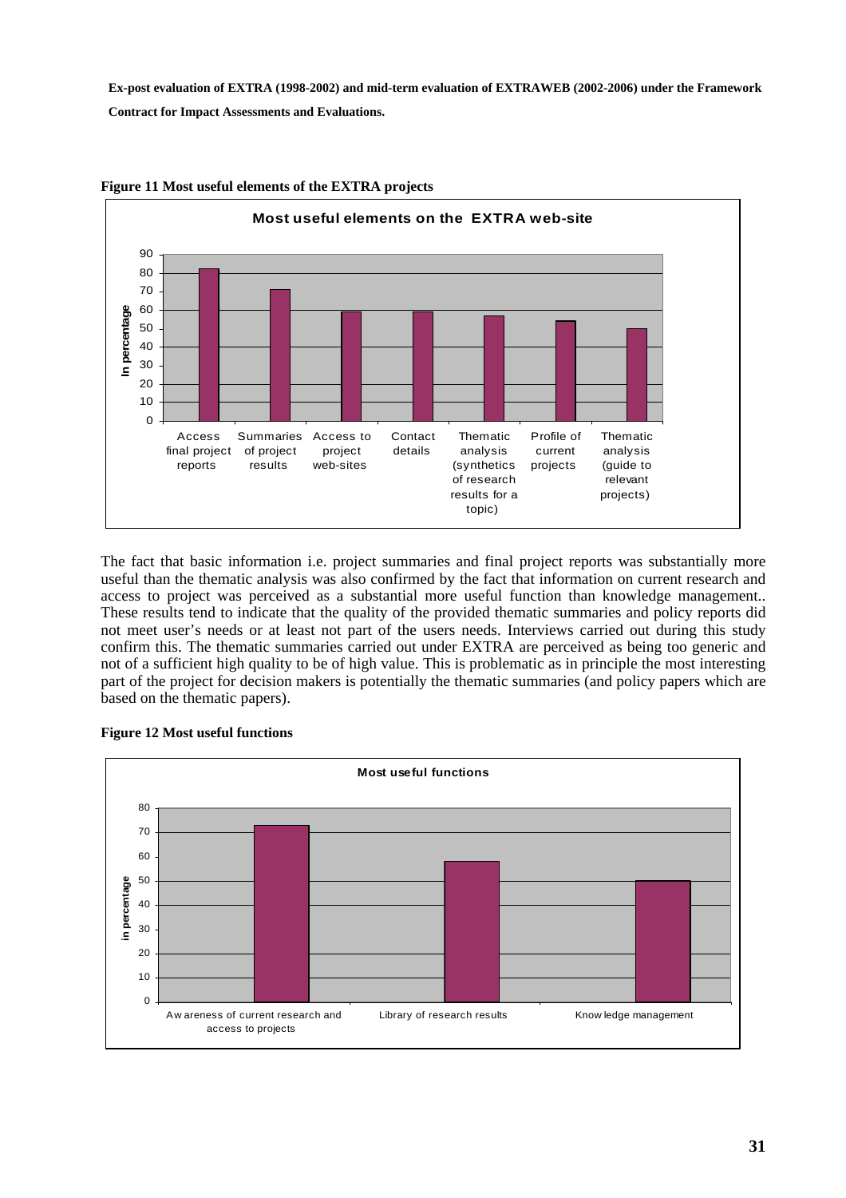**Figure 11 Most useful elements of the EXTRA projects**

The fact that basic information i.e. project summaries and final project reports was substantially more useful than the thematic analysis was also confirmed by the fact that information on current research and access to project was perceived as a substantial more useful function than knowledge management.. These results tend to indicate that the quality of the provided thematic summaries and policy reports did not meet user's needs or at least not part of the users needs. Interviews carried out during this study confirm this. The thematic summaries carried out under EXTRA are perceived as being too generic and not of a sufficient high quality to be of high value. This is problematic as in principle the most interesting part of the project for decision makers is potentially the thematic summaries (and policy papers which are based on the thematic papers).

**Figure 12 Most useful functions**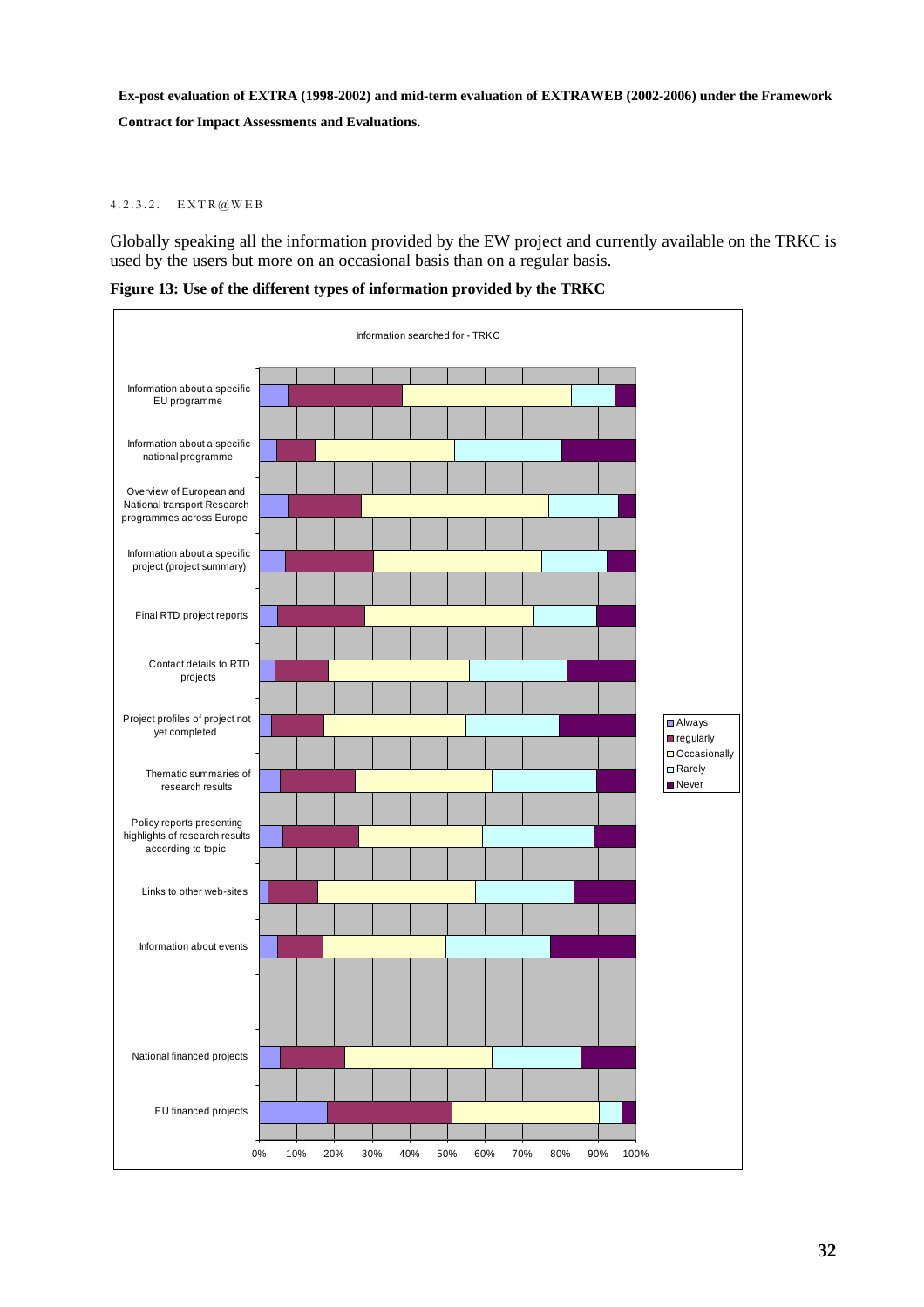#### 4.2.3.2. EXTR@WEB

Globally speaking all the information provided by the EW project and currently available on the TRKC is used by the users but more on an occasional basis than on a regular basis.

**Figure 13: Use of the different types of information provided by the TRKC**

Information searched for - TRKC

Information about a specific EU programme

Information about a specific national programme

Overview of European and National transport Research programmes across Europe

Information about a specific project (project summary)

Final RTD project reports

Contact details to RTD projects

Project profiles of project not yet completed

Thematic summaries of research results

Policy reports presenting highlights of research results according to topic

Links to other web-sites

Information about events

National financed projects

EU financed projects

0% 10% 20% 30% 40% 50% 60% 70% 80% 90% 100%

Always, regularly, Occasionally, Rarely, Never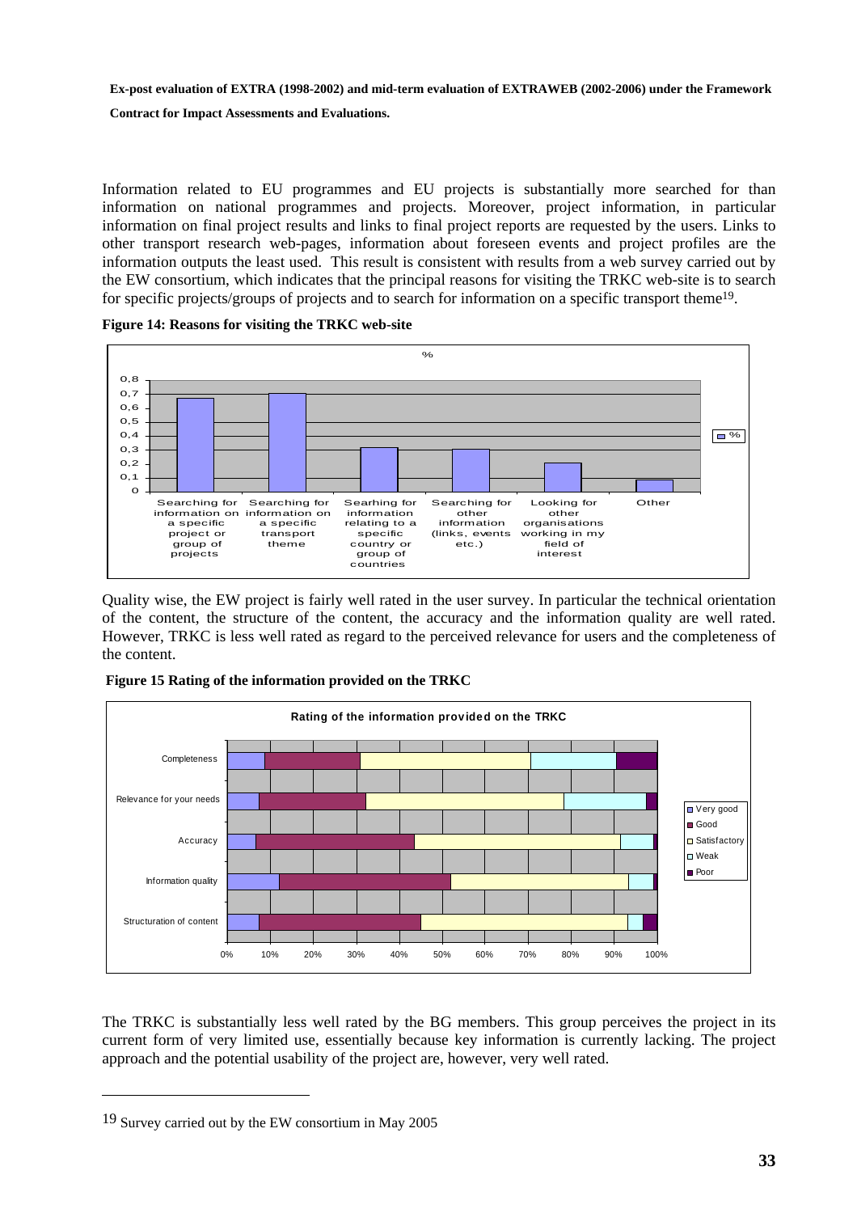Information related to EU programmes and EU projects is substantially more searched for than information on national programmes and projects. Moreover, project information, in particular information on final project results and links to final project reports are requested by the users. Links to other transport research web-pages, information about foreseen events and project profiles are the information outputs the least used. This result is consistent with results from a web survey carried out by the EW consortium, which indicates that the principal reasons for visiting the TRKC web-site is to search for specific projects/groups of projects and to search for information on a specific transport theme[19].

**Figure 14: Reasons for visiting the TRKC web-site**

Quality wise, the EW project is fairly well rated in the user survey. In particular the technical orientation of the content, the structure of the content, the accuracy and the information quality are well rated. However, TRKC is less well rated as regard to the perceived relevance for users and the completeness of the content.

**Figure 15 Rating of the information provided on the TRKC**

The TRKC is substantially less well rated by the BG members. This group perceives the project in its current form of very limited use, essentially because key information is currently lacking. The project approach and the potential usability of the project are, however, very well rated.

---

[19] Survey carried out by the EW consortium in May 2005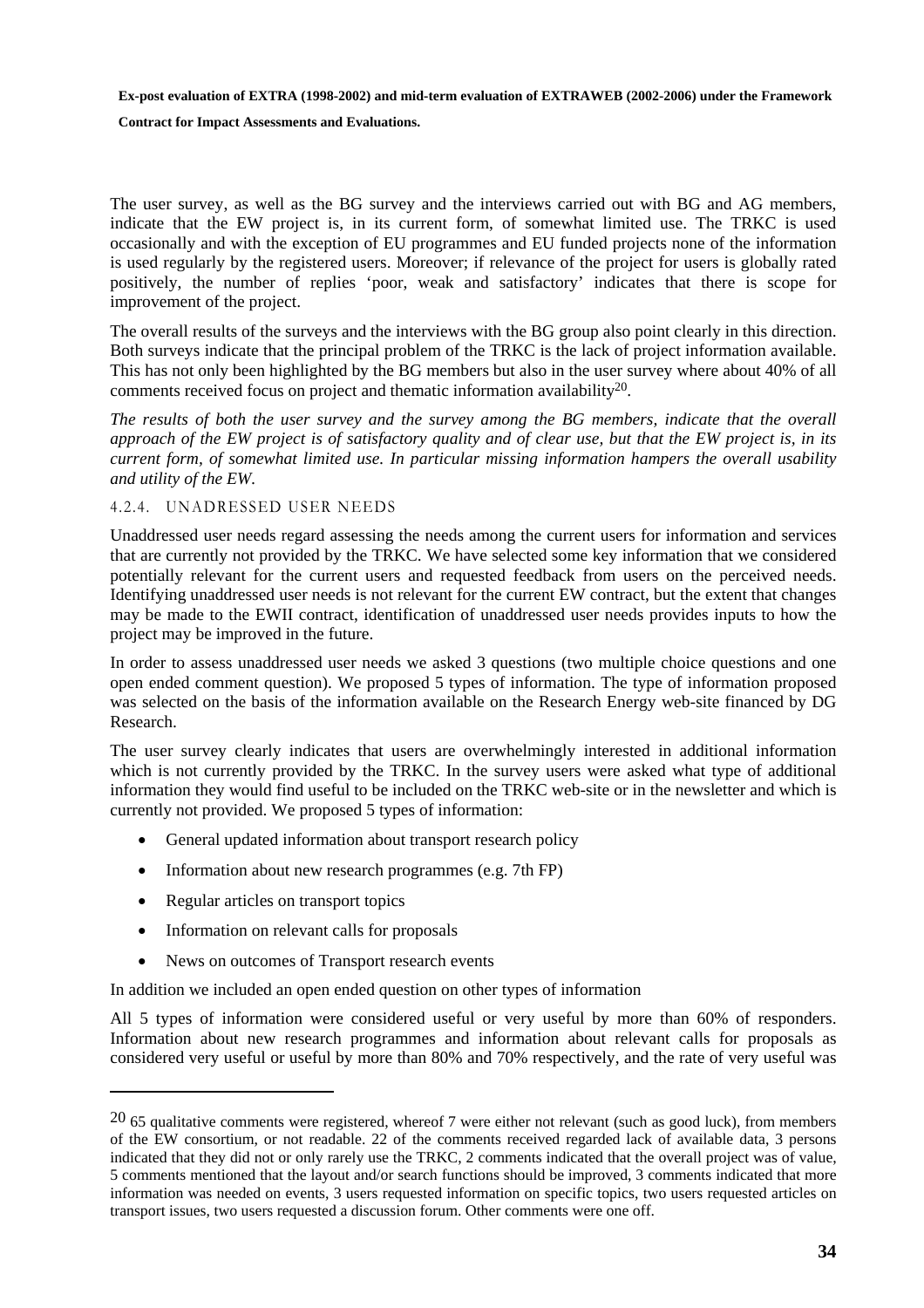The user survey, as well as the BG survey and the interviews carried out with BG and AG members, indicate that the EW project is, in its current form, of somewhat limited use. The TRKC is used occasionally and with the exception of EU programmes and EU funded projects none of the information is used regularly by the registered users. Moreover; if relevance of the project for users is globally rated positively, the number of replies 'poor, weak and satisfactory' indicates that there is scope for improvement of the project.

The overall results of the surveys and the interviews with the BG group also point clearly in this direction. Both surveys indicate that the principal problem of the TRKC is the lack of project information available. This has not only been highlighted by the BG members but also in the user survey where about 40% of all comments received focus on project and thematic information availability[20].

*The results of both the user survey and the survey among the BG members, indicate that the overall approach of the EW project is of satisfactory quality and of clear use, but that the EW project is, in its current form, of somewhat limited use. In particular missing information hampers the overall usability and utility of the EW.*

#### 4.2.4. UNADRESSED USER NEEDS

Unaddressed user needs regard assessing the needs among the current users for information and services that are currently not provided by the TRKC. We have selected some key information that we considered potentially relevant for the current users and requested feedback from users on the perceived needs. Identifying unaddressed user needs is not relevant for the current EW contract, but the extent that changes may be made to the EWII contract, identification of unaddressed user needs provides inputs to how the project may be improved in the future.

In order to assess unaddressed user needs we asked 3 questions (two multiple choice questions and one open ended comment question). We proposed 5 types of information. The type of information proposed was selected on the basis of the information available on the Research Energy web-site financed by DG Research.

The user survey clearly indicates that users are overwhelmingly interested in additional information which is not currently provided by the TRKC. In the survey users were asked what type of additional information they would find useful to be included on the TRKC web-site or in the newsletter and which is currently not provided. We proposed 5 types of information:

- General updated information about transport research policy
- Information about new research programmes (e.g. 7th FP)
- Regular articles on transport topics
- Information on relevant calls for proposals
- News on outcomes of Transport research events

In addition we included an open ended question on other types of information

All 5 types of information were considered useful or very useful by more than 60% of responders. Information about new research programmes and information about relevant calls for proposals as considered very useful or useful by more than 80% and 70% respectively, and the rate of very useful was

---

[20] 65 qualitative comments were registered, whereof 7 were either not relevant (such as good luck), from members of the EW consortium, or not readable. 22 of the comments received regarded lack of available data, 3 persons indicated that they did not or only rarely use the TRKC, 2 comments indicated that the overall project was of value, 5 comments mentioned that the layout and/or search functions should be improved, 3 comments indicated that more information was needed on events, 3 users requested information on specific topics, two users requested articles on transport issues, two users requested a discussion forum. Other comments were one off.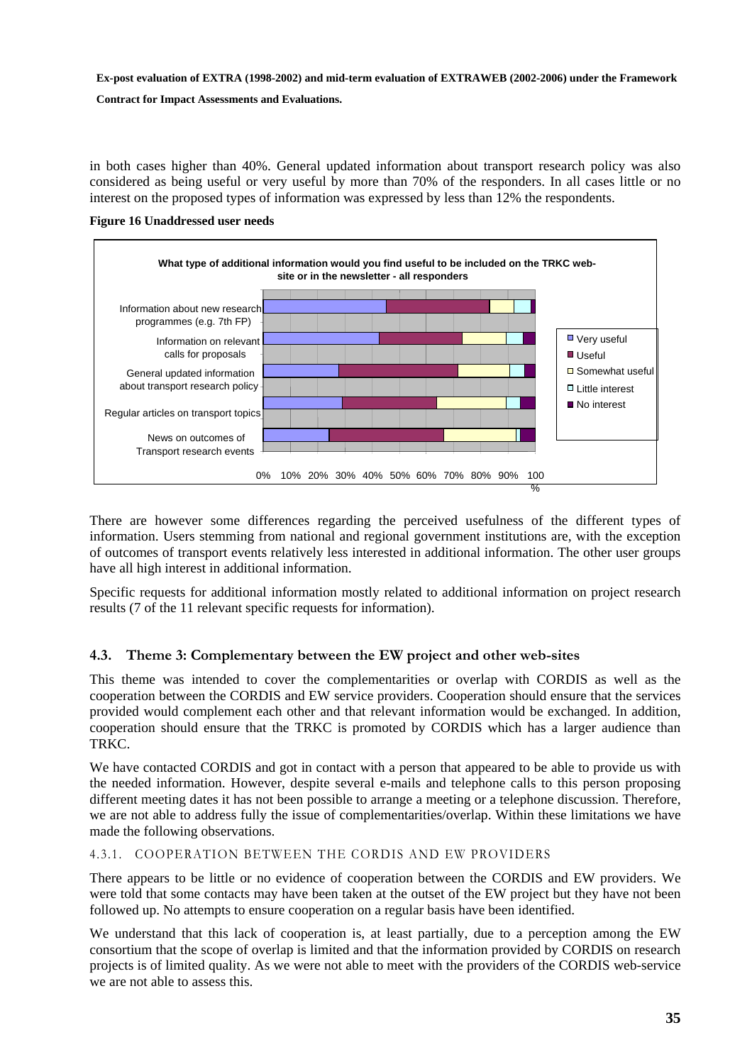in both cases higher than 40%. General updated information about transport research policy was also considered as being useful or very useful by more than 70% of the responders. In all cases little or no interest on the proposed types of information was expressed by less than 12% the respondents.

**Figure 16 Unaddressed user needs**

There are however some differences regarding the perceived usefulness of the different types of information. Users stemming from national and regional government institutions are, with the exception of outcomes of transport events relatively less interested in additional information. The other user groups have all high interest in additional information.

Specific requests for additional information mostly related to additional information on project research results (7 of the 11 relevant specific requests for information).

## 4.3. Theme 3: Complementary between the EW project and other web-sites

This theme was intended to cover the complementarities or overlap with CORDIS as well as the cooperation between the CORDIS and EW service providers. Cooperation should ensure that the services provided would complement each other and that relevant information would be exchanged. In addition, cooperation should ensure that the TRKC is promoted by CORDIS which has a larger audience than TRKC.

We have contacted CORDIS and got in contact with a person that appeared to be able to provide us with the needed information. However, despite several e-mails and telephone calls to this person proposing different meeting dates it has not been possible to arrange a meeting or a telephone discussion. Therefore, we are not able to address fully the issue of complementarities/overlap. Within these limitations we have made the following observations.

### 4.3.1. COOPERATION BETWEEN THE CORDIS AND EW PROVIDERS

There appears to be little or no evidence of cooperation between the CORDIS and EW providers. We were told that some contacts may have been taken at the outset of the EW project but they have not been followed up. No attempts to ensure cooperation on a regular basis have been identified.

We understand that this lack of cooperation is, at least partially, due to a perception among the EW consortium that the scope of overlap is limited and that the information provided by CORDIS on research projects is of limited quality. As we were not able to meet with the providers of the CORDIS web-service we are not able to assess this.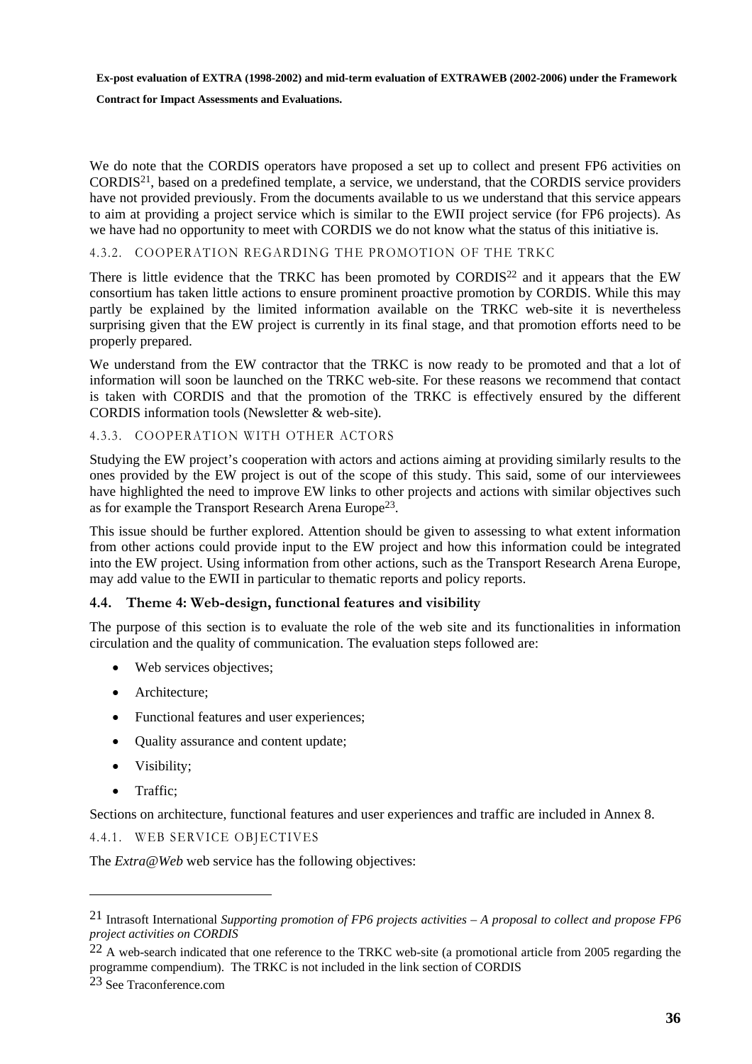We do note that the CORDIS operators have proposed a set up to collect and present FP6 activities on CORDIS[21], based on a predefined template, a service, we understand, that the CORDIS service providers have not provided previously. From the documents available to us we understand that this service appears to aim at providing a project service which is similar to the EWII project service (for FP6 projects). As we have had no opportunity to meet with CORDIS we do not know what the status of this initiative is.

#### 4.3.2. COOPERATION REGARDING THE PROMOTION OF THE TRKC

There is little evidence that the TRKC has been promoted by CORDIS[22] and it appears that the EW consortium has taken little actions to ensure prominent proactive promotion by CORDIS. While this may partly be explained by the limited information available on the TRKC web-site it is nevertheless surprising given that the EW project is currently in its final stage, and that promotion efforts need to be properly prepared.

We understand from the EW contractor that the TRKC is now ready to be promoted and that a lot of information will soon be launched on the TRKC web-site. For these reasons we recommend that contact is taken with CORDIS and that the promotion of the TRKC is effectively ensured by the different CORDIS information tools (Newsletter & web-site).

#### 4.3.3. COOPERATION WITH OTHER ACTORS

Studying the EW project's cooperation with actors and actions aiming at providing similarly results to the ones provided by the EW project is out of the scope of this study. This said, some of our interviewees have highlighted the need to improve EW links to other projects and actions with similar objectives such as for example the Transport Research Arena Europe[23].

This issue should be further explored. Attention should be given to assessing to what extent information from other actions could provide input to the EW project and how this information could be integrated into the EW project. Using information from other actions, such as the Transport Research Arena Europe, may add value to the EWII in particular to thematic reports and policy reports.

### 4.4. Theme 4: Web-design, functional features and visibility

The purpose of this section is to evaluate the role of the web site and its functionalities in information circulation and the quality of communication. The evaluation steps followed are:

- Web services objectives;
- Architecture;
- Functional features and user experiences;
- Quality assurance and content update;
- Visibility;
- Traffic;

Sections on architecture, functional features and user experiences and traffic are included in Annex 8.

#### 4.4.1. WEB SERVICE OBJECTIVES

The *Extra@Web* web service has the following objectives:

---

[21] Intrasoft International *Supporting promotion of FP6 projects activities – A proposal to collect and propose FP6 project activities on CORDIS*

[22] A web-search indicated that one reference to the TRKC web-site (a promotional article from 2005 regarding the programme compendium). The TRKC is not included in the link section of CORDIS

[23] See Traconference.com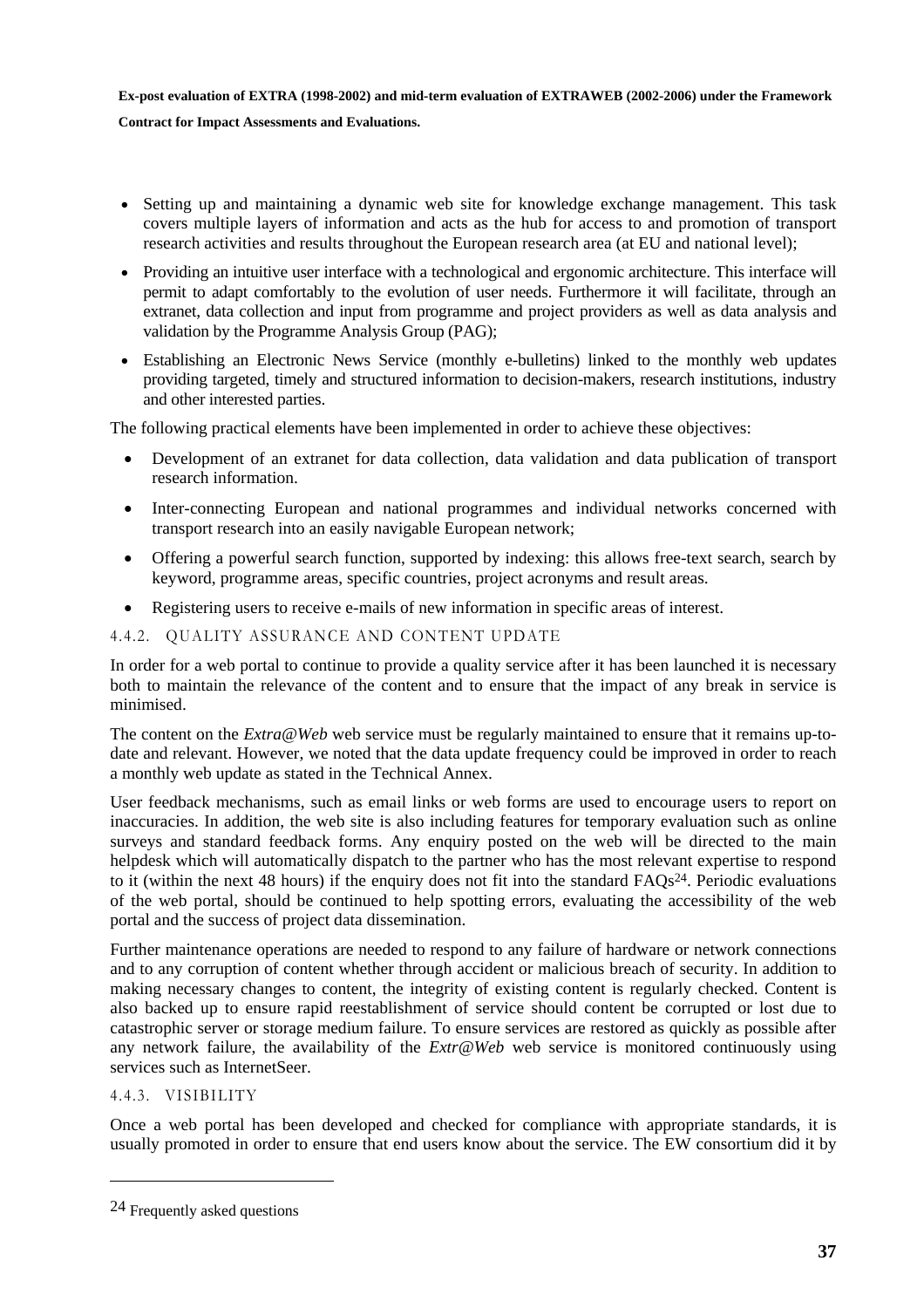- Setting up and maintaining a dynamic web site for knowledge exchange management. This task covers multiple layers of information and acts as the hub for access to and promotion of transport research activities and results throughout the European research area (at EU and national level);
- Providing an intuitive user interface with a technological and ergonomic architecture. This interface will permit to adapt comfortably to the evolution of user needs. Furthermore it will facilitate, through an extranet, data collection and input from programme and project providers as well as data analysis and validation by the Programme Analysis Group (PAG);
- Establishing an Electronic News Service (monthly e-bulletins) linked to the monthly web updates providing targeted, timely and structured information to decision-makers, research institutions, industry and other interested parties.

The following practical elements have been implemented in order to achieve these objectives:

- Development of an extranet for data collection, data validation and data publication of transport research information.
- Inter-connecting European and national programmes and individual networks concerned with transport research into an easily navigable European network;
- Offering a powerful search function, supported by indexing: this allows free-text search, search by keyword, programme areas, specific countries, project acronyms and result areas.
- Registering users to receive e-mails of new information in specific areas of interest.

### 4.4.2. QUALITY ASSURANCE AND CONTENT UPDATE

In order for a web portal to continue to provide a quality service after it has been launched it is necessary both to maintain the relevance of the content and to ensure that the impact of any break in service is minimised.

The content on the *Extra@Web* web service must be regularly maintained to ensure that it remains up-to-date and relevant. However, we noted that the data update frequency could be improved in order to reach a monthly web update as stated in the Technical Annex.

User feedback mechanisms, such as email links or web forms are used to encourage users to report on inaccuracies. In addition, the web site is also including features for temporary evaluation such as online surveys and standard feedback forms. Any enquiry posted on the web will be directed to the main helpdesk which will automatically dispatch to the partner who has the most relevant expertise to respond to it (within the next 48 hours) if the enquiry does not fit into the standard FAQs[24]. Periodic evaluations of the web portal, should be continued to help spotting errors, evaluating the accessibility of the web portal and the success of project data dissemination.

Further maintenance operations are needed to respond to any failure of hardware or network connections and to any corruption of content whether through accident or malicious breach of security. In addition to making necessary changes to content, the integrity of existing content is regularly checked. Content is also backed up to ensure rapid reestablishment of service should content be corrupted or lost due to catastrophic server or storage medium failure. To ensure services are restored as quickly as possible after any network failure, the availability of the *Extr@Web* web service is monitored continuously using services such as InternetSeer.

### 4.4.3. VISIBILITY

Once a web portal has been developed and checked for compliance with appropriate standards, it is usually promoted in order to ensure that end users know about the service. The EW consortium did it by

[24] Frequently asked questions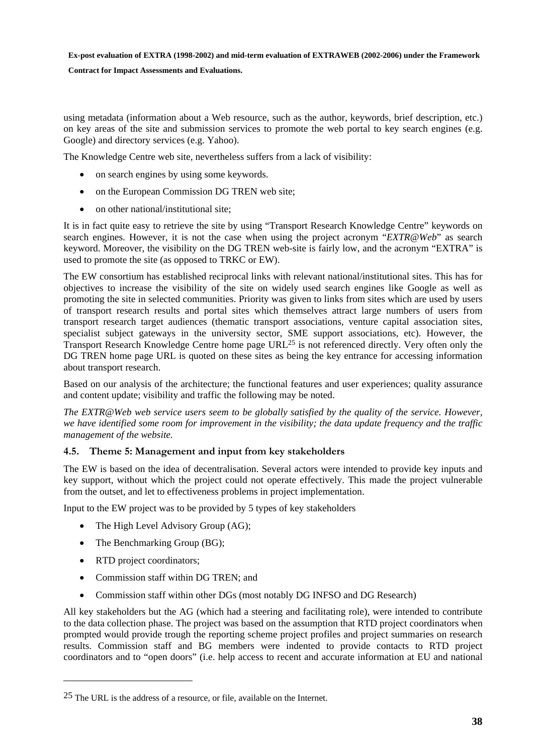using metadata (information about a Web resource, such as the author, keywords, brief description, etc.) on key areas of the site and submission services to promote the web portal to key search engines (e.g. Google) and directory services (e.g. Yahoo).

The Knowledge Centre web site, nevertheless suffers from a lack of visibility:

- on search engines by using some keywords.
- on the European Commission DG TREN web site;
- on other national/institutional site;

It is in fact quite easy to retrieve the site by using "Transport Research Knowledge Centre" keywords on search engines. However, it is not the case when using the project acronym "*EXTR@Web*" as search keyword. Moreover, the visibility on the DG TREN web-site is fairly low, and the acronym "EXTRA" is used to promote the site (as opposed to TRKC or EW).

The EW consortium has established reciprocal links with relevant national/institutional sites. This has for objectives to increase the visibility of the site on widely used search engines like Google as well as promoting the site in selected communities. Priority was given to links from sites which are used by users of transport research results and portal sites which themselves attract large numbers of users from transport research target audiences (thematic transport associations, venture capital association sites, specialist subject gateways in the university sector, SME support associations, etc). However, the Transport Research Knowledge Centre home page URL[25] is not referenced directly. Very often only the DG TREN home page URL is quoted on these sites as being the key entrance for accessing information about transport research.

Based on our analysis of the architecture; the functional features and user experiences; quality assurance and content update; visibility and traffic the following may be noted.

*The EXTR@Web web service users seem to be globally satisfied by the quality of the service. However, we have identified some room for improvement in the visibility; the data update frequency and the traffic management of the website.*

### 4.5. Theme 5: Management and input from key stakeholders

The EW is based on the idea of decentralisation. Several actors were intended to provide key inputs and key support, without which the project could not operate effectively. This made the project vulnerable from the outset, and let to effectiveness problems in project implementation.

Input to the EW project was to be provided by 5 types of key stakeholders

- The High Level Advisory Group (AG);
- The Benchmarking Group (BG);
- RTD project coordinators;
- Commission staff within DG TREN; and
- Commission staff within other DGs (most notably DG INFSO and DG Research)

All key stakeholders but the AG (which had a steering and facilitating role), were intended to contribute to the data collection phase. The project was based on the assumption that RTD project coordinators when prompted would provide trough the reporting scheme project profiles and project summaries on research results. Commission staff and BG members were indented to provide contacts to RTD project coordinators and to "open doors" (i.e. help access to recent and accurate information at EU and national

[25] The URL is the address of a resource, or file, available on the Internet.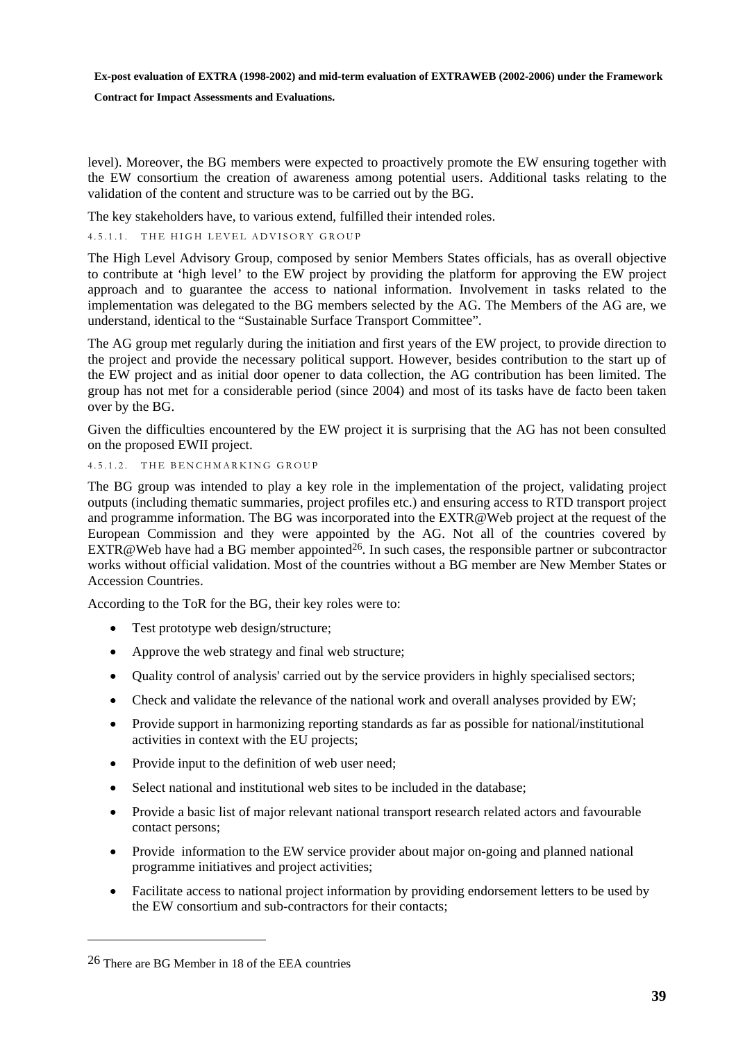level). Moreover, the BG members were expected to proactively promote the EW ensuring together with the EW consortium the creation of awareness among potential users. Additional tasks relating to the validation of the content and structure was to be carried out by the BG.

The key stakeholders have, to various extend, fulfilled their intended roles.

#### 4.5.1.1. THE HIGH LEVEL ADVISORY GROUP

The High Level Advisory Group, composed by senior Members States officials, has as overall objective to contribute at 'high level' to the EW project by providing the platform for approving the EW project approach and to guarantee the access to national information. Involvement in tasks related to the implementation was delegated to the BG members selected by the AG. The Members of the AG are, we understand, identical to the "Sustainable Surface Transport Committee".

The AG group met regularly during the initiation and first years of the EW project, to provide direction to the project and provide the necessary political support. However, besides contribution to the start up of the EW project and as initial door opener to data collection, the AG contribution has been limited. The group has not met for a considerable period (since 2004) and most of its tasks have de facto been taken over by the BG.

Given the difficulties encountered by the EW project it is surprising that the AG has not been consulted on the proposed EWII project.

#### 4.5.1.2. THE BENCHMARKING GROUP

The BG group was intended to play a key role in the implementation of the project, validating project outputs (including thematic summaries, project profiles etc.) and ensuring access to RTD transport project and programme information. The BG was incorporated into the EXTR@Web project at the request of the European Commission and they were appointed by the AG. Not all of the countries covered by EXTR@Web have had a BG member appointed[26]. In such cases, the responsible partner or subcontractor works without official validation. Most of the countries without a BG member are New Member States or Accession Countries.

According to the ToR for the BG, their key roles were to:

- Test prototype web design/structure;
- Approve the web strategy and final web structure;
- Quality control of analysis' carried out by the service providers in highly specialised sectors;
- Check and validate the relevance of the national work and overall analyses provided by EW;
- Provide support in harmonizing reporting standards as far as possible for national/institutional activities in context with the EU projects;
- Provide input to the definition of web user need;
- Select national and institutional web sites to be included in the database;
- Provide a basic list of major relevant national transport research related actors and favourable contact persons;
- Provide information to the EW service provider about major on-going and planned national programme initiatives and project activities;
- Facilitate access to national project information by providing endorsement letters to be used by the EW consortium and sub-contractors for their contacts;

[26] There are BG Member in 18 of the EEA countries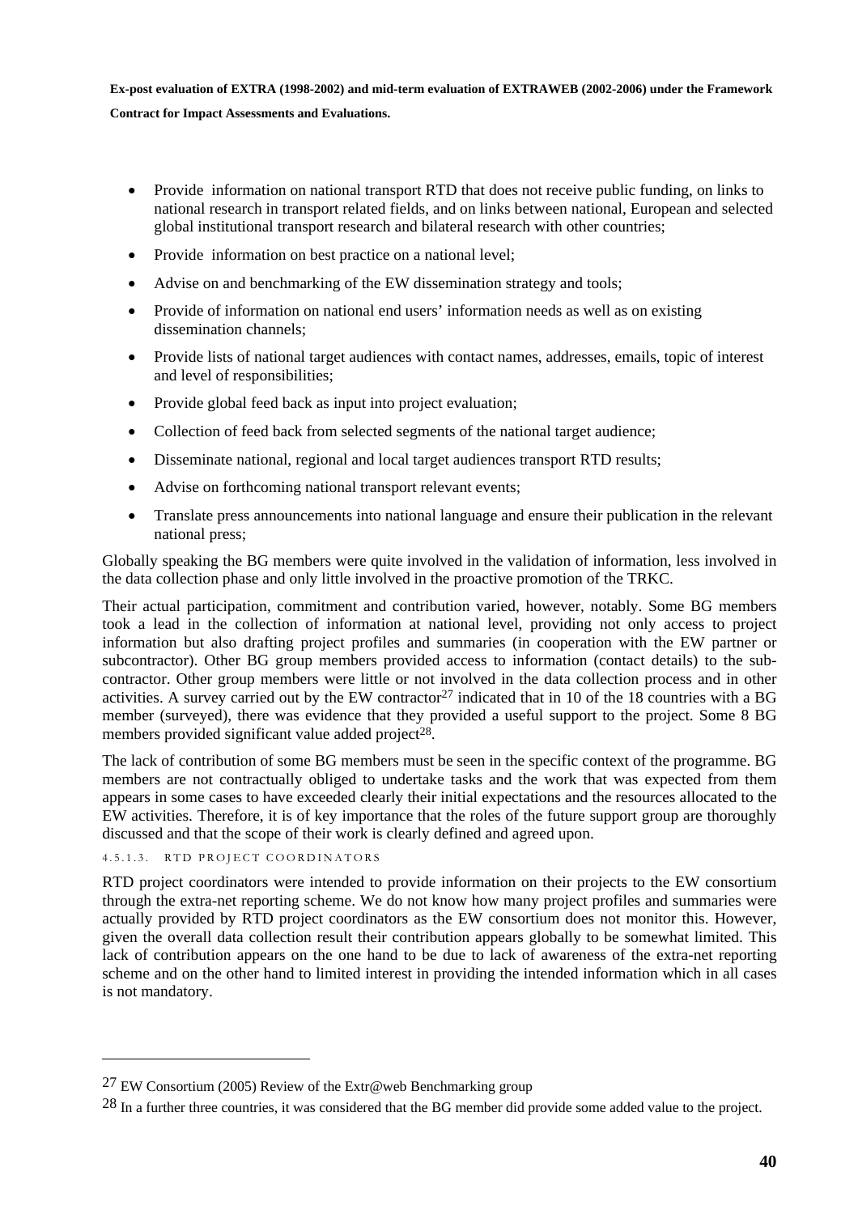- Provide information on national transport RTD that does not receive public funding, on links to national research in transport related fields, and on links between national, European and selected global institutional transport research and bilateral research with other countries;
- Provide information on best practice on a national level;
- Advise on and benchmarking of the EW dissemination strategy and tools;
- Provide of information on national end users' information needs as well as on existing dissemination channels;
- Provide lists of national target audiences with contact names, addresses, emails, topic of interest and level of responsibilities;
- Provide global feed back as input into project evaluation;
- Collection of feed back from selected segments of the national target audience;
- Disseminate national, regional and local target audiences transport RTD results;
- Advise on forthcoming national transport relevant events;
- Translate press announcements into national language and ensure their publication in the relevant national press;

Globally speaking the BG members were quite involved in the validation of information, less involved in the data collection phase and only little involved in the proactive promotion of the TRKC.

Their actual participation, commitment and contribution varied, however, notably. Some BG members took a lead in the collection of information at national level, providing not only access to project information but also drafting project profiles and summaries (in cooperation with the EW partner or subcontractor). Other BG group members provided access to information (contact details) to the sub-contractor. Other group members were little or not involved in the data collection process and in other activities. A survey carried out by the EW contractor[27] indicated that in 10 of the 18 countries with a BG member (surveyed), there was evidence that they provided a useful support to the project. Some 8 BG members provided significant value added project[28].

The lack of contribution of some BG members must be seen in the specific context of the programme. BG members are not contractually obliged to undertake tasks and the work that was expected from them appears in some cases to have exceeded clearly their initial expectations and the resources allocated to the EW activities. Therefore, it is of key importance that the roles of the future support group are thoroughly discussed and that the scope of their work is clearly defined and agreed upon.

#### 4.5.1.3. RTD PROJECT COORDINATORS

RTD project coordinators were intended to provide information on their projects to the EW consortium through the extra-net reporting scheme. We do not know how many project profiles and summaries were actually provided by RTD project coordinators as the EW consortium does not monitor this. However, given the overall data collection result their contribution appears globally to be somewhat limited. This lack of contribution appears on the one hand to be due to lack of awareness of the extra-net reporting scheme and on the other hand to limited interest in providing the intended information which in all cases is not mandatory.

---

[27] EW Consortium (2005) Review of the Extr@web Benchmarking group

[28] In a further three countries, it was considered that the BG member did provide some added value to the project.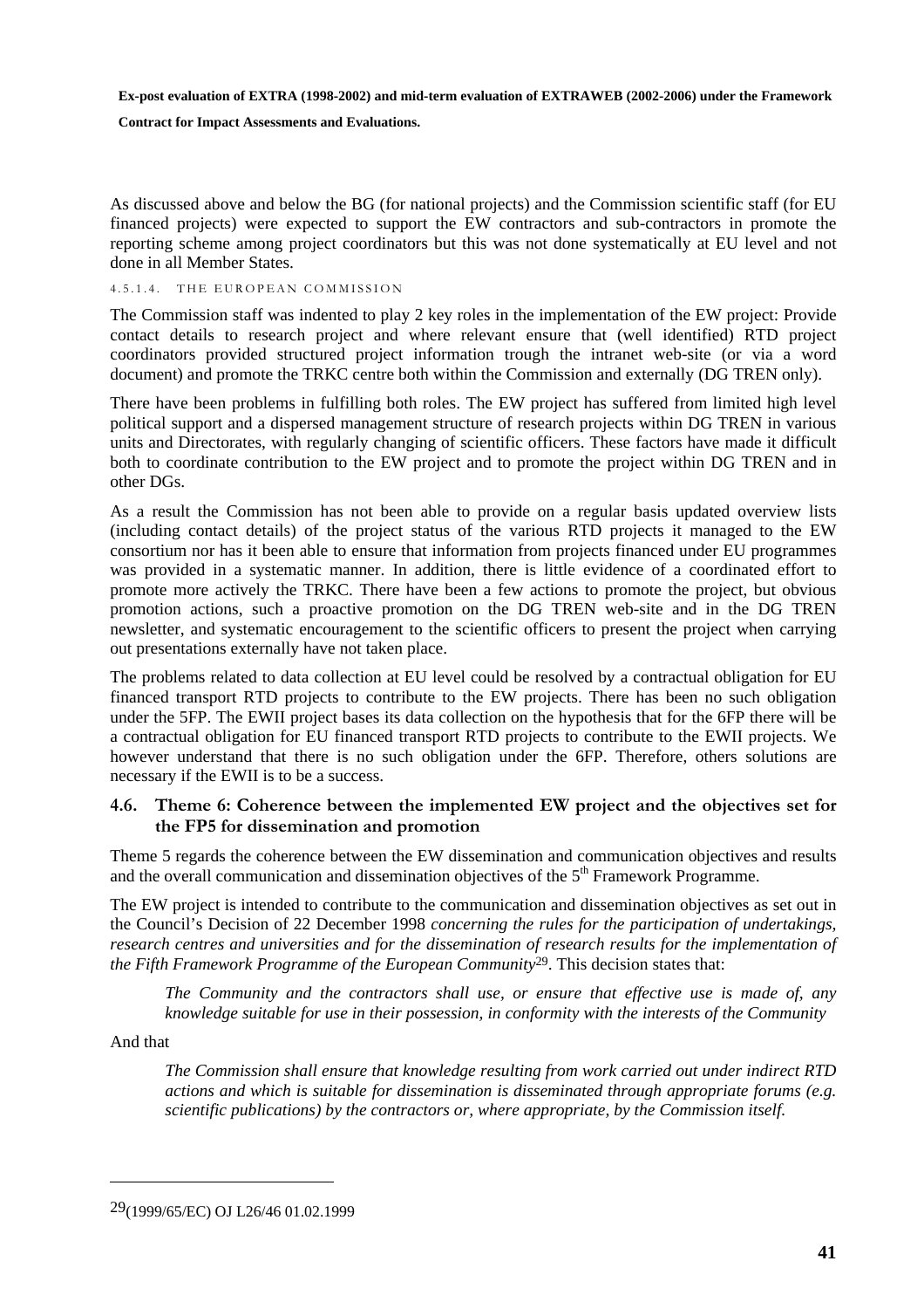As discussed above and below the BG (for national projects) and the Commission scientific staff (for EU financed projects) were expected to support the EW contractors and sub-contractors in promote the reporting scheme among project coordinators but this was not done systematically at EU level and not done in all Member States.

#### 4.5.1.4. THE EUROPEAN COMMISSION

The Commission staff was indented to play 2 key roles in the implementation of the EW project: Provide contact details to research project and where relevant ensure that (well identified) RTD project coordinators provided structured project information trough the intranet web-site (or via a word document) and promote the TRKC centre both within the Commission and externally (DG TREN only).

There have been problems in fulfilling both roles. The EW project has suffered from limited high level political support and a dispersed management structure of research projects within DG TREN in various units and Directorates, with regularly changing of scientific officers. These factors have made it difficult both to coordinate contribution to the EW project and to promote the project within DG TREN and in other DGs.

As a result the Commission has not been able to provide on a regular basis updated overview lists (including contact details) of the project status of the various RTD projects it managed to the EW consortium nor has it been able to ensure that information from projects financed under EU programmes was provided in a systematic manner. In addition, there is little evidence of a coordinated effort to promote more actively the TRKC. There have been a few actions to promote the project, but obvious promotion actions, such a proactive promotion on the DG TREN web-site and in the DG TREN newsletter, and systematic encouragement to the scientific officers to present the project when carrying out presentations externally have not taken place.

The problems related to data collection at EU level could be resolved by a contractual obligation for EU financed transport RTD projects to contribute to the EW projects. There has been no such obligation under the 5FP. The EWII project bases its data collection on the hypothesis that for the 6FP there will be a contractual obligation for EU financed transport RTD projects to contribute to the EWII projects. We however understand that there is no such obligation under the 6FP. Therefore, others solutions are necessary if the EWII is to be a success.

### 4.6. Theme 6: Coherence between the implemented EW project and the objectives set for the FP5 for dissemination and promotion

Theme 5 regards the coherence between the EW dissemination and communication objectives and results and the overall communication and dissemination objectives of the 5th Framework Programme.

The EW project is intended to contribute to the communication and dissemination objectives as set out in the Council's Decision of 22 December 1998 *concerning the rules for the participation of undertakings, research centres and universities and for the dissemination of research results for the implementation of the Fifth Framework Programme of the European Community*[29]. This decision states that:

> *The Community and the contractors shall use, or ensure that effective use is made of, any knowledge suitable for use in their possession, in conformity with the interests of the Community*

And that

> *The Commission shall ensure that knowledge resulting from work carried out under indirect RTD actions and which is suitable for dissemination is disseminated through appropriate forums (e.g. scientific publications) by the contractors or, where appropriate, by the Commission itself.*

---

[29] (1999/65/EC) OJ L26/46 01.02.1999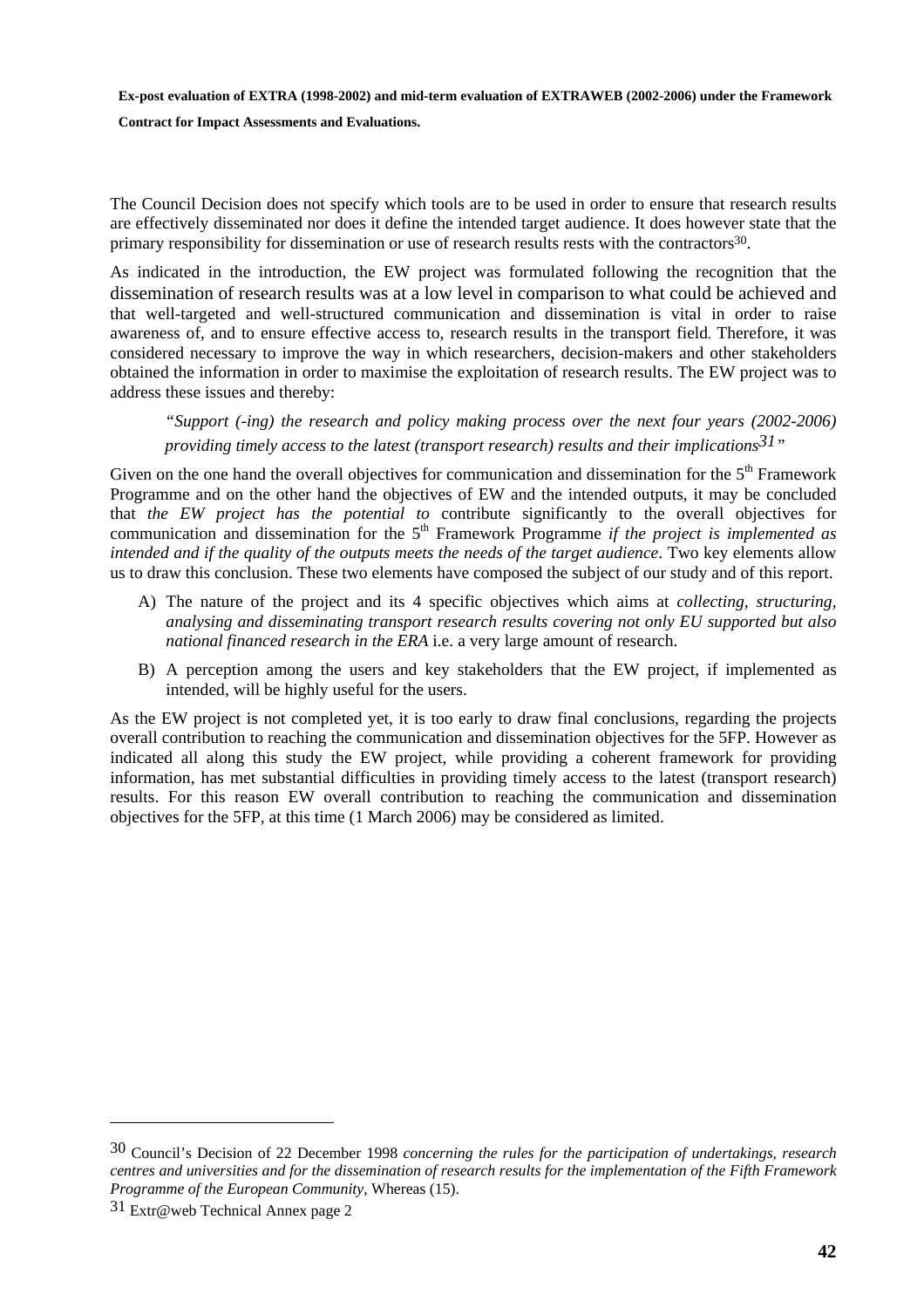The Council Decision does not specify which tools are to be used in order to ensure that research results are effectively disseminated nor does it define the intended target audience. It does however state that the primary responsibility for dissemination or use of research results rests with the contractors[30].

As indicated in the introduction, the EW project was formulated following the recognition that the dissemination of research results was at a low level in comparison to what could be achieved and that well-targeted and well-structured communication and dissemination is vital in order to raise awareness of, and to ensure effective access to, research results in the transport field. Therefore, it was considered necessary to improve the way in which researchers, decision-makers and other stakeholders obtained the information in order to maximise the exploitation of research results. The EW project was to address these issues and thereby:

> *"Support (-ing) the research and policy making process over the next four years (2002-2006) providing timely access to the latest (transport research) results and their implications[31]"*

Given on the one hand the overall objectives for communication and dissemination for the 5th Framework Programme and on the other hand the objectives of EW and the intended outputs, it may be concluded that *the EW project has the potential to* contribute significantly to the overall objectives for communication and dissemination for the 5th Framework Programme *if the project is implemented as intended and if the quality of the outputs meets the needs of the target audience*. Two key elements allow us to draw this conclusion. These two elements have composed the subject of our study and of this report.

A) The nature of the project and its 4 specific objectives which aims at *collecting, structuring, analysing and disseminating transport research results covering not only EU supported but also national financed research in the ERA* i.e. a very large amount of research.

B) A perception among the users and key stakeholders that the EW project, if implemented as intended, will be highly useful for the users.

As the EW project is not completed yet, it is too early to draw final conclusions, regarding the projects overall contribution to reaching the communication and dissemination objectives for the 5FP. However as indicated all along this study the EW project, while providing a coherent framework for providing information, has met substantial difficulties in providing timely access to the latest (transport research) results. For this reason EW overall contribution to reaching the communication and dissemination objectives for the 5FP, at this time (1 March 2006) may be considered as limited.

---

[30] Council's Decision of 22 December 1998 *concerning the rules for the participation of undertakings, research centres and universities and for the dissemination of research results for the implementation of the Fifth Framework Programme of the European Community*, Whereas (15).

[31] Extr@web Technical Annex page 2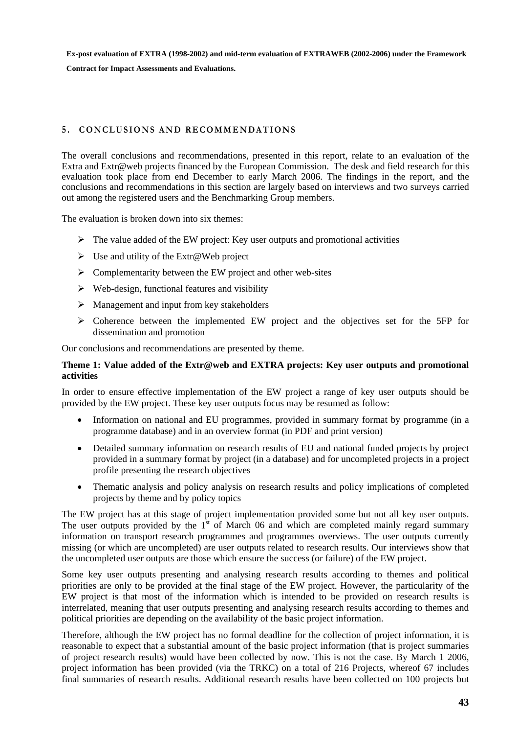## 5. CONCLUSIONS AND RECOMMENDATIONS

The overall conclusions and recommendations, presented in this report, relate to an evaluation of the Extra and Extr@web projects financed by the European Commission. The desk and field research for this evaluation took place from end December to early March 2006. The findings in the report, and the conclusions and recommendations in this section are largely based on interviews and two surveys carried out among the registered users and the Benchmarking Group members.

The evaluation is broken down into six themes:

- The value added of the EW project: Key user outputs and promotional activities
- Use and utility of the Extr@Web project
- Complementarity between the EW project and other web-sites
- Web-design, functional features and visibility
- Management and input from key stakeholders
- Coherence between the implemented EW project and the objectives set for the 5FP for dissemination and promotion

Our conclusions and recommendations are presented by theme.

**Theme 1: Value added of the Extr@web and EXTRA projects: Key user outputs and promotional activities**

In order to ensure effective implementation of the EW project a range of key user outputs should be provided by the EW project. These key user outputs focus may be resumed as follow:

- Information on national and EU programmes, provided in summary format by programme (in a programme database) and in an overview format (in PDF and print version)
- Detailed summary information on research results of EU and national funded projects by project provided in a summary format by project (in a database) and for uncompleted projects in a project profile presenting the research objectives
- Thematic analysis and policy analysis on research results and policy implications of completed projects by theme and by policy topics

The EW project has at this stage of project implementation provided some but not all key user outputs. The user outputs provided by the 1st of March 06 and which are completed mainly regard summary information on transport research programmes and programmes overviews. The user outputs currently missing (or which are uncompleted) are user outputs related to research results. Our interviews show that the uncompleted user outputs are those which ensure the success (or failure) of the EW project.

Some key user outputs presenting and analysing research results according to themes and political priorities are only to be provided at the final stage of the EW project. However, the particularity of the EW project is that most of the information which is intended to be provided on research results is interrelated, meaning that user outputs presenting and analysing research results according to themes and political priorities are depending on the availability of the basic project information.

Therefore, although the EW project has no formal deadline for the collection of project information, it is reasonable to expect that a substantial amount of the basic project information (that is project summaries of project research results) would have been collected by now. This is not the case. By March 1 2006, project information has been provided (via the TRKC) on a total of 216 Projects, whereof 67 includes final summaries of research results. Additional research results have been collected on 100 projects but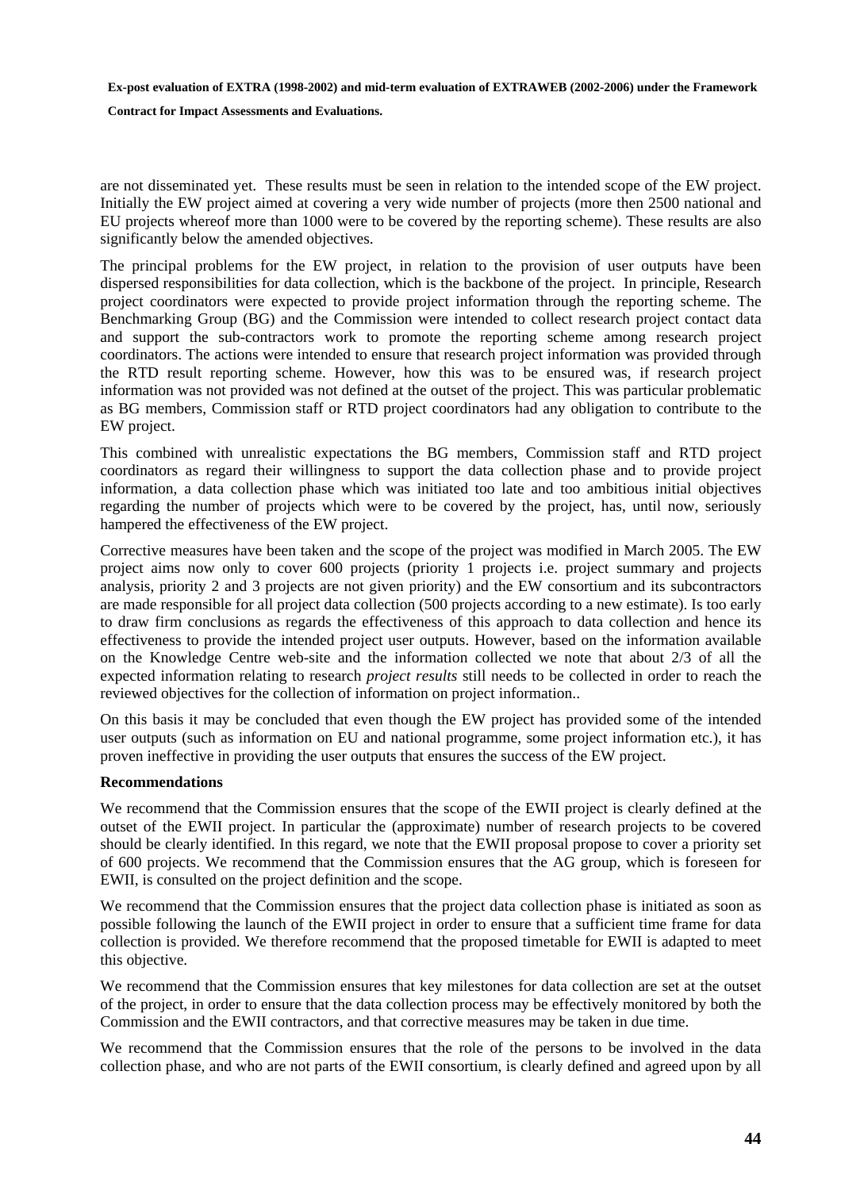are not disseminated yet. These results must be seen in relation to the intended scope of the EW project. Initially the EW project aimed at covering a very wide number of projects (more then 2500 national and EU projects whereof more than 1000 were to be covered by the reporting scheme). These results are also significantly below the amended objectives.

The principal problems for the EW project, in relation to the provision of user outputs have been dispersed responsibilities for data collection, which is the backbone of the project. In principle, Research project coordinators were expected to provide project information through the reporting scheme. The Benchmarking Group (BG) and the Commission were intended to collect research project contact data and support the sub-contractors work to promote the reporting scheme among research project coordinators. The actions were intended to ensure that research project information was provided through the RTD result reporting scheme. However, how this was to be ensured was, if research project information was not provided was not defined at the outset of the project. This was particular problematic as BG members, Commission staff or RTD project coordinators had any obligation to contribute to the EW project.

This combined with unrealistic expectations the BG members, Commission staff and RTD project coordinators as regard their willingness to support the data collection phase and to provide project information, a data collection phase which was initiated too late and too ambitious initial objectives regarding the number of projects which were to be covered by the project, has, until now, seriously hampered the effectiveness of the EW project.

Corrective measures have been taken and the scope of the project was modified in March 2005. The EW project aims now only to cover 600 projects (priority 1 projects i.e. project summary and projects analysis, priority 2 and 3 projects are not given priority) and the EW consortium and its subcontractors are made responsible for all project data collection (500 projects according to a new estimate). Is too early to draw firm conclusions as regards the effectiveness of this approach to data collection and hence its effectiveness to provide the intended project user outputs. However, based on the information available on the Knowledge Centre web-site and the information collected we note that about 2/3 of all the expected information relating to research *project results* still needs to be collected in order to reach the reviewed objectives for the collection of information on project information..

On this basis it may be concluded that even though the EW project has provided some of the intended user outputs (such as information on EU and national programme, some project information etc.), it has proven ineffective in providing the user outputs that ensures the success of the EW project.

**Recommendations**

We recommend that the Commission ensures that the scope of the EWII project is clearly defined at the outset of the EWII project. In particular the (approximate) number of research projects to be covered should be clearly identified. In this regard, we note that the EWII proposal propose to cover a priority set of 600 projects. We recommend that the Commission ensures that the AG group, which is foreseen for EWII, is consulted on the project definition and the scope.

We recommend that the Commission ensures that the project data collection phase is initiated as soon as possible following the launch of the EWII project in order to ensure that a sufficient time frame for data collection is provided. We therefore recommend that the proposed timetable for EWII is adapted to meet this objective.

We recommend that the Commission ensures that key milestones for data collection are set at the outset of the project, in order to ensure that the data collection process may be effectively monitored by both the Commission and the EWII contractors, and that corrective measures may be taken in due time.

We recommend that the Commission ensures that the role of the persons to be involved in the data collection phase, and who are not parts of the EWII consortium, is clearly defined and agreed upon by all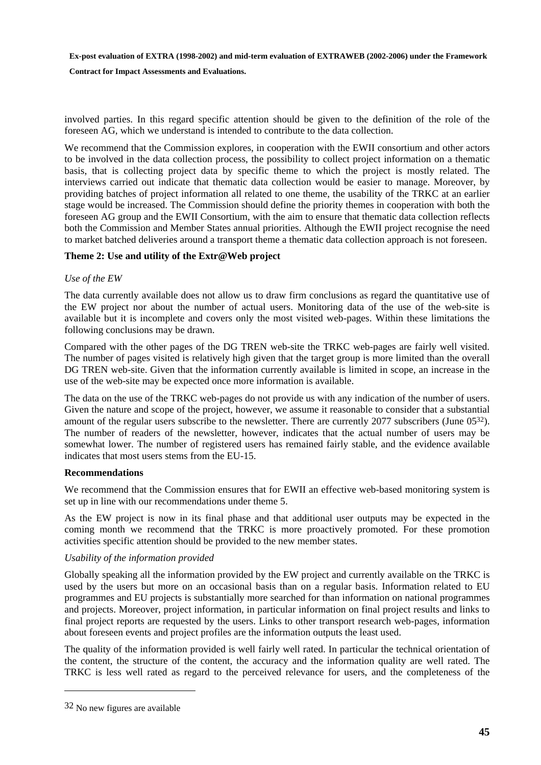involved parties. In this regard specific attention should be given to the definition of the role of the foreseen AG, which we understand is intended to contribute to the data collection.

We recommend that the Commission explores, in cooperation with the EWII consortium and other actors to be involved in the data collection process, the possibility to collect project information on a thematic basis, that is collecting project data by specific theme to which the project is mostly related. The interviews carried out indicate that thematic data collection would be easier to manage. Moreover, by providing batches of project information all related to one theme, the usability of the TRKC at an earlier stage would be increased. The Commission should define the priority themes in cooperation with both the foreseen AG group and the EWII Consortium, with the aim to ensure that thematic data collection reflects both the Commission and Member States annual priorities. Although the EWII project recognise the need to market batched deliveries around a transport theme a thematic data collection approach is not foreseen.

**Theme 2: Use and utility of the Extr@Web project**

*Use of the EW*

The data currently available does not allow us to draw firm conclusions as regard the quantitative use of the EW project nor about the number of actual users. Monitoring data of the use of the web-site is available but it is incomplete and covers only the most visited web-pages. Within these limitations the following conclusions may be drawn.

Compared with the other pages of the DG TREN web-site the TRKC web-pages are fairly well visited. The number of pages visited is relatively high given that the target group is more limited than the overall DG TREN web-site. Given that the information currently available is limited in scope, an increase in the use of the web-site may be expected once more information is available.

The data on the use of the TRKC web-pages do not provide us with any indication of the number of users. Given the nature and scope of the project, however, we assume it reasonable to consider that a substantial amount of the regular users subscribe to the newsletter. There are currently 2077 subscribers (June 05[32]). The number of readers of the newsletter, however, indicates that the actual number of users may be somewhat lower. The number of registered users has remained fairly stable, and the evidence available indicates that most users stems from the EU-15.

**Recommendations**

We recommend that the Commission ensures that for EWII an effective web-based monitoring system is set up in line with our recommendations under theme 5.

As the EW project is now in its final phase and that additional user outputs may be expected in the coming month we recommend that the TRKC is more proactively promoted. For these promotion activities specific attention should be provided to the new member states.

*Usability of the information provided*

Globally speaking all the information provided by the EW project and currently available on the TRKC is used by the users but more on an occasional basis than on a regular basis. Information related to EU programmes and EU projects is substantially more searched for than information on national programmes and projects. Moreover, project information, in particular information on final project results and links to final project reports are requested by the users. Links to other transport research web-pages, information about foreseen events and project profiles are the information outputs the least used.

The quality of the information provided is well fairly well rated. In particular the technical orientation of the content, the structure of the content, the accuracy and the information quality are well rated. The TRKC is less well rated as regard to the perceived relevance for users, and the completeness of the

[32] No new figures are available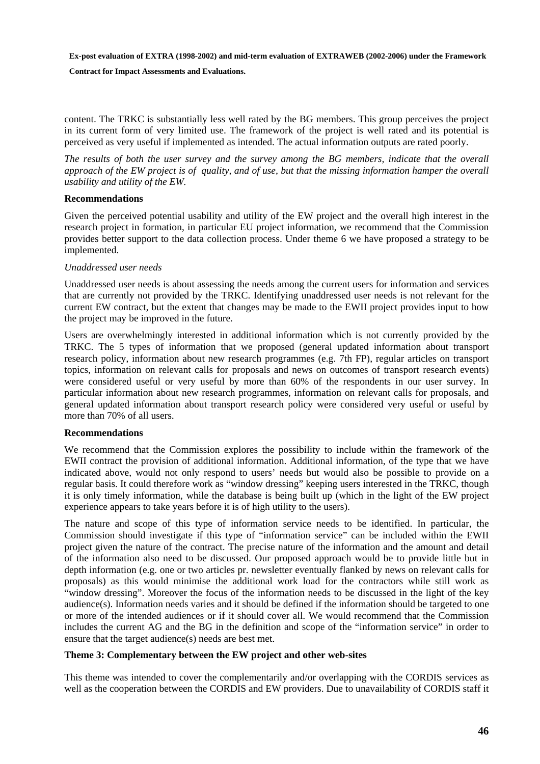content. The TRKC is substantially less well rated by the BG members. This group perceives the project in its current form of very limited use. The framework of the project is well rated and its potential is perceived as very useful if implemented as intended. The actual information outputs are rated poorly.

*The results of both the user survey and the survey among the BG members, indicate that the overall approach of the EW project is of quality, and of use, but that the missing information hamper the overall usability and utility of the EW.*

**Recommendations**

Given the perceived potential usability and utility of the EW project and the overall high interest in the research project in formation, in particular EU project information, we recommend that the Commission provides better support to the data collection process. Under theme 6 we have proposed a strategy to be implemented.

*Unaddressed user needs*

Unaddressed user needs is about assessing the needs among the current users for information and services that are currently not provided by the TRKC. Identifying unaddressed user needs is not relevant for the current EW contract, but the extent that changes may be made to the EWII project provides input to how the project may be improved in the future.

Users are overwhelmingly interested in additional information which is not currently provided by the TRKC. The 5 types of information that we proposed (general updated information about transport research policy, information about new research programmes (e.g. 7th FP), regular articles on transport topics, information on relevant calls for proposals and news on outcomes of transport research events) were considered useful or very useful by more than 60% of the respondents in our user survey. In particular information about new research programmes, information on relevant calls for proposals, and general updated information about transport research policy were considered very useful or useful by more than 70% of all users.

**Recommendations**

We recommend that the Commission explores the possibility to include within the framework of the EWII contract the provision of additional information. Additional information, of the type that we have indicated above, would not only respond to users' needs but would also be possible to provide on a regular basis. It could therefore work as "window dressing" keeping users interested in the TRKC, though it is only timely information, while the database is being built up (which in the light of the EW project experience appears to take years before it is of high utility to the users).

The nature and scope of this type of information service needs to be identified. In particular, the Commission should investigate if this type of "information service" can be included within the EWII project given the nature of the contract. The precise nature of the information and the amount and detail of the information also need to be discussed. Our proposed approach would be to provide little but in depth information (e.g. one or two articles pr. newsletter eventually flanked by news on relevant calls for proposals) as this would minimise the additional work load for the contractors while still work as "window dressing". Moreover the focus of the information needs to be discussed in the light of the key audience(s). Information needs varies and it should be defined if the information should be targeted to one or more of the intended audiences or if it should cover all. We would recommend that the Commission includes the current AG and the BG in the definition and scope of the "information service" in order to ensure that the target audience(s) needs are best met.

**Theme 3: Complementary between the EW project and other web-sites**

This theme was intended to cover the complementarily and/or overlapping with the CORDIS services as well as the cooperation between the CORDIS and EW providers. Due to unavailability of CORDIS staff it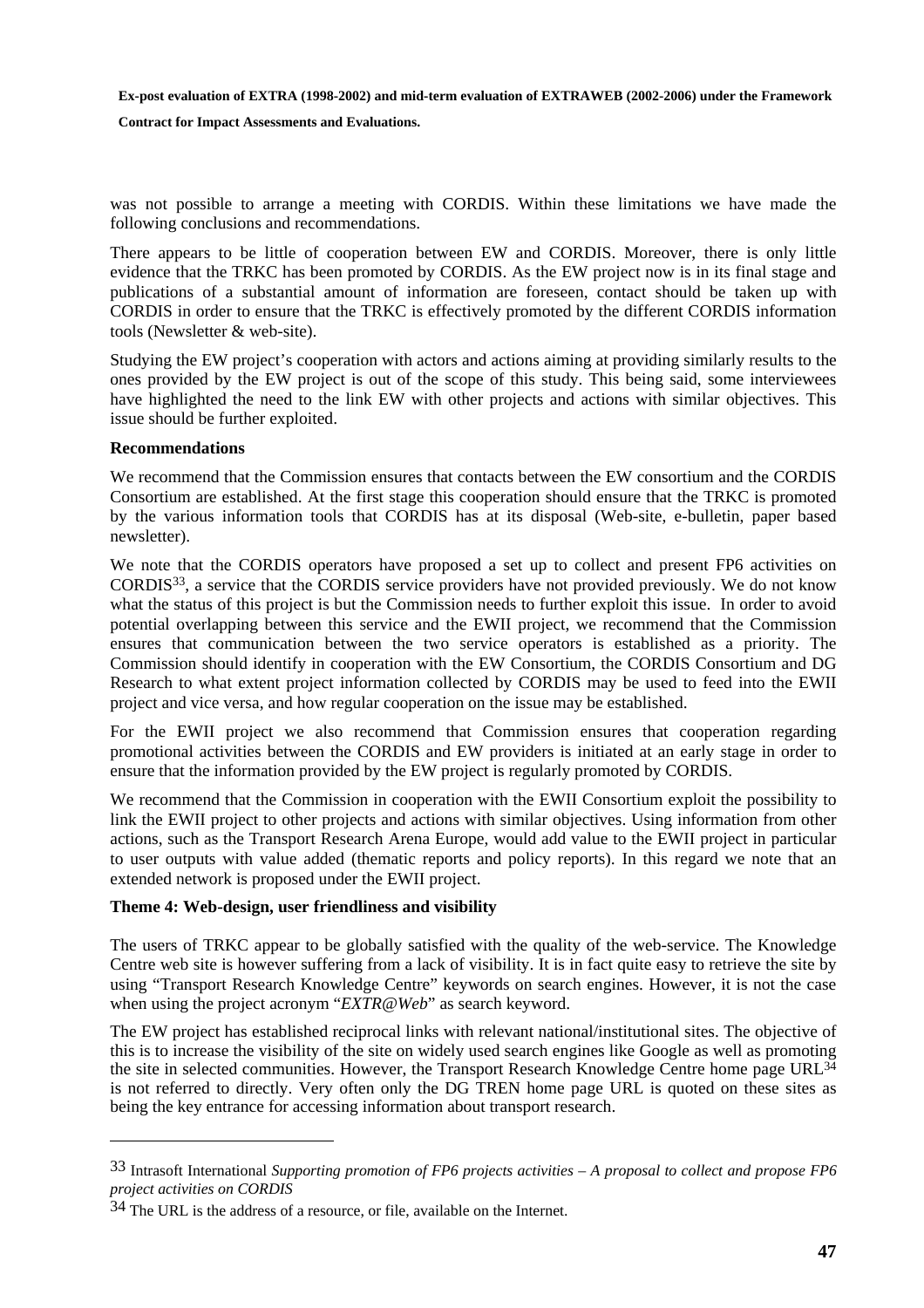was not possible to arrange a meeting with CORDIS. Within these limitations we have made the following conclusions and recommendations.

There appears to be little of cooperation between EW and CORDIS. Moreover, there is only little evidence that the TRKC has been promoted by CORDIS. As the EW project now is in its final stage and publications of a substantial amount of information are foreseen, contact should be taken up with CORDIS in order to ensure that the TRKC is effectively promoted by the different CORDIS information tools (Newsletter & web-site).

Studying the EW project's cooperation with actors and actions aiming at providing similarly results to the ones provided by the EW project is out of the scope of this study. This being said, some interviewees have highlighted the need to the link EW with other projects and actions with similar objectives. This issue should be further exploited.

**Recommendations**

We recommend that the Commission ensures that contacts between the EW consortium and the CORDIS Consortium are established. At the first stage this cooperation should ensure that the TRKC is promoted by the various information tools that CORDIS has at its disposal (Web-site, e-bulletin, paper based newsletter).

We note that the CORDIS operators have proposed a set up to collect and present FP6 activities on CORDIS[33], a service that the CORDIS service providers have not provided previously. We do not know what the status of this project is but the Commission needs to further exploit this issue. In order to avoid potential overlapping between this service and the EWII project, we recommend that the Commission ensures that communication between the two service operators is established as a priority. The Commission should identify in cooperation with the EW Consortium, the CORDIS Consortium and DG Research to what extent project information collected by CORDIS may be used to feed into the EWII project and vice versa, and how regular cooperation on the issue may be established.

For the EWII project we also recommend that Commission ensures that cooperation regarding promotional activities between the CORDIS and EW providers is initiated at an early stage in order to ensure that the information provided by the EW project is regularly promoted by CORDIS.

We recommend that the Commission in cooperation with the EWII Consortium exploit the possibility to link the EWII project to other projects and actions with similar objectives. Using information from other actions, such as the Transport Research Arena Europe, would add value to the EWII project in particular to user outputs with value added (thematic reports and policy reports). In this regard we note that an extended network is proposed under the EWII project.

**Theme 4: Web-design, user friendliness and visibility**

The users of TRKC appear to be globally satisfied with the quality of the web-service. The Knowledge Centre web site is however suffering from a lack of visibility. It is in fact quite easy to retrieve the site by using "Transport Research Knowledge Centre" keywords on search engines. However, it is not the case when using the project acronym "*EXTR@Web*" as search keyword.

The EW project has established reciprocal links with relevant national/institutional sites. The objective of this is to increase the visibility of the site on widely used search engines like Google as well as promoting the site in selected communities. However, the Transport Research Knowledge Centre home page URL[34] is not referred to directly. Very often only the DG TREN home page URL is quoted on these sites as being the key entrance for accessing information about transport research.

---

[33] Intrasoft International *Supporting promotion of FP6 projects activities – A proposal to collect and propose FP6 project activities on CORDIS*

[34] The URL is the address of a resource, or file, available on the Internet.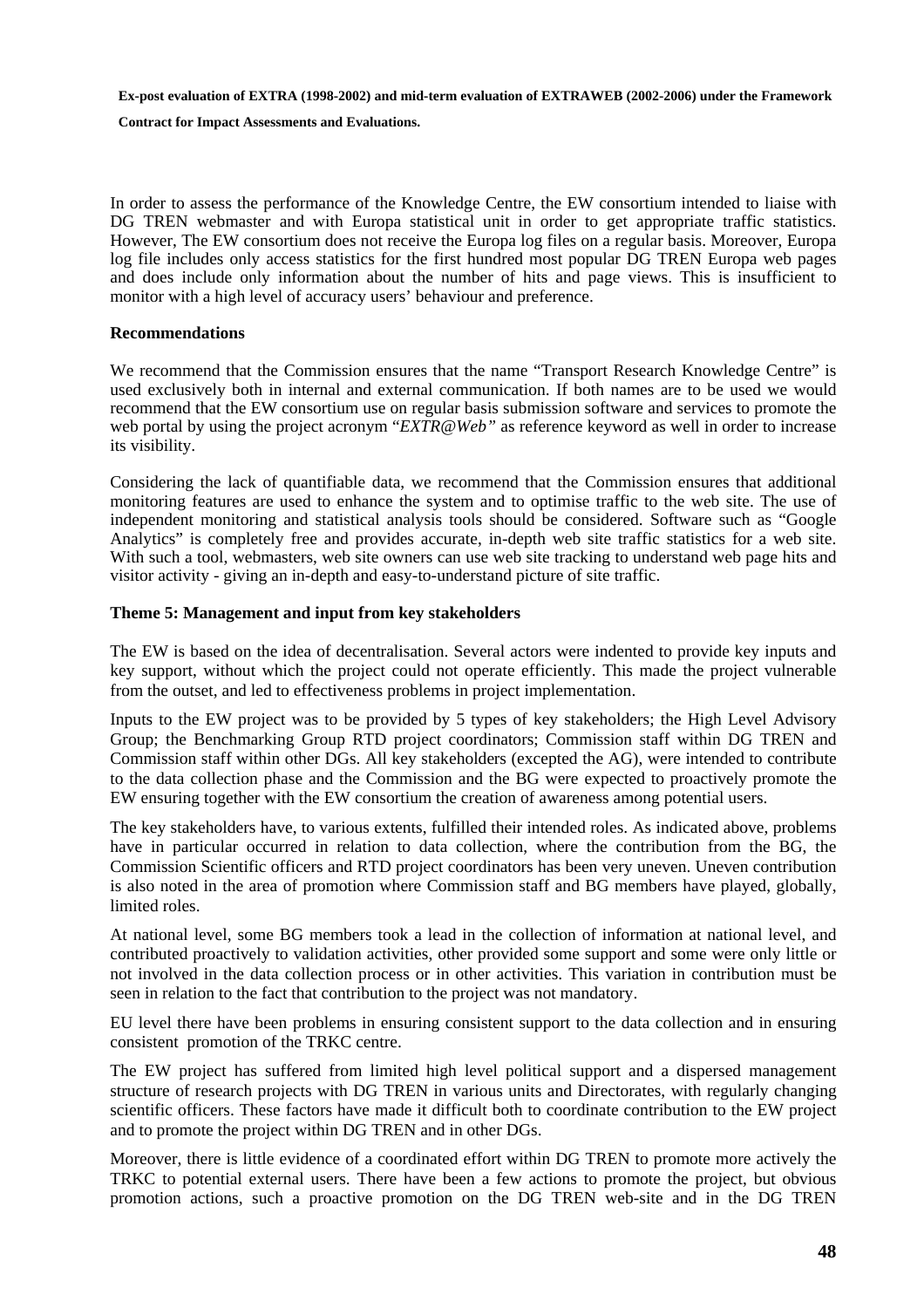In order to assess the performance of the Knowledge Centre, the EW consortium intended to liaise with DG TREN webmaster and with Europa statistical unit in order to get appropriate traffic statistics. However, The EW consortium does not receive the Europa log files on a regular basis. Moreover, Europa log file includes only access statistics for the first hundred most popular DG TREN Europa web pages and does include only information about the number of hits and page views. This is insufficient to monitor with a high level of accuracy users' behaviour and preference.

**Recommendations**

We recommend that the Commission ensures that the name "Transport Research Knowledge Centre" is used exclusively both in internal and external communication. If both names are to be used we would recommend that the EW consortium use on regular basis submission software and services to promote the web portal by using the project acronym "*EXTR@Web"* as reference keyword as well in order to increase its visibility.

Considering the lack of quantifiable data, we recommend that the Commission ensures that additional monitoring features are used to enhance the system and to optimise traffic to the web site. The use of independent monitoring and statistical analysis tools should be considered. Software such as "Google Analytics" is completely free and provides accurate, in-depth web site traffic statistics for a web site. With such a tool, webmasters, web site owners can use web site tracking to understand web page hits and visitor activity - giving an in-depth and easy-to-understand picture of site traffic.

**Theme 5: Management and input from key stakeholders**

The EW is based on the idea of decentralisation. Several actors were indented to provide key inputs and key support, without which the project could not operate efficiently. This made the project vulnerable from the outset, and led to effectiveness problems in project implementation.

Inputs to the EW project was to be provided by 5 types of key stakeholders; the High Level Advisory Group; the Benchmarking Group RTD project coordinators; Commission staff within DG TREN and Commission staff within other DGs. All key stakeholders (excepted the AG), were intended to contribute to the data collection phase and the Commission and the BG were expected to proactively promote the EW ensuring together with the EW consortium the creation of awareness among potential users.

The key stakeholders have, to various extents, fulfilled their intended roles. As indicated above, problems have in particular occurred in relation to data collection, where the contribution from the BG, the Commission Scientific officers and RTD project coordinators has been very uneven. Uneven contribution is also noted in the area of promotion where Commission staff and BG members have played, globally, limited roles.

At national level, some BG members took a lead in the collection of information at national level, and contributed proactively to validation activities, other provided some support and some were only little or not involved in the data collection process or in other activities. This variation in contribution must be seen in relation to the fact that contribution to the project was not mandatory.

EU level there have been problems in ensuring consistent support to the data collection and in ensuring consistent promotion of the TRKC centre.

The EW project has suffered from limited high level political support and a dispersed management structure of research projects with DG TREN in various units and Directorates, with regularly changing scientific officers. These factors have made it difficult both to coordinate contribution to the EW project and to promote the project within DG TREN and in other DGs.

Moreover, there is little evidence of a coordinated effort within DG TREN to promote more actively the TRKC to potential external users. There have been a few actions to promote the project, but obvious promotion actions, such a proactive promotion on the DG TREN web-site and in the DG TREN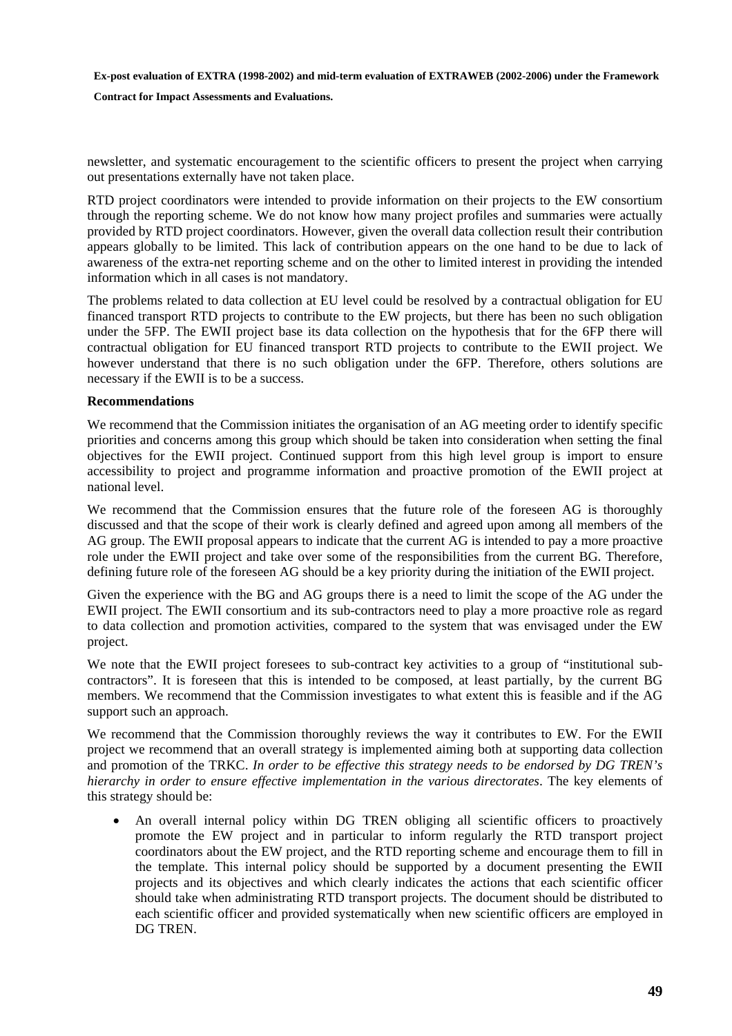newsletter, and systematic encouragement to the scientific officers to present the project when carrying out presentations externally have not taken place.

RTD project coordinators were intended to provide information on their projects to the EW consortium through the reporting scheme. We do not know how many project profiles and summaries were actually provided by RTD project coordinators. However, given the overall data collection result their contribution appears globally to be limited. This lack of contribution appears on the one hand to be due to lack of awareness of the extra-net reporting scheme and on the other to limited interest in providing the intended information which in all cases is not mandatory.

The problems related to data collection at EU level could be resolved by a contractual obligation for EU financed transport RTD projects to contribute to the EW projects, but there has been no such obligation under the 5FP. The EWII project base its data collection on the hypothesis that for the 6FP there will contractual obligation for EU financed transport RTD projects to contribute to the EWII project. We however understand that there is no such obligation under the 6FP. Therefore, others solutions are necessary if the EWII is to be a success.

**Recommendations**

We recommend that the Commission initiates the organisation of an AG meeting order to identify specific priorities and concerns among this group which should be taken into consideration when setting the final objectives for the EWII project. Continued support from this high level group is import to ensure accessibility to project and programme information and proactive promotion of the EWII project at national level.

We recommend that the Commission ensures that the future role of the foreseen AG is thoroughly discussed and that the scope of their work is clearly defined and agreed upon among all members of the AG group. The EWII proposal appears to indicate that the current AG is intended to pay a more proactive role under the EWII project and take over some of the responsibilities from the current BG. Therefore, defining future role of the foreseen AG should be a key priority during the initiation of the EWII project.

Given the experience with the BG and AG groups there is a need to limit the scope of the AG under the EWII project. The EWII consortium and its sub-contractors need to play a more proactive role as regard to data collection and promotion activities, compared to the system that was envisaged under the EW project.

We note that the EWII project foresees to sub-contract key activities to a group of "institutional sub-contractors". It is foreseen that this is intended to be composed, at least partially, by the current BG members. We recommend that the Commission investigates to what extent this is feasible and if the AG support such an approach.

We recommend that the Commission thoroughly reviews the way it contributes to EW. For the EWII project we recommend that an overall strategy is implemented aiming both at supporting data collection and promotion of the TRKC. *In order to be effective this strategy needs to be endorsed by DG TREN's hierarchy in order to ensure effective implementation in the various directorates*. The key elements of this strategy should be:

- An overall internal policy within DG TREN obliging all scientific officers to proactively promote the EW project and in particular to inform regularly the RTD transport project coordinators about the EW project, and the RTD reporting scheme and encourage them to fill in the template. This internal policy should be supported by a document presenting the EWII projects and its objectives and which clearly indicates the actions that each scientific officer should take when administrating RTD transport projects. The document should be distributed to each scientific officer and provided systematically when new scientific officers are employed in DG TREN.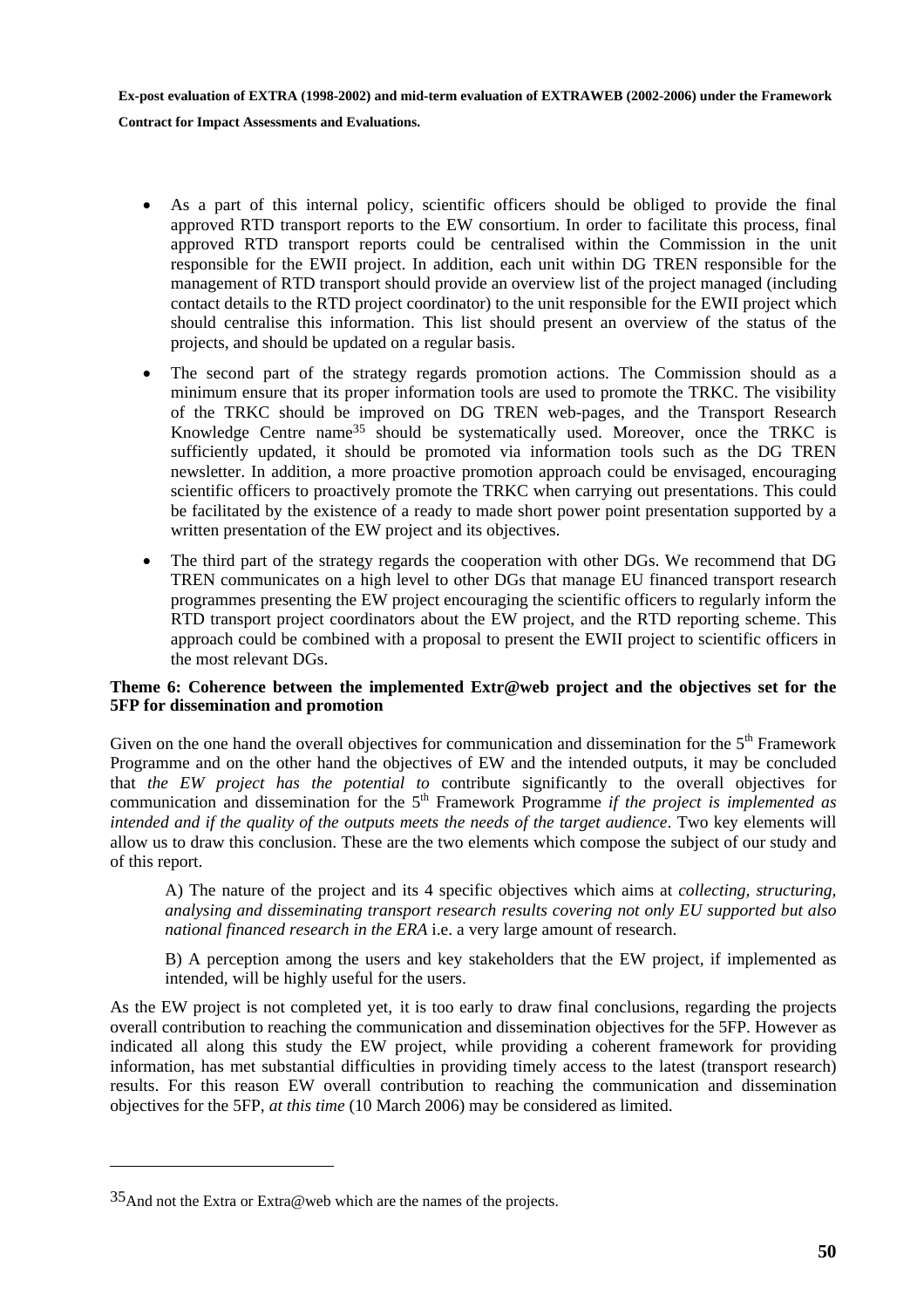- As a part of this internal policy, scientific officers should be obliged to provide the final approved RTD transport reports to the EW consortium. In order to facilitate this process, final approved RTD transport reports could be centralised within the Commission in the unit responsible for the EWII project. In addition, each unit within DG TREN responsible for the management of RTD transport should provide an overview list of the project managed (including contact details to the RTD project coordinator) to the unit responsible for the EWII project which should centralise this information. This list should present an overview of the status of the projects, and should be updated on a regular basis.
- The second part of the strategy regards promotion actions. The Commission should as a minimum ensure that its proper information tools are used to promote the TRKC. The visibility of the TRKC should be improved on DG TREN web-pages, and the Transport Research Knowledge Centre name[35] should be systematically used. Moreover, once the TRKC is sufficiently updated, it should be promoted via information tools such as the DG TREN newsletter. In addition, a more proactive promotion approach could be envisaged, encouraging scientific officers to proactively promote the TRKC when carrying out presentations. This could be facilitated by the existence of a ready to made short power point presentation supported by a written presentation of the EW project and its objectives.
- The third part of the strategy regards the cooperation with other DGs. We recommend that DG TREN communicates on a high level to other DGs that manage EU financed transport research programmes presenting the EW project encouraging the scientific officers to regularly inform the RTD transport project coordinators about the EW project, and the RTD reporting scheme. This approach could be combined with a proposal to present the EWII project to scientific officers in the most relevant DGs.

**Theme 6: Coherence between the implemented Extr@web project and the objectives set for the 5FP for dissemination and promotion**

Given on the one hand the overall objectives for communication and dissemination for the 5th Framework Programme and on the other hand the objectives of EW and the intended outputs, it may be concluded that *the EW project has the potential to* contribute significantly to the overall objectives for communication and dissemination for the 5th Framework Programme *if the project is implemented as intended and if the quality of the outputs meets the needs of the target audience*. Two key elements will allow us to draw this conclusion. These are the two elements which compose the subject of our study and of this report.

A) The nature of the project and its 4 specific objectives which aims at *collecting, structuring, analysing and disseminating transport research results covering not only EU supported but also national financed research in the ERA* i.e. a very large amount of research.

B) A perception among the users and key stakeholders that the EW project, if implemented as intended, will be highly useful for the users.

As the EW project is not completed yet, it is too early to draw final conclusions, regarding the projects overall contribution to reaching the communication and dissemination objectives for the 5FP. However as indicated all along this study the EW project, while providing a coherent framework for providing information, has met substantial difficulties in providing timely access to the latest (transport research) results. For this reason EW overall contribution to reaching the communication and dissemination objectives for the 5FP, *at this time* (10 March 2006) may be considered as limited.

---

[35] And not the Extra or Extra@web which are the names of the projects.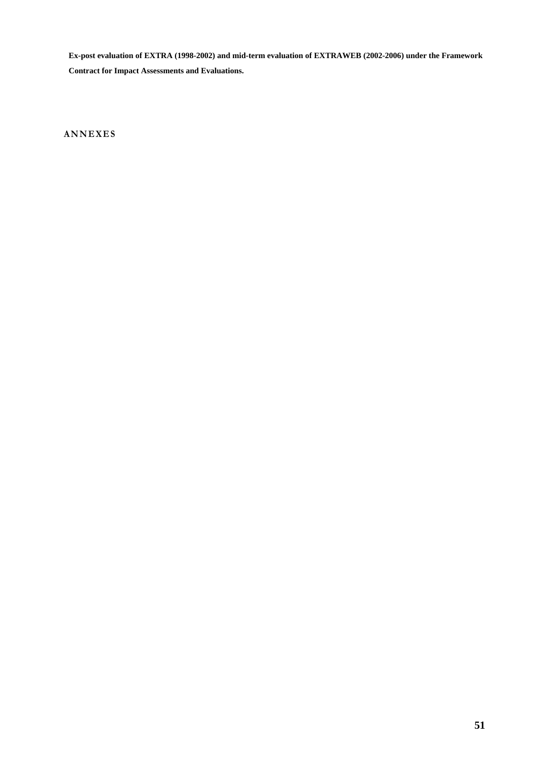# ANNEXES